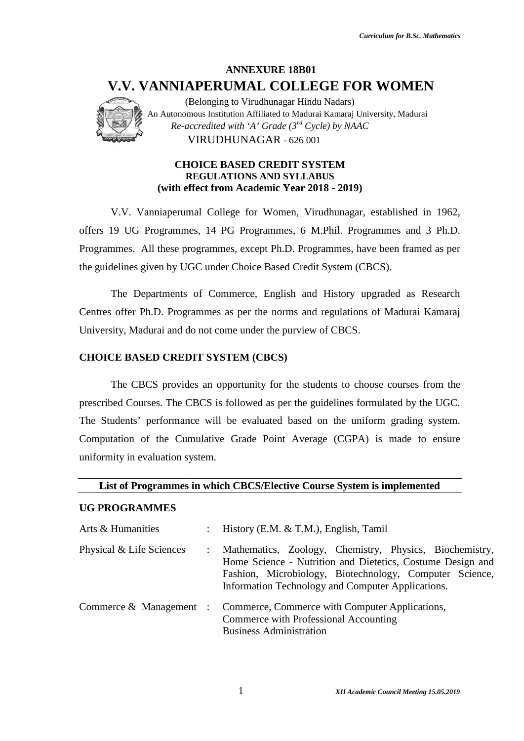# ANNEXURE 18B01

# V.V. VANNIAPERUMAL COLLEGE FOR WOMEN

(Belonging to Virudhunagar Hindu Nadars)
An Autonomous Institution Affiliated to Madurai Kamaraj University, Madurai
*Re-accredited with 'A' Grade (3rd Cycle) by NAAC*
VIRUDHUNAGAR - 626 001

**CHOICE BASED CREDIT SYSTEM**
**REGULATIONS AND SYLLABUS**
**(with effect from Academic Year 2018 - 2019)**

V.V. Vanniaperumal College for Women, Virudhunagar, established in 1962, offers 19 UG Programmes, 14 PG Programmes, 6 M.Phil. Programmes and 3 Ph.D. Programmes. All these programmes, except Ph.D. Programmes, have been framed as per the guidelines given by UGC under Choice Based Credit System (CBCS).

The Departments of Commerce, English and History upgraded as Research Centres offer Ph.D. Programmes as per the norms and regulations of Madurai Kamaraj University, Madurai and do not come under the purview of CBCS.

## CHOICE BASED CREDIT SYSTEM (CBCS)

The CBCS provides an opportunity for the students to choose courses from the prescribed Courses. The CBCS is followed as per the guidelines formulated by the UGC. The Students' performance will be evaluated based on the uniform grading system. Computation of the Cumulative Grade Point Average (CGPA) is made to ensure uniformity in evaluation system.

**List of Programmes in which CBCS/Elective Course System is implemented**

### UG PROGRAMMES

| | | |
|---|---|---|
| Arts & Humanities | : | History (E.M. & T.M.), English, Tamil |
| Physical & Life Sciences | : | Mathematics, Zoology, Chemistry, Physics, Biochemistry, Home Science - Nutrition and Dietetics, Costume Design and Fashion, Microbiology, Biotechnology, Computer Science, Information Technology and Computer Applications. |
| Commerce & Management | : | Commerce, Commerce with Computer Applications, Commerce with Professional Accounting Business Administration |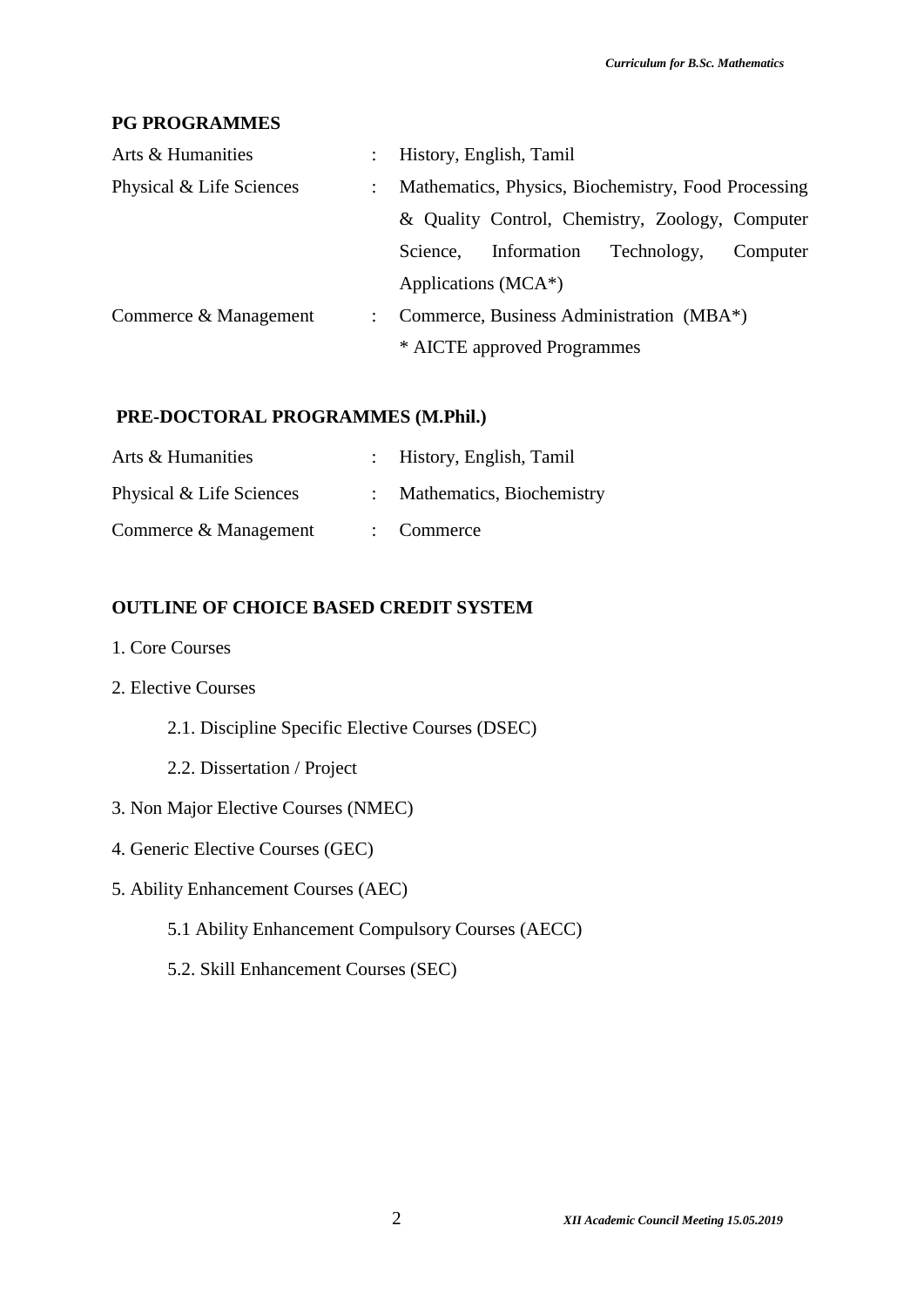**PG PROGRAMMES**

| | | |
|---|---|---|
| Arts & Humanities | : | History, English, Tamil |
| Physical & Life Sciences | : | Mathematics, Physics, Biochemistry, Food Processing & Quality Control, Chemistry, Zoology, Computer Science, Information Technology, Computer Applications (MCA*) |
| Commerce & Management | : | Commerce, Business Administration (MBA*) |
| | | * AICTE approved Programmes |

**PRE-DOCTORAL PROGRAMMES (M.Phil.)**

| | | |
|---|---|---|
| Arts & Humanities | : | History, English, Tamil |
| Physical & Life Sciences | : | Mathematics, Biochemistry |
| Commerce & Management | : | Commerce |

**OUTLINE OF CHOICE BASED CREDIT SYSTEM**

1. Core Courses
2. Elective Courses
   - 2.1. Discipline Specific Elective Courses (DSEC)
   - 2.2. Dissertation / Project
3. Non Major Elective Courses (NMEC)
4. Generic Elective Courses (GEC)
5. Ability Enhancement Courses (AEC)
   - 5.1 Ability Enhancement Compulsory Courses (AECC)
   - 5.2. Skill Enhancement Courses (SEC)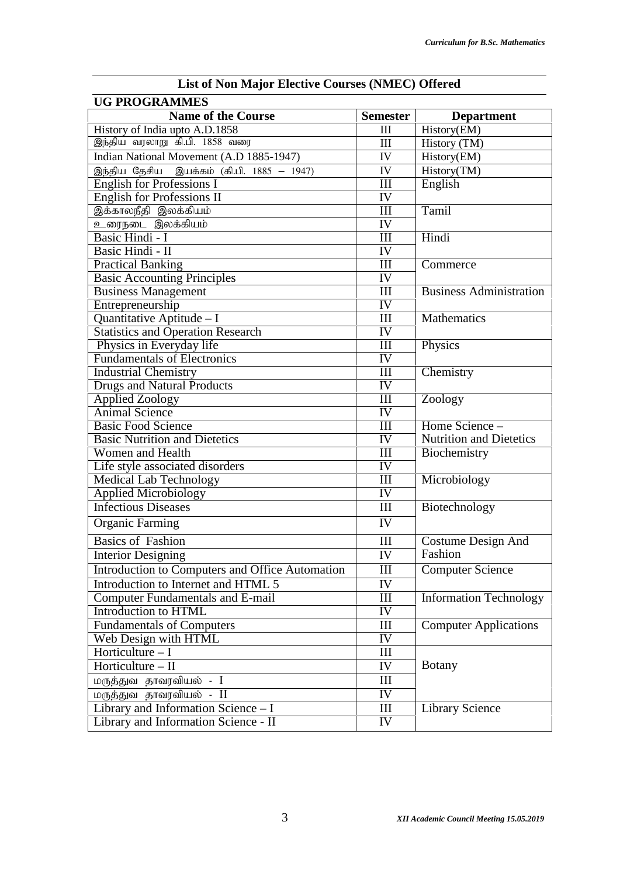## List of Non Major Elective Courses (NMEC) Offered

### UG PROGRAMMES

| Name of the Course | Semester | Department |
|---|---|---|
| History of India upto A.D.1858 | III | History(EM) |
| இந்திய வரலாறு கி.பி. 1858 வரை | III | History (TM) |
| Indian National Movement (A.D 1885-1947) | IV | History(EM) |
| இந்திய தேசிய இயக்கம் (கி.பி. 1885 – 1947) | IV | History(TM) |
| English for Professions I | III | English |
| English for Professions II | IV | |
| இக்காலநீதி இலக்கியம் | III | Tamil |
| உரைநடை இலக்கியம் | IV | |
| Basic Hindi - I | III | Hindi |
| Basic Hindi - II | IV | |
| Practical Banking | III | Commerce |
| Basic Accounting Principles | IV | |
| Business Management | III | Business Administration |
| Entrepreneurship | IV | |
| Quantitative Aptitude – I | III | Mathematics |
| Statistics and Operation Research | IV | |
| Physics in Everyday life | III | Physics |
| Fundamentals of Electronics | IV | |
| Industrial Chemistry | III | Chemistry |
| Drugs and Natural Products | IV | |
| Applied Zoology | III | Zoology |
| Animal Science | IV | |
| Basic Food Science | III | Home Science – Nutrition and Dietetics |
| Basic Nutrition and Dietetics | IV | |
| Women and Health | III | Biochemistry |
| Life style associated disorders | IV | |
| Medical Lab Technology | III | Microbiology |
| Applied Microbiology | IV | |
| Infectious Diseases | III | Biotechnology |
| Organic Farming | IV | |
| Basics of Fashion | III | Costume Design And Fashion |
| Interior Designing | IV | |
| Introduction to Computers and Office Automation | III | Computer Science |
| Introduction to Internet and HTML 5 | IV | |
| Computer Fundamentals and E-mail | III | Information Technology |
| Introduction to HTML | IV | |
| Fundamentals of Computers | III | Computer Applications |
| Web Design with HTML | IV | |
| Horticulture – I | III | Botany |
| Horticulture – II | IV | |
| மருத்துவ தாவரவியல் - I | III | |
| மருத்துவ தாவரவியல் - II | IV | |
| Library and Information Science – I | III | Library Science |
| Library and Information Science - II | IV | |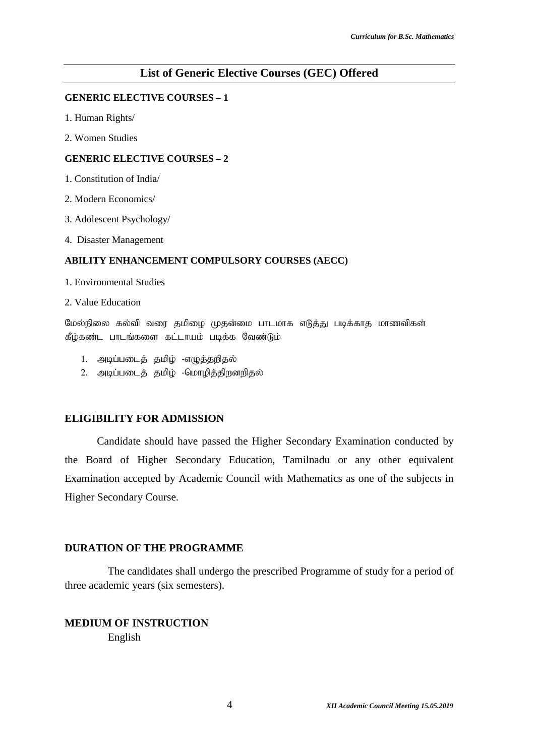## List of Generic Elective Courses (GEC) Offered

**GENERIC ELECTIVE COURSES – 1**

1. Human Rights/
2. Women Studies

**GENERIC ELECTIVE COURSES – 2**

1. Constitution of India/
2. Modern Economics/
3. Adolescent Psychology/
4. Disaster Management

**ABILITY ENHANCEMENT COMPULSORY COURSES (AECC)**

1. Environmental Studies
2. Value Education

மேல்நிலை கல்வி வரை தமிழை முதன்மை பாடமாக எடுத்து படிக்காத மாணவிகள் கீழ்கண்ட பாடங்களை கட்டாயம் படிக்க வேண்டும்

1. அடிப்படைத் தமிழ் -எழுத்தறிதல்
2. அடிப்படைத் தமிழ் -மொழித்திறனறிதல்

**ELIGIBILITY FOR ADMISSION**

Candidate should have passed the Higher Secondary Examination conducted by the Board of Higher Secondary Education, Tamilnadu or any other equivalent Examination accepted by Academic Council with Mathematics as one of the subjects in Higher Secondary Course.

**DURATION OF THE PROGRAMME**

The candidates shall undergo the prescribed Programme of study for a period of three academic years (six semesters).

**MEDIUM OF INSTRUCTION**

English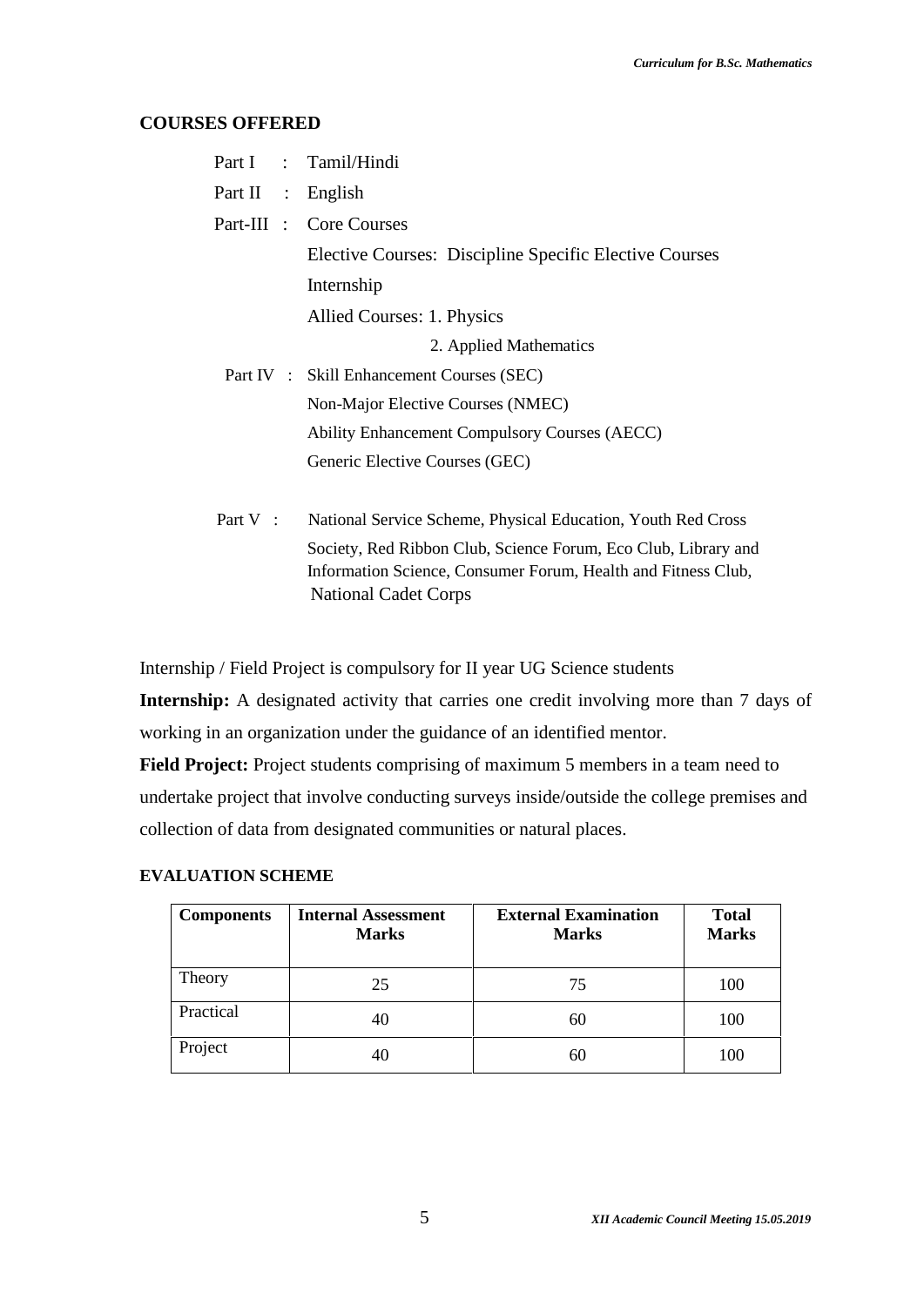## COURSES OFFERED

Part I : Tamil/Hindi

Part II : English

Part-III : Core Courses

Elective Courses: Discipline Specific Elective Courses

Internship

Allied Courses: 1. Physics

2. Applied Mathematics

Part IV : Skill Enhancement Courses (SEC)

Non-Major Elective Courses (NMEC)

Ability Enhancement Compulsory Courses (AECC)

Generic Elective Courses (GEC)

Part V : National Service Scheme, Physical Education, Youth Red Cross Society, Red Ribbon Club, Science Forum, Eco Club, Library and Information Science, Consumer Forum, Health and Fitness Club, National Cadet Corps

Internship / Field Project is compulsory for II year UG Science students

**Internship:** A designated activity that carries one credit involving more than 7 days of working in an organization under the guidance of an identified mentor.

**Field Project:** Project students comprising of maximum 5 members in a team need to undertake project that involve conducting surveys inside/outside the college premises and collection of data from designated communities or natural places.

### EVALUATION SCHEME

| Components | Internal Assessment Marks | External Examination Marks | Total Marks |
|---|---|---|---|
| Theory | 25 | 75 | 100 |
| Practical | 40 | 60 | 100 |
| Project | 40 | 60 | 100 |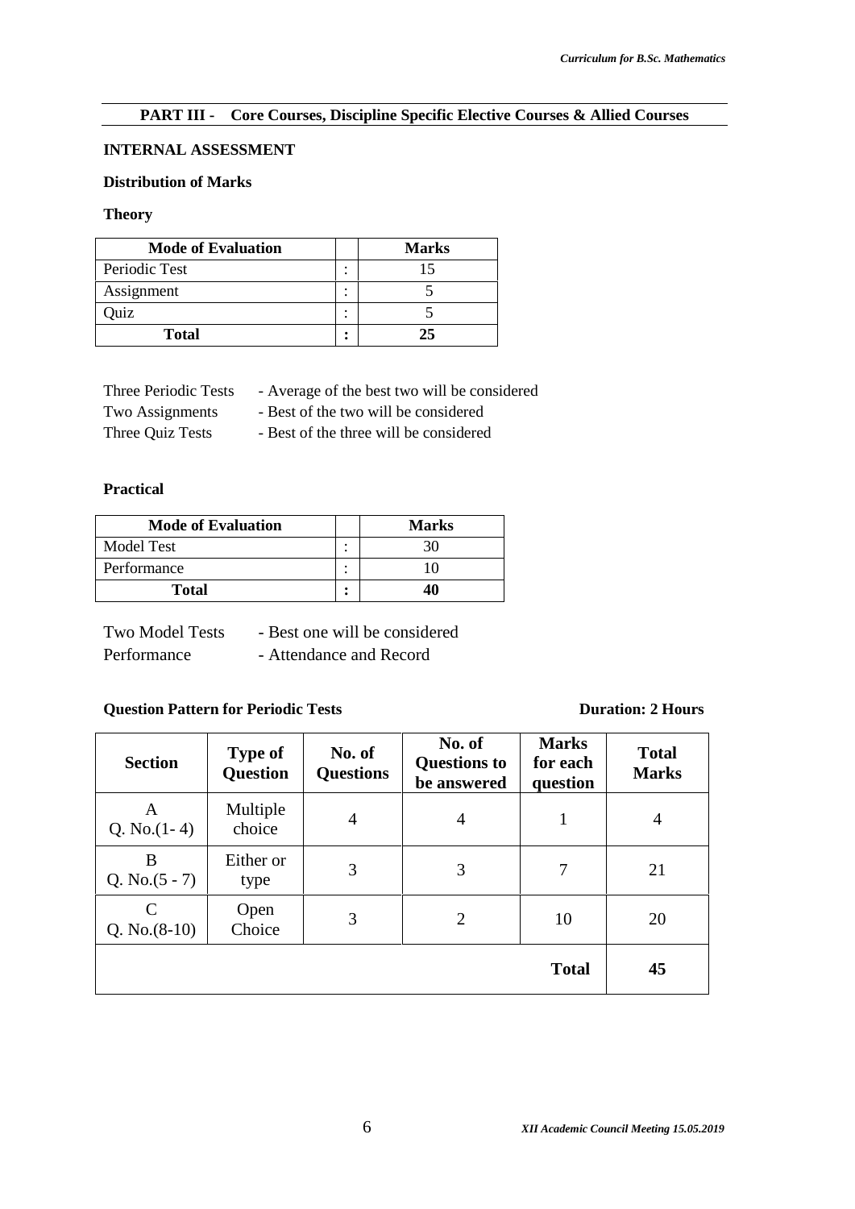## PART III - Core Courses, Discipline Specific Elective Courses & Allied Courses

**INTERNAL ASSESSMENT**

**Distribution of Marks**

**Theory**

| Mode of Evaluation | | Marks |
|---|---|---|
| Periodic Test | : | 15 |
| Assignment | : | 5 |
| Quiz | : | 5 |
| **Total** | **:** | **25** |

Three Periodic Tests - Average of the best two will be considered
Two Assignments - Best of the two will be considered
Three Quiz Tests - Best of the three will be considered

**Practical**

| Mode of Evaluation | | Marks |
|---|---|---|
| Model Test | : | 30 |
| Performance | : | 10 |
| **Total** | **:** | **40** |

Two Model Tests - Best one will be considered
Performance - Attendance and Record

**Question Pattern for Periodic Tests** **Duration: 2 Hours**

| Section | Type of Question | No. of Questions | No. of Questions to be answered | Marks for each question | Total Marks |
|---|---|---|---|---|---|
| A Q. No.(1- 4) | Multiple choice | 4 | 4 | 1 | 4 |
| B Q. No.(5 - 7) | Either or type | 3 | 3 | 7 | 21 |
| C Q. No.(8-10) | Open Choice | 3 | 2 | 10 | 20 |
| | | | | **Total** | **45** |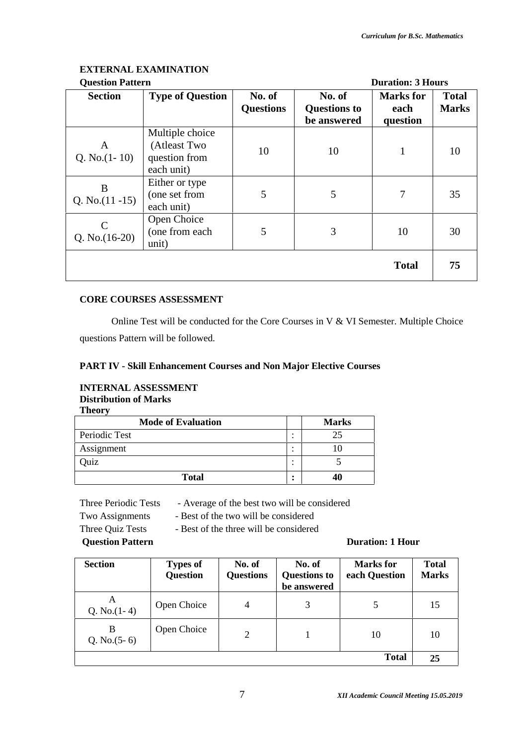**EXTERNAL EXAMINATION**

**Question Pattern** **Duration: 3 Hours**

| Section | Type of Question | No. of Questions | No. of Questions to be answered | Marks for each question | Total Marks |
|---|---|---|---|---|---|
| A Q. No.(1- 10) | Multiple choice (Atleast Two question from each unit) | 10 | 10 | 1 | 10 |
| B Q. No.(11 -15) | Either or type (one set from each unit) | 5 | 5 | 7 | 35 |
| C Q. No.(16-20) | Open Choice (one from each unit) | 5 | 3 | 10 | 30 |
| | | | | **Total** | **75** |

**CORE COURSES ASSESSMENT**

Online Test will be conducted for the Core Courses in V & VI Semester. Multiple Choice questions Pattern will be followed.

**PART IV - Skill Enhancement Courses and Non Major Elective Courses**

**INTERNAL ASSESSMENT**
**Distribution of Marks**
**Theory**

| Mode of Evaluation | | Marks |
|---|---|---|
| Periodic Test | : | 25 |
| Assignment | : | 10 |
| Quiz | : | 5 |
| **Total** | **:** | **40** |

Three Periodic Tests - Average of the best two will be considered
Two Assignments - Best of the two will be considered
Three Quiz Tests - Best of the three will be considered

**Question Pattern** **Duration: 1 Hour**

| Section | Types of Question | No. of Questions | No. of Questions to be answered | Marks for each Question | Total Marks |
|---|---|---|---|---|---|
| A Q. No.(1- 4) | Open Choice | 4 | 3 | 5 | 15 |
| B Q. No.(5- 6) | Open Choice | 2 | 1 | 10 | 10 |
| | | | | **Total** | **25** |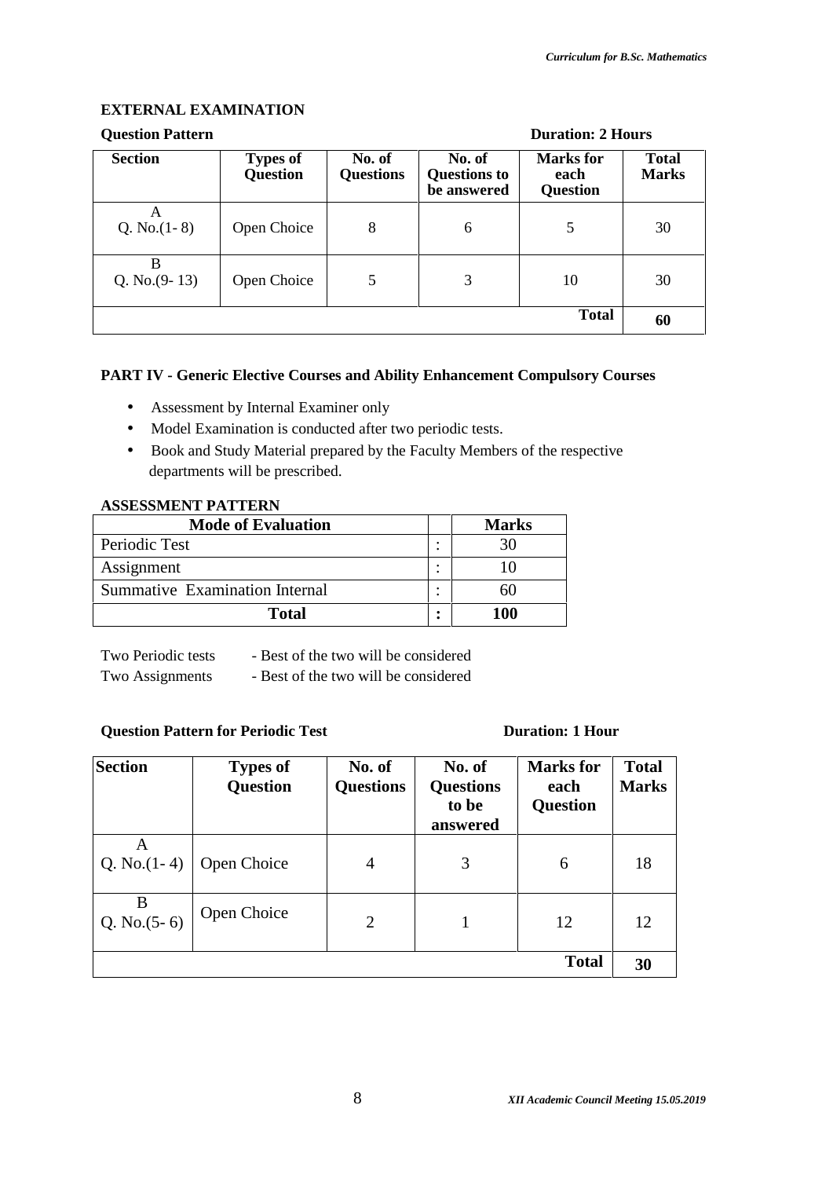**EXTERNAL EXAMINATION**

**Question Pattern** **Duration: 2 Hours**

| Section | Types of Question | No. of Questions | No. of Questions to be answered | Marks for each Question | Total Marks |
|---|---|---|---|---|---|
| A Q. No.(1- 8) | Open Choice | 8 | 6 | 5 | 30 |
| B Q. No.(9- 13) | Open Choice | 5 | 3 | 10 | 30 |
| | | | | **Total** | **60** |

**PART IV - Generic Elective Courses and Ability Enhancement Compulsory Courses**

- Assessment by Internal Examiner only
- Model Examination is conducted after two periodic tests.
- Book and Study Material prepared by the Faculty Members of the respective departments will be prescribed.

**ASSESSMENT PATTERN**

| Mode of Evaluation | | Marks |
|---|---|---|
| Periodic Test | : | 30 |
| Assignment | : | 10 |
| Summative Examination Internal | : | 60 |
| **Total** | **:** | **100** |

Two Periodic tests - Best of the two will be considered
Two Assignments - Best of the two will be considered

**Question Pattern for Periodic Test** **Duration: 1 Hour**

| Section | Types of Question | No. of Questions | No. of Questions to be answered | Marks for each Question | Total Marks |
|---|---|---|---|---|---|
| A Q. No.(1- 4) | Open Choice | 4 | 3 | 6 | 18 |
| B Q. No.(5- 6) | Open Choice | 2 | 1 | 12 | 12 |
| | | | | **Total** | **30** |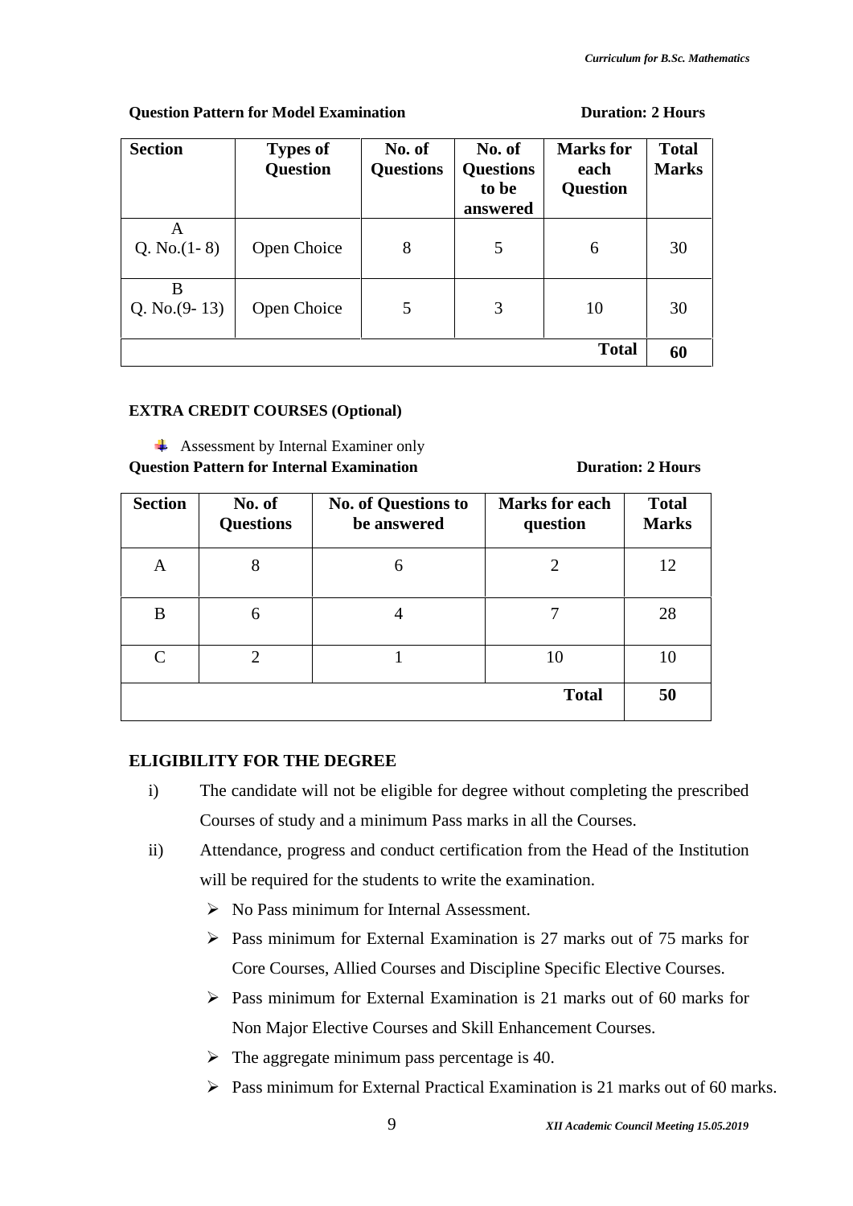**Question Pattern for Model Examination** **Duration: 2 Hours**

| Section | Types of Question | No. of Questions | No. of Questions to be answered | Marks for each Question | Total Marks |
|---|---|---|---|---|---|
| A<br>Q. No.(1- 8) | Open Choice | 8 | 5 | 6 | 30 |
| B<br>Q. No.(9- 13) | Open Choice | 5 | 3 | 10 | 30 |
| | | | | **Total** | **60** |

**EXTRA CREDIT COURSES (Optional)**

- Assessment by Internal Examiner only

**Question Pattern for Internal Examination** **Duration: 2 Hours**

| Section | No. of Questions | No. of Questions to be answered | Marks for each question | Total Marks |
|---|---|---|---|---|
| A | 8 | 6 | 2 | 12 |
| B | 6 | 4 | 7 | 28 |
| C | 2 | 1 | 10 | 10 |
| | | | **Total** | **50** |

**ELIGIBILITY FOR THE DEGREE**

i) The candidate will not be eligible for degree without completing the prescribed Courses of study and a minimum Pass marks in all the Courses.

ii) Attendance, progress and conduct certification from the Head of the Institution will be required for the students to write the examination.

- No Pass minimum for Internal Assessment.
- Pass minimum for External Examination is 27 marks out of 75 marks for Core Courses, Allied Courses and Discipline Specific Elective Courses.
- Pass minimum for External Examination is 21 marks out of 60 marks for Non Major Elective Courses and Skill Enhancement Courses.
- The aggregate minimum pass percentage is 40.
- Pass minimum for External Practical Examination is 21 marks out of 60 marks.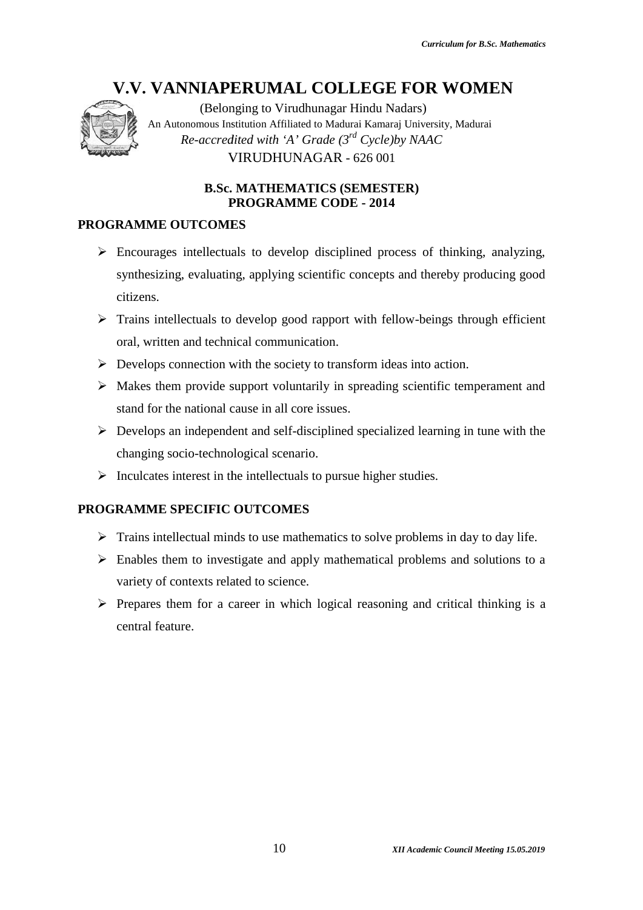# V.V. VANNIAPERUMAL COLLEGE FOR WOMEN

(Belonging to Virudhunagar Hindu Nadars)

An Autonomous Institution Affiliated to Madurai Kamaraj University, Madurai

*Re-accredited with 'A' Grade (3rd Cycle)by NAAC*

VIRUDHUNAGAR - 626 001

**B.Sc. MATHEMATICS (SEMESTER)**
**PROGRAMME CODE - 2014**

## PROGRAMME OUTCOMES

- Encourages intellectuals to develop disciplined process of thinking, analyzing, synthesizing, evaluating, applying scientific concepts and thereby producing good citizens.
- Trains intellectuals to develop good rapport with fellow-beings through efficient oral, written and technical communication.
- Develops connection with the society to transform ideas into action.
- Makes them provide support voluntarily in spreading scientific temperament and stand for the national cause in all core issues.
- Develops an independent and self-disciplined specialized learning in tune with the changing socio-technological scenario.
- Inculcates interest in the intellectuals to pursue higher studies.

## PROGRAMME SPECIFIC OUTCOMES

- Trains intellectual minds to use mathematics to solve problems in day to day life.
- Enables them to investigate and apply mathematical problems and solutions to a variety of contexts related to science.
- Prepares them for a career in which logical reasoning and critical thinking is a central feature.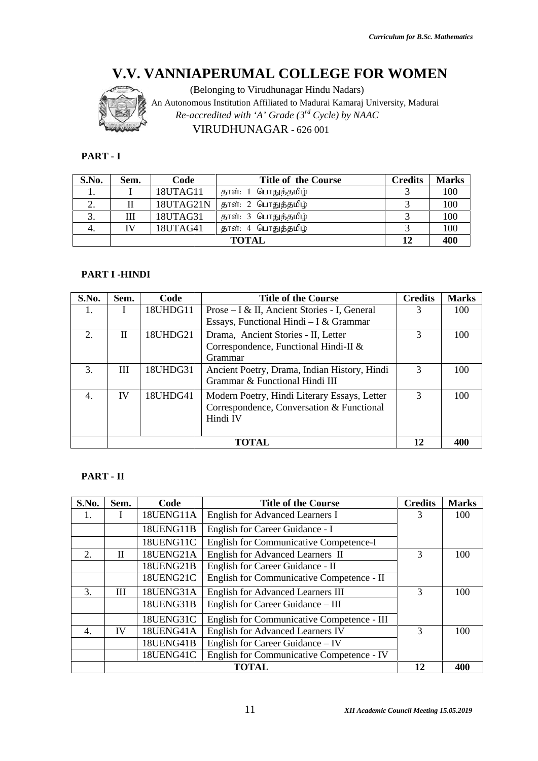# V.V. VANNIAPERUMAL COLLEGE FOR WOMEN

(Belonging to Virudhunagar Hindu Nadars)
An Autonomous Institution Affiliated to Madurai Kamaraj University, Madurai
*Re-accredited with 'A' Grade (3rd Cycle) by NAAC*
VIRUDHUNAGAR - 626 001

**PART - I**

| S.No. | Sem. | Code | Title of the Course | Credits | Marks |
|---|---|---|---|---|---|
| 1. | I | 18UTAG11 | தாள்: 1 பொதுத்தமிழ் | 3 | 100 |
| 2. | II | 18UTAG21N | தாள்: 2 பொதுத்தமிழ் | 3 | 100 |
| 3. | III | 18UTAG31 | தாள்: 3 பொதுத்தமிழ் | 3 | 100 |
| 4. | IV | 18UTAG41 | தாள்: 4 பொதுத்தமிழ் | 3 | 100 |
| | **TOTAL** | | | **12** | **400** |

**PART I -HINDI**

| S.No. | Sem. | Code | Title of the Course | Credits | Marks |
|---|---|---|---|---|---|
| 1. | I | 18UHDG11 | Prose – I & II, Ancient Stories - I, General Essays, Functional Hindi – I & Grammar | 3 | 100 |
| 2. | II | 18UHDG21 | Drama, Ancient Stories - II, Letter Correspondence, Functional Hindi-II & Grammar | 3 | 100 |
| 3. | III | 18UHDG31 | Ancient Poetry, Drama, Indian History, Hindi Grammar & Functional Hindi III | 3 | 100 |
| 4. | IV | 18UHDG41 | Modern Poetry, Hindi Literary Essays, Letter Correspondence, Conversation & Functional Hindi IV | 3 | 100 |
| | **TOTAL** | | | **12** | **400** |

**PART - II**

| S.No. | Sem. | Code | Title of the Course | Credits | Marks |
|---|---|---|---|---|---|
| 1. | I | 18UENG11A | English for Advanced Learners I | 3 | 100 |
| | | 18UENG11B | English for Career Guidance - I | | |
| | | 18UENG11C | English for Communicative Competence-I | | |
| 2. | II | 18UENG21A | English for Advanced Learners II | 3 | 100 |
| | | 18UENG21B | English for Career Guidance - II | | |
| | | 18UENG21C | English for Communicative Competence - II | | |
| 3. | III | 18UENG31A | English for Advanced Learners III | 3 | 100 |
| | | 18UENG31B | English for Career Guidance – III | | |
| | | 18UENG31C | English for Communicative Competence - III | | |
| 4. | IV | 18UENG41A | English for Advanced Learners IV | 3 | 100 |
| | | 18UENG41B | English for Career Guidance – IV | | |
| | | 18UENG41C | English for Communicative Competence - IV | | |
| | **TOTAL** | | | **12** | **400** |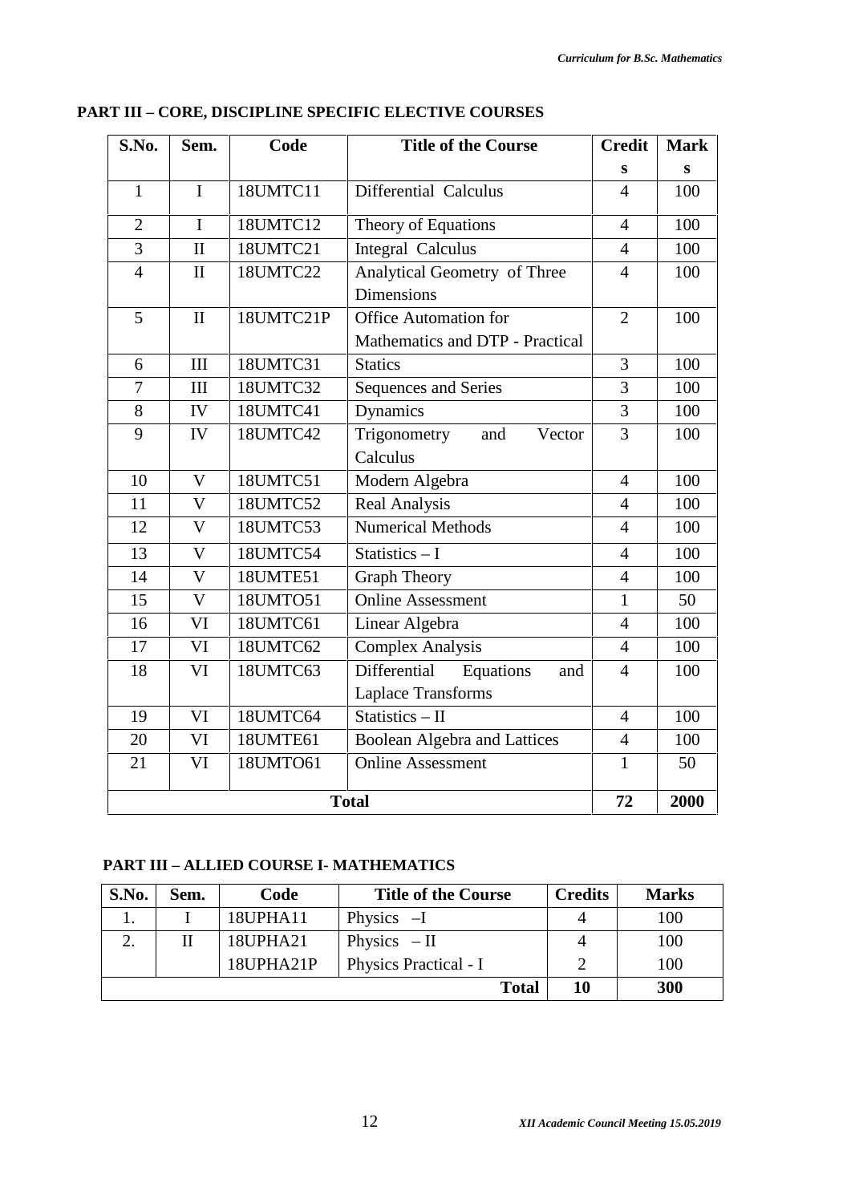## PART III – CORE, DISCIPLINE SPECIFIC ELECTIVE COURSES

| S.No. | Sem. | Code | Title of the Course | Credits | Marks |
|---|---|---|---|---|---|
| 1 | I | 18UMTC11 | Differential Calculus | 4 | 100 |
| 2 | I | 18UMTC12 | Theory of Equations | 4 | 100 |
| 3 | II | 18UMTC21 | Integral Calculus | 4 | 100 |
| 4 | II | 18UMTC22 | Analytical Geometry of Three Dimensions | 4 | 100 |
| 5 | II | 18UMTC21P | Office Automation for Mathematics and DTP - Practical | 2 | 100 |
| 6 | III | 18UMTC31 | Statics | 3 | 100 |
| 7 | III | 18UMTC32 | Sequences and Series | 3 | 100 |
| 8 | IV | 18UMTC41 | Dynamics | 3 | 100 |
| 9 | IV | 18UMTC42 | Trigonometry and Vector Calculus | 3 | 100 |
| 10 | V | 18UMTC51 | Modern Algebra | 4 | 100 |
| 11 | V | 18UMTC52 | Real Analysis | 4 | 100 |
| 12 | V | 18UMTC53 | Numerical Methods | 4 | 100 |
| 13 | V | 18UMTC54 | Statistics – I | 4 | 100 |
| 14 | V | 18UMTE51 | Graph Theory | 4 | 100 |
| 15 | V | 18UMTO51 | Online Assessment | 1 | 50 |
| 16 | VI | 18UMTC61 | Linear Algebra | 4 | 100 |
| 17 | VI | 18UMTC62 | Complex Analysis | 4 | 100 |
| 18 | VI | 18UMTC63 | Differential Equations and Laplace Transforms | 4 | 100 |
| 19 | VI | 18UMTC64 | Statistics – II | 4 | 100 |
| 20 | VI | 18UMTE61 | Boolean Algebra and Lattices | 4 | 100 |
| 21 | VI | 18UMTO61 | Online Assessment | 1 | 50 |
| **Total** | | | | **72** | **2000** |

## PART III – ALLIED COURSE I- MATHEMATICS

| S.No. | Sem. | Code | Title of the Course | Credits | Marks |
|---|---|---|---|---|---|
| 1. | I | 18UPHA11 | Physics –I | 4 | 100 |
| 2. | II | 18UPHA21 | Physics – II | 4 | 100 |
| | | 18UPHA21P | Physics Practical - I | 2 | 100 |
| | | | **Total** | **10** | **300** |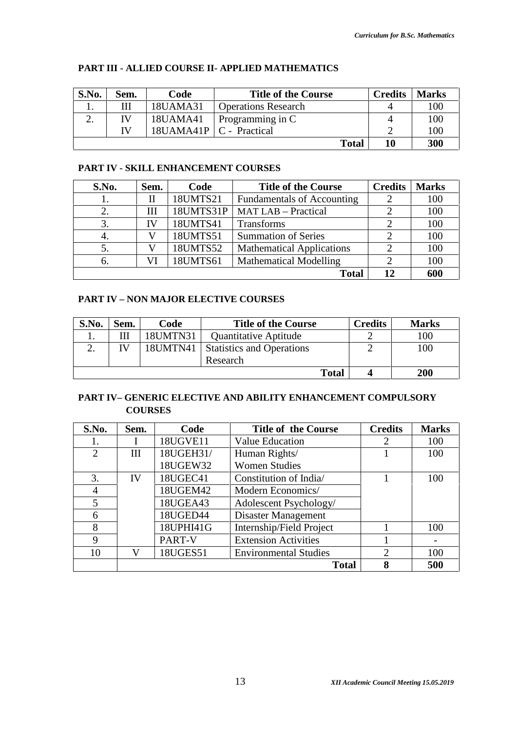## PART III - ALLIED COURSE II- APPLIED MATHEMATICS

| S.No. | Sem. | Code | Title of the Course | Credits | Marks |
|---|---|---|---|---|---|
| 1. | III | 18UAMA31 | Operations Research | 4 | 100 |
| 2. | IV | 18UAMA41 | Programming in C | 4 | 100 |
| | IV | 18UAMA41P | C - Practical | 2 | 100 |
| | | | **Total** | **10** | **300** |

## PART IV - SKILL ENHANCEMENT COURSES

| S.No. | Sem. | Code | Title of the Course | Credits | Marks |
|---|---|---|---|---|---|
| 1. | II | 18UMTS21 | Fundamentals of Accounting | 2 | 100 |
| 2. | III | 18UMTS31P | MAT LAB – Practical | 2 | 100 |
| 3. | IV | 18UMTS41 | Transforms | 2 | 100 |
| 4. | V | 18UMTS51 | Summation of Series | 2 | 100 |
| 5. | V | 18UMTS52 | Mathematical Applications | 2 | 100 |
| 6. | VI | 18UMTS61 | Mathematical Modelling | 2 | 100 |
| | | | **Total** | **12** | **600** |

## PART IV – NON MAJOR ELECTIVE COURSES

| S.No. | Sem. | Code | Title of the Course | Credits | Marks |
|---|---|---|---|---|---|
| 1. | III | 18UMTN31 | Quantitative Aptitude | 2 | 100 |
| 2. | IV | 18UMTN41 | Statistics and Operations Research | 2 | 100 |
| | | | **Total** | **4** | **200** |

## PART IV– GENERIC ELECTIVE AND ABILITY ENHANCEMENT COMPULSORY COURSES

| S.No. | Sem. | Code | Title of the Course | Credits | Marks |
|---|---|---|---|---|---|
| 1. | I | 18UGVE11 | Value Education | 2 | 100 |
| 2 | III | 18UGEH31/ 18UGEW32 | Human Rights/ Women Studies | 1 | 100 |
| 3. | IV | 18UGEC41 | Constitution of India/ | 1 | 100 |
| 4 | | 18UGEM42 | Modern Economics/ | | |
| 5 | | 18UGEA43 | Adolescent Psychology/ | | |
| 6 | | 18UGED44 | Disaster Management | | |
| 8 | | 18UPHI41G | Internship/Field Project | 1 | 100 |
| 9 | | PART-V | Extension Activities | 1 | - |
| 10 | V | 18UGES51 | Environmental Studies | 2 | 100 |
| | | | **Total** | **8** | **500** |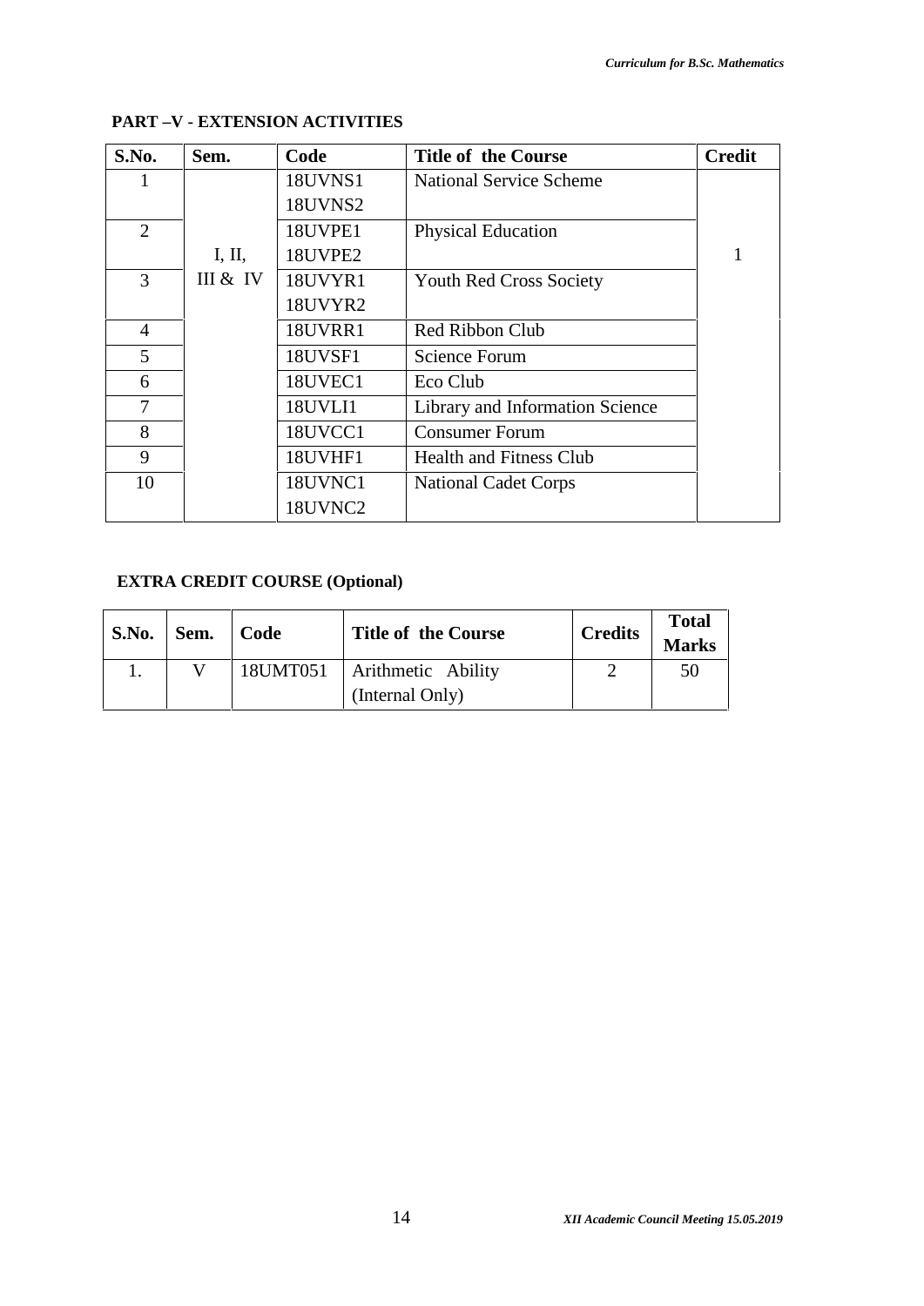**PART –V - EXTENSION ACTIVITIES**

| S.No. | Sem. | Code | Title of the Course | Credit |
|---|---|---|---|---|
| 1 | I, II, III & IV | 18UVNS1 18UVNS2 | National Service Scheme | 1 |
| 2 | | 18UVPE1 18UVPE2 | Physical Education | |
| 3 | | 18UVYR1 18UVYR2 | Youth Red Cross Society | |
| 4 | | 18UVRR1 | Red Ribbon Club | |
| 5 | | 18UVSF1 | Science Forum | |
| 6 | | 18UVEC1 | Eco Club | |
| 7 | | 18UVLI1 | Library and Information Science | |
| 8 | | 18UVCC1 | Consumer Forum | |
| 9 | | 18UVHF1 | Health and Fitness Club | |
| 10 | | 18UVNC1 18UVNC2 | National Cadet Corps | |

**EXTRA CREDIT COURSE (Optional)**

| S.No. | Sem. | Code | Title of the Course | Credits | Total Marks |
|---|---|---|---|---|---|
| 1. | V | 18UMT051 | Arithmetic Ability (Internal Only) | 2 | 50 |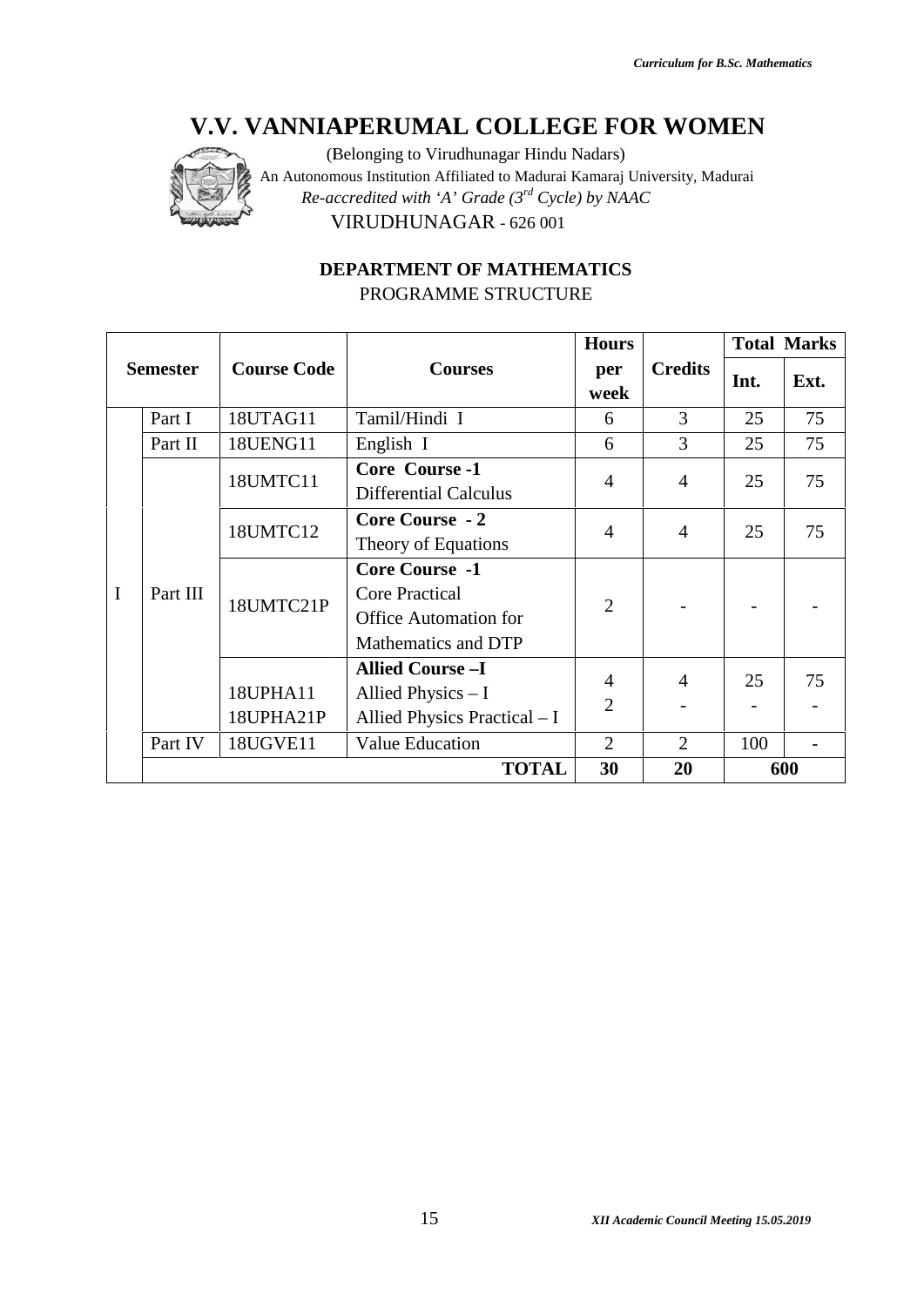# V.V. VANNIAPERUMAL COLLEGE FOR WOMEN

(Belonging to Virudhunagar Hindu Nadars)
An Autonomous Institution Affiliated to Madurai Kamaraj University, Madurai
*Re-accredited with 'A' Grade (3rd Cycle) by NAAC*
VIRUDHUNAGAR - 626 001

## DEPARTMENT OF MATHEMATICS

PROGRAMME STRUCTURE

| Semester | | Course Code | Courses | Hours per week | Credits | Total Marks | |
|---|---|---|---|---|---|---|---|
| | | | | | | Int. | Ext. |
| I | Part I | 18UTAG11 | Tamil/Hindi I | 6 | 3 | 25 | 75 |
| | Part II | 18UENG11 | English I | 6 | 3 | 25 | 75 |
| | Part III | 18UMTC11 | **Core Course -1** Differential Calculus | 4 | 4 | 25 | 75 |
| | | 18UMTC12 | **Core Course - 2** Theory of Equations | 4 | 4 | 25 | 75 |
| | | 18UMTC21P | **Core Course -1** Core Practical Office Automation for Mathematics and DTP | 2 | - | - | - |
| | | 18UPHA11<br>18UPHA21P | **Allied Course –I** Allied Physics – I<br>Allied Physics Practical – I | 4<br>2 | 4<br>- | 25<br>- | 75<br>- |
| | Part IV | 18UGVE11 | Value Education | 2 | 2 | 100 | - |
| | | | **TOTAL** | **30** | **20** | **600** | |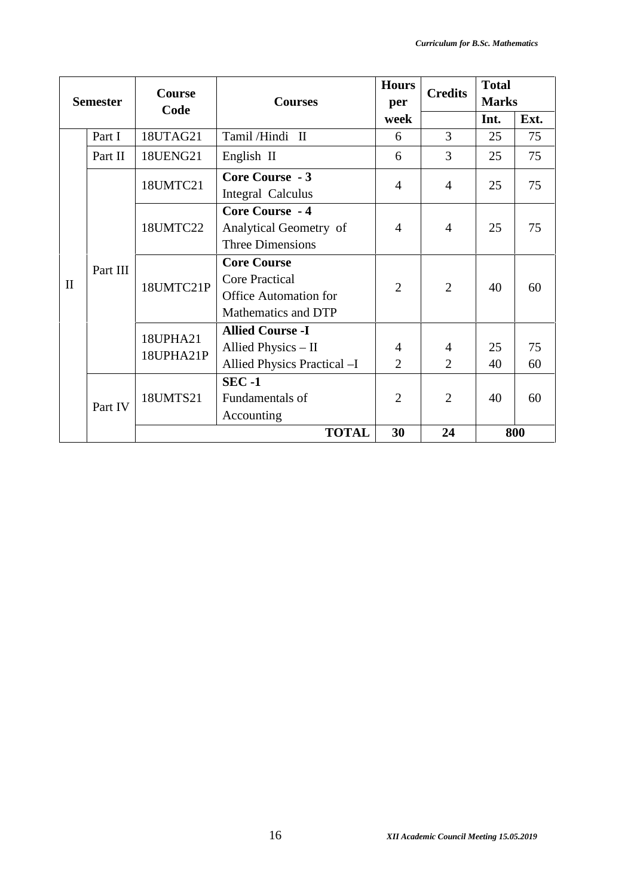| Semester | | Course Code | Courses | Hours per week | Credits | Total Marks | |
|---|---|---|---|---|---|---|---|
| | | | | | | Int. | Ext. |
| II | Part I | 18UTAG21 | Tamil /Hindi II | 6 | 3 | 25 | 75 |
| | Part II | 18UENG21 | English II | 6 | 3 | 25 | 75 |
| | Part III | 18UMTC21 | **Core Course - 3**<br>Integral Calculus | 4 | 4 | 25 | 75 |
| | | 18UMTC22 | **Core Course - 4**<br>Analytical Geometry of Three Dimensions | 4 | 4 | 25 | 75 |
| | | 18UMTC21P | **Core Course**<br>Core Practical<br>Office Automation for Mathematics and DTP | 2 | 2 | 40 | 60 |
| | | 18UPHA21<br>18UPHA21P | **Allied Course -I**<br>Allied Physics – II<br>Allied Physics Practical –I | 4<br>2 | 4<br>2 | 25<br>40 | 75<br>60 |
| | Part IV | 18UMTS21 | **SEC -1**<br>Fundamentals of Accounting | 2 | 2 | 40 | 60 |
| | | | **TOTAL** | **30** | **24** | **800** | |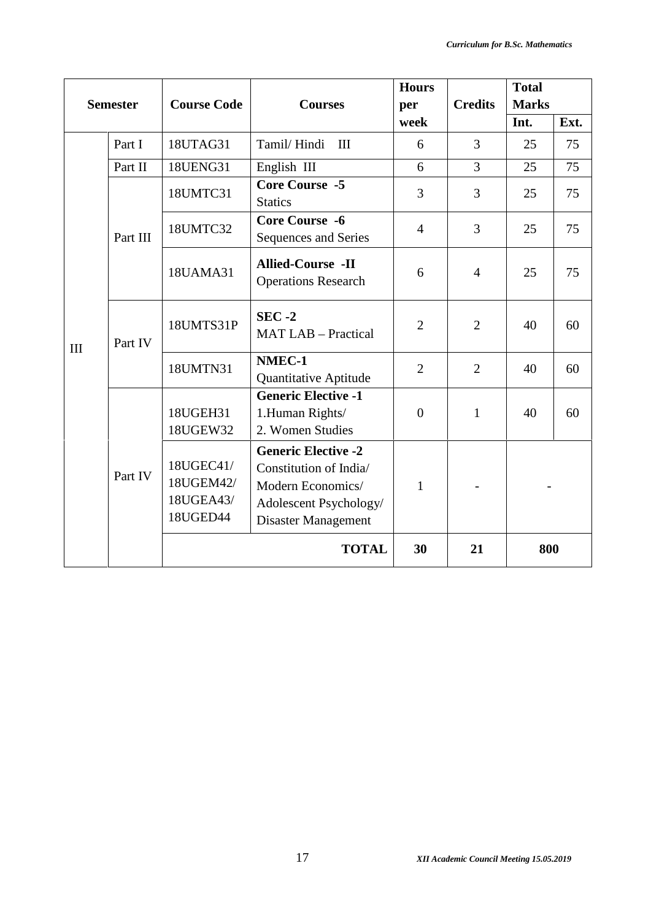| Semester | | Course Code | Courses | Hours per week | Credits | Total Marks | |
|---|---|---|---|---|---|---|---|
| | | | | | | Int. | Ext. |
| III | Part I | 18UTAG31 | Tamil/ Hindi III | 6 | 3 | 25 | 75 |
| | Part II | 18UENG31 | English III | 6 | 3 | 25 | 75 |
| | Part III | 18UMTC31 | **Core Course -5** Statics | 3 | 3 | 25 | 75 |
| | | 18UMTC32 | **Core Course -6** Sequences and Series | 4 | 3 | 25 | 75 |
| | | 18UAMA31 | **Allied-Course -II** Operations Research | 6 | 4 | 25 | 75 |
| | Part IV | 18UMTS31P | **SEC -2** MAT LAB – Practical | 2 | 2 | 40 | 60 |
| | | 18UMTN31 | **NMEC-1** Quantitative Aptitude | 2 | 2 | 40 | 60 |
| | Part IV | 18UGEH31 18UGEW32 | **Generic Elective -1** 1.Human Rights/ 2. Women Studies | 0 | 1 | 40 | 60 |
| | | 18UGEC41/ 18UGEM42/ 18UGEA43/ 18UGED44 | **Generic Elective -2** Constitution of India/ Modern Economics/ Adolescent Psychology/ Disaster Management | 1 | - | - | |
| | | **TOTAL** | | **30** | **21** | **800** | |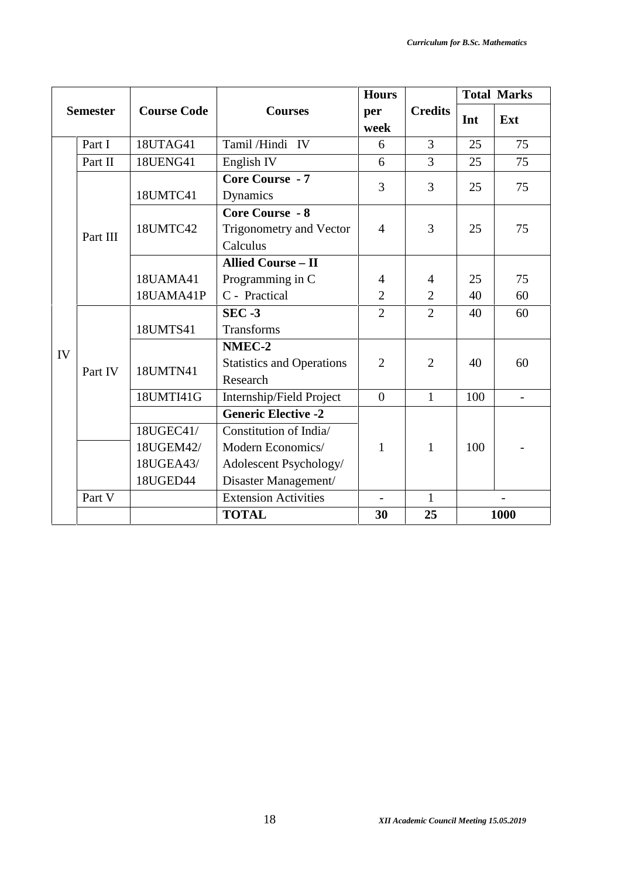| Semester | | Course Code | Courses | Hours per week | Credits | Total Marks | |
|---|---|---|---|---|---|---|---|
| | | | | | | Int | Ext |
| IV | Part I | 18UTAG41 | Tamil /Hindi IV | 6 | 3 | 25 | 75 |
| | Part II | 18UENG41 | English IV | 6 | 3 | 25 | 75 |
| | Part III | 18UMTC41 | **Core Course - 7** Dynamics | 3 | 3 | 25 | 75 |
| | | 18UMTC42 | **Core Course - 8** Trigonometry and Vector Calculus | 4 | 3 | 25 | 75 |
| | | 18UAMA41 | **Allied Course – II** Programming in C | 4 | 4 | 25 | 75 |
| | | 18UAMA41P | C - Practical | 2 | 2 | 40 | 60 |
| | Part IV | 18UMTS41 | **SEC -3** Transforms | 2 | 2 | 40 | 60 |
| | | 18UMTN41 | **NMEC-2** Statistics and Operations Research | 2 | 2 | 40 | 60 |
| | | 18UMTI41G | Internship/Field Project | 0 | 1 | 100 | - |
| | | 18UGEC41/ 18UGEM42/ 18UGEA43/ 18UGED44 | **Generic Elective -2** Constitution of India/ Modern Economics/ Adolescent Psychology/ Disaster Management/ | 1 | 1 | 100 | - |
| | Part V | | Extension Activities | - | 1 | - | |
| | | | **TOTAL** | **30** | **25** | **1000** | |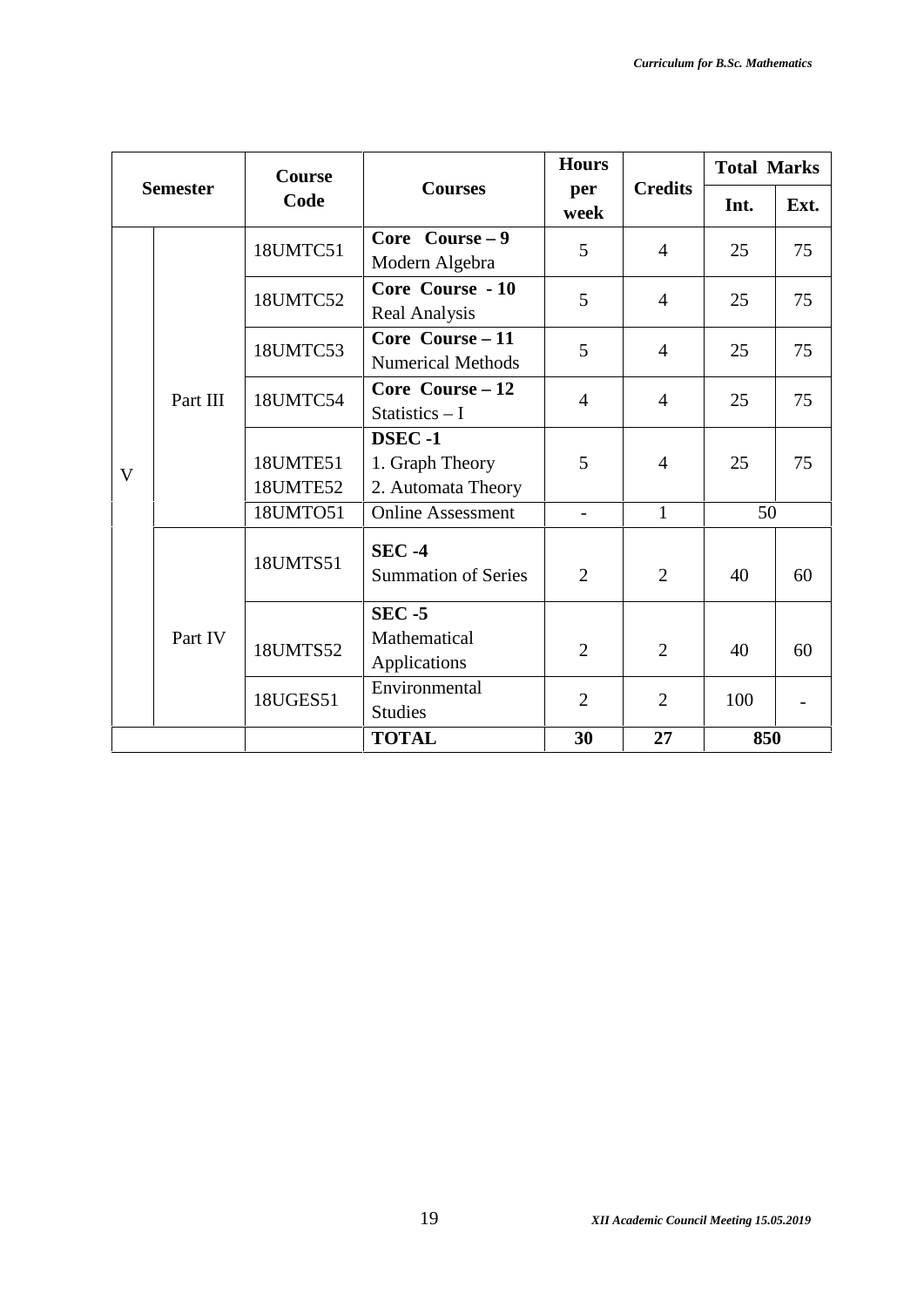| Semester | | Course Code | Courses | Hours per week | Credits | Total Marks | |
|---|---|---|---|---|---|---|---|
| | | | | | | Int. | Ext. |
| V | Part III | 18UMTC51 | **Core Course – 9** Modern Algebra | 5 | 4 | 25 | 75 |
| | | 18UMTC52 | **Core Course - 10** Real Analysis | 5 | 4 | 25 | 75 |
| | | 18UMTC53 | **Core Course – 11** Numerical Methods | 5 | 4 | 25 | 75 |
| | | 18UMTC54 | **Core Course – 12** Statistics – I | 4 | 4 | 25 | 75 |
| | | 18UMTE51 18UMTE52 | **DSEC -1** 1. Graph Theory 2. Automata Theory | 5 | 4 | 25 | 75 |
| | | 18UMTO51 | Online Assessment | - | 1 | 50 | |
| | Part IV | 18UMTS51 | **SEC -4** Summation of Series | 2 | 2 | 40 | 60 |
| | | 18UMTS52 | **SEC -5** Mathematical Applications | 2 | 2 | 40 | 60 |
| | | 18UGES51 | Environmental Studies | 2 | 2 | 100 | - |
| | | | **TOTAL** | **30** | **27** | **850** | |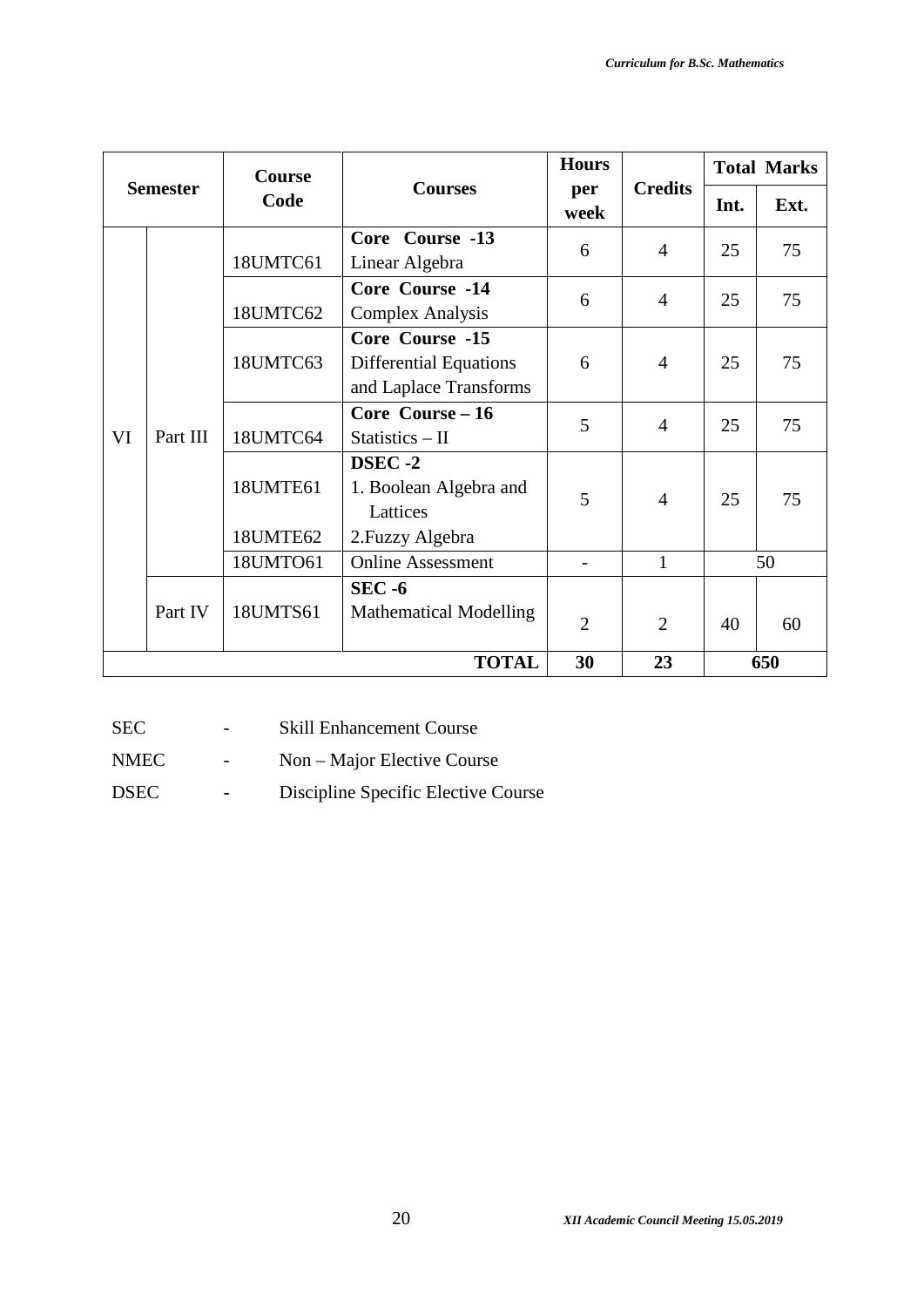| Semester | | Course Code | Courses | Hours per week | Credits | Total Marks | |
|---|---|---|---|---|---|---|---|
| | | | | | | Int. | Ext. |
| VI | Part III | 18UMTC61 | **Core Course -13** Linear Algebra | 6 | 4 | 25 | 75 |
| | | 18UMTC62 | **Core Course -14** Complex Analysis | 6 | 4 | 25 | 75 |
| | | 18UMTC63 | **Core Course -15** Differential Equations and Laplace Transforms | 6 | 4 | 25 | 75 |
| | | 18UMTC64 | **Core Course – 16** Statistics – II | 5 | 4 | 25 | 75 |
| | | 18UMTE61<br>18UMTE62 | **DSEC -2**<br>1. Boolean Algebra and Lattices<br>2.Fuzzy Algebra | 5 | 4 | 25 | 75 |
| | | 18UMTO61 | Online Assessment | - | 1 | 50 | |
| | Part IV | 18UMTS61 | **SEC -6** Mathematical Modelling | 2 | 2 | 40 | 60 |
| | | | **TOTAL** | **30** | **23** | **650** | |

SEC - Skill Enhancement Course

NMEC - Non – Major Elective Course

DSEC - Discipline Specific Elective Course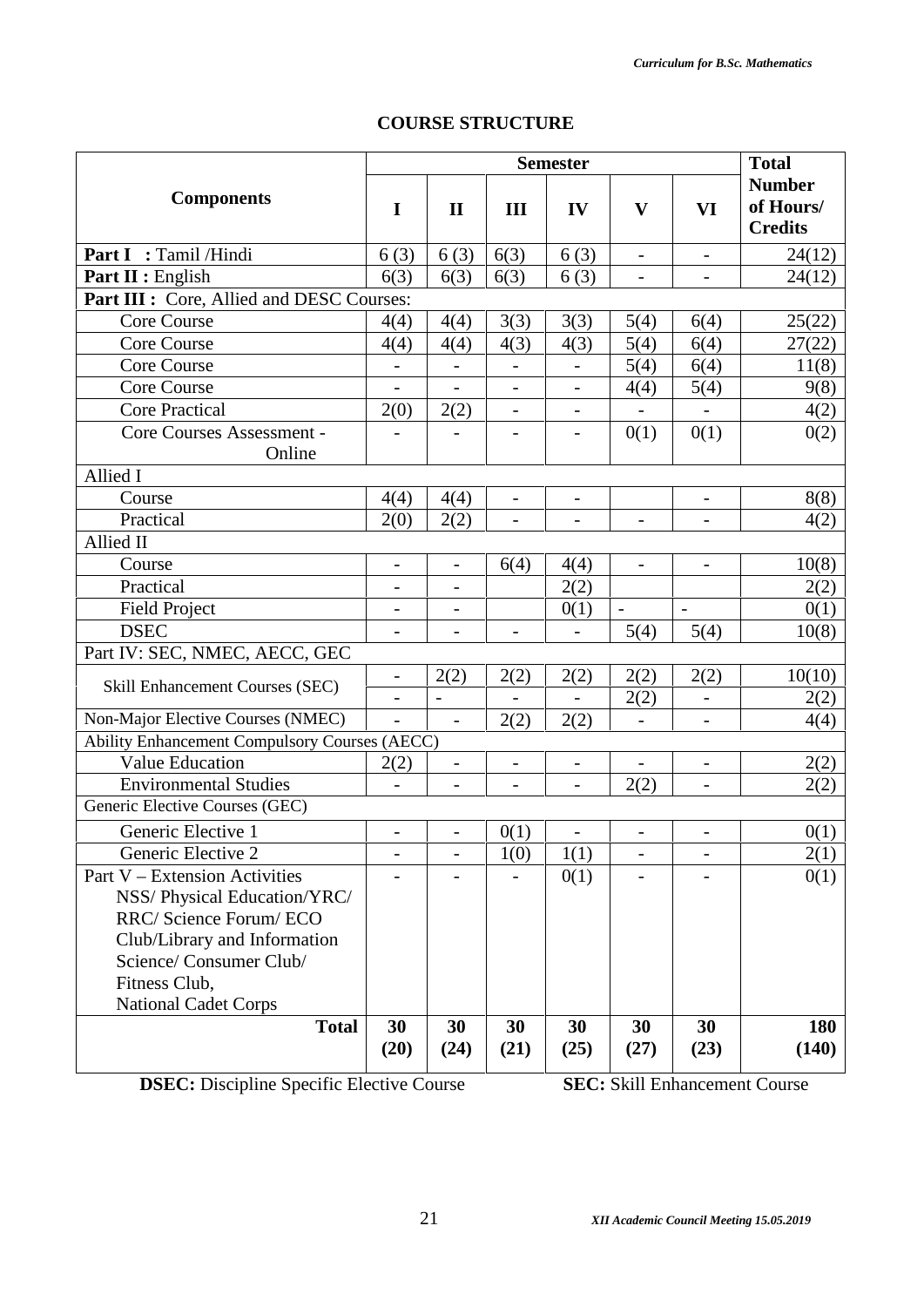## COURSE STRUCTURE

| Components | Semester | | | | | | Total Number of Hours/ Credits |
|---|---|---|---|---|---|---|---|
| | I | II | III | IV | V | VI | |
| **Part I : Tamil /Hindi** | 6 (3) | 6 (3) | 6(3) | 6 (3) | - | - | 24(12) |
| **Part II : English** | 6(3) | 6(3) | 6(3) | 6 (3) | - | - | 24(12) |
| **Part III : Core, Allied and DESC Courses:** | | | | | | | |
| Core Course | 4(4) | 4(4) | 3(3) | 3(3) | 5(4) | 6(4) | 25(22) |
| Core Course | 4(4) | 4(4) | 4(3) | 4(3) | 5(4) | 6(4) | 27(22) |
| Core Course | - | - | - | - | 5(4) | 6(4) | 11(8) |
| Core Course | - | - | - | - | 4(4) | 5(4) | 9(8) |
| Core Practical | 2(0) | 2(2) | - | - | - | - | 4(2) |
| Core Courses Assessment - Online | - | - | - | - | 0(1) | 0(1) | 0(2) |
| Allied I | | | | | | | |
| Course | 4(4) | 4(4) | - | - | | - | 8(8) |
| Practical | 2(0) | 2(2) | - | - | - | - | 4(2) |
| Allied II | | | | | | | |
| Course | - | - | 6(4) | 4(4) | - | - | 10(8) |
| Practical | - | - | | 2(2) | | | 2(2) |
| Field Project | - | - | | 0(1) | - | - | 0(1) |
| DSEC | - | - | - | - | 5(4) | 5(4) | 10(8) |
| Part IV: SEC, NMEC, AECC, GEC | | | | | | | |
| Skill Enhancement Courses (SEC) | - | 2(2) | 2(2) | 2(2) | 2(2) | 2(2) | 10(10) |
| | - | - | - | - | 2(2) | - | 2(2) |
| Non-Major Elective Courses (NMEC) | - | - | 2(2) | 2(2) | - | - | 4(4) |
| Ability Enhancement Compulsory Courses (AECC) | | | | | | | |
| Value Education | 2(2) | - | - | - | - | - | 2(2) |
| Environmental Studies | - | - | - | - | 2(2) | - | 2(2) |
| Generic Elective Courses (GEC) | | | | | | | |
| Generic Elective 1 | - | - | 0(1) | - | - | - | 0(1) |
| Generic Elective 2 | - | - | 1(0) | 1(1) | - | - | 2(1) |
| Part V – Extension Activities NSS/ Physical Education/YRC/ RRC/ Science Forum/ ECO Club/Library and Information Science/ Consumer Club/ Fitness Club, National Cadet Corps | - | - | - | 0(1) | - | - | 0(1) |
| **Total** | **30 (20)** | **30 (24)** | **30 (21)** | **30 (25)** | **30 (27)** | **30 (23)** | **180 (140)** |

**DSEC:** Discipline Specific Elective Course  **SEC:** Skill Enhancement Course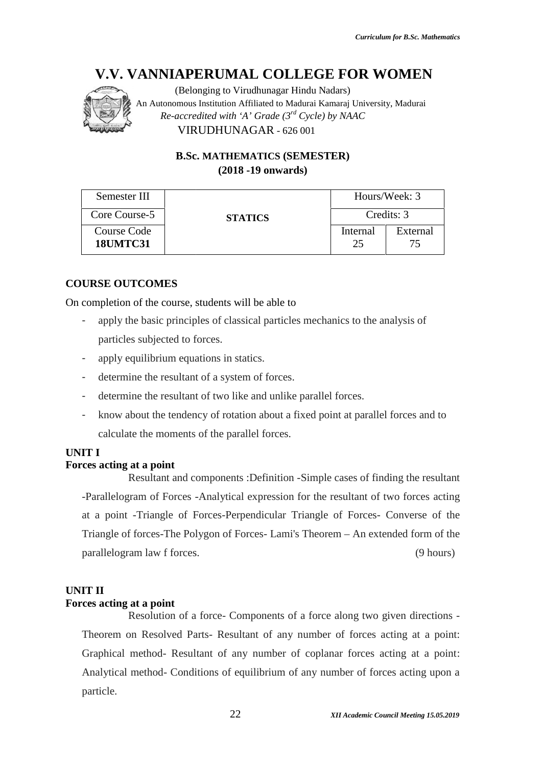# V.V. VANNIAPERUMAL COLLEGE FOR WOMEN

(Belonging to Virudhunagar Hindu Nadars)
An Autonomous Institution Affiliated to Madurai Kamaraj University, Madurai
*Re-accredited with 'A' Grade (3rd Cycle) by NAAC*
VIRUDHUNAGAR - 626 001

**B.Sc. MATHEMATICS (SEMESTER)**
**(2018 -19 onwards)**

| Semester III | STATICS | Hours/Week: 3 | |
|---|---|---|---|
| Core Course-5 | | Credits: 3 | |
| Course Code **18UMTC31** | | Internal 25 | External 75 |

## COURSE OUTCOMES

On completion of the course, students will be able to

- apply the basic principles of classical particles mechanics to the analysis of particles subjected to forces.
- apply equilibrium equations in statics.
- determine the resultant of a system of forces.
- determine the resultant of two like and unlike parallel forces.
- know about the tendency of rotation about a fixed point at parallel forces and to calculate the moments of the parallel forces.

**UNIT I**
**Forces acting at a point**

Resultant and components :Definition -Simple cases of finding the resultant -Parallelogram of Forces -Analytical expression for the resultant of two forces acting at a point -Triangle of Forces-Perpendicular Triangle of Forces- Converse of the Triangle of forces-The Polygon of Forces- Lami's Theorem – An extended form of the parallelogram law f forces. (9 hours)

**UNIT II**
**Forces acting at a point**

Resolution of a force- Components of a force along two given directions -Theorem on Resolved Parts- Resultant of any number of forces acting at a point: Graphical method- Resultant of any number of coplanar forces acting at a point: Analytical method- Conditions of equilibrium of any number of forces acting upon a particle.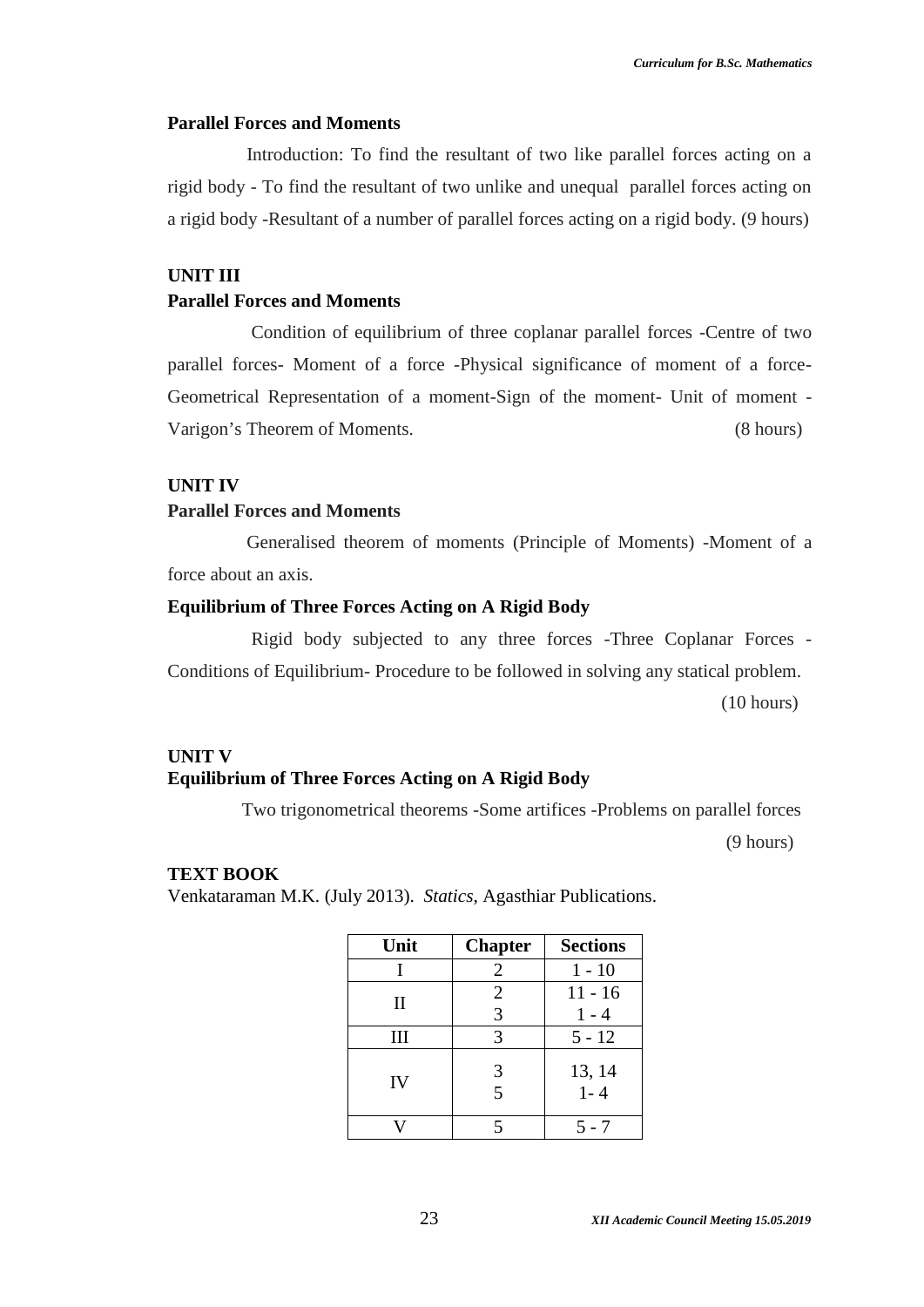**Parallel Forces and Moments**

Introduction: To find the resultant of two like parallel forces acting on a rigid body - To find the resultant of two unlike and unequal parallel forces acting on a rigid body -Resultant of a number of parallel forces acting on a rigid body. (9 hours)

**UNIT III**

**Parallel Forces and Moments**

Condition of equilibrium of three coplanar parallel forces -Centre of two parallel forces- Moment of a force -Physical significance of moment of a force- Geometrical Representation of a moment-Sign of the moment- Unit of moment - Varigon's Theorem of Moments. (8 hours)

**UNIT IV**

**Parallel Forces and Moments**

Generalised theorem of moments (Principle of Moments) -Moment of a force about an axis.

**Equilibrium of Three Forces Acting on A Rigid Body**

Rigid body subjected to any three forces -Three Coplanar Forces - Conditions of Equilibrium- Procedure to be followed in solving any statical problem. (10 hours)

**UNIT V**

**Equilibrium of Three Forces Acting on A Rigid Body**

Two trigonometrical theorems -Some artifices -Problems on parallel forces (9 hours)

**TEXT BOOK**

Venkataraman M.K. (July 2013). *Statics*, Agasthiar Publications.

| Unit | Chapter | Sections |
|---|---|---|
| I | 2 | 1 - 10 |
| II | 2<br>3 | 11 - 16<br>1 - 4 |
| III | 3 | 5 - 12 |
| IV | 3<br>5 | 13, 14<br>1- 4 |
| V | 5 | 5 - 7 |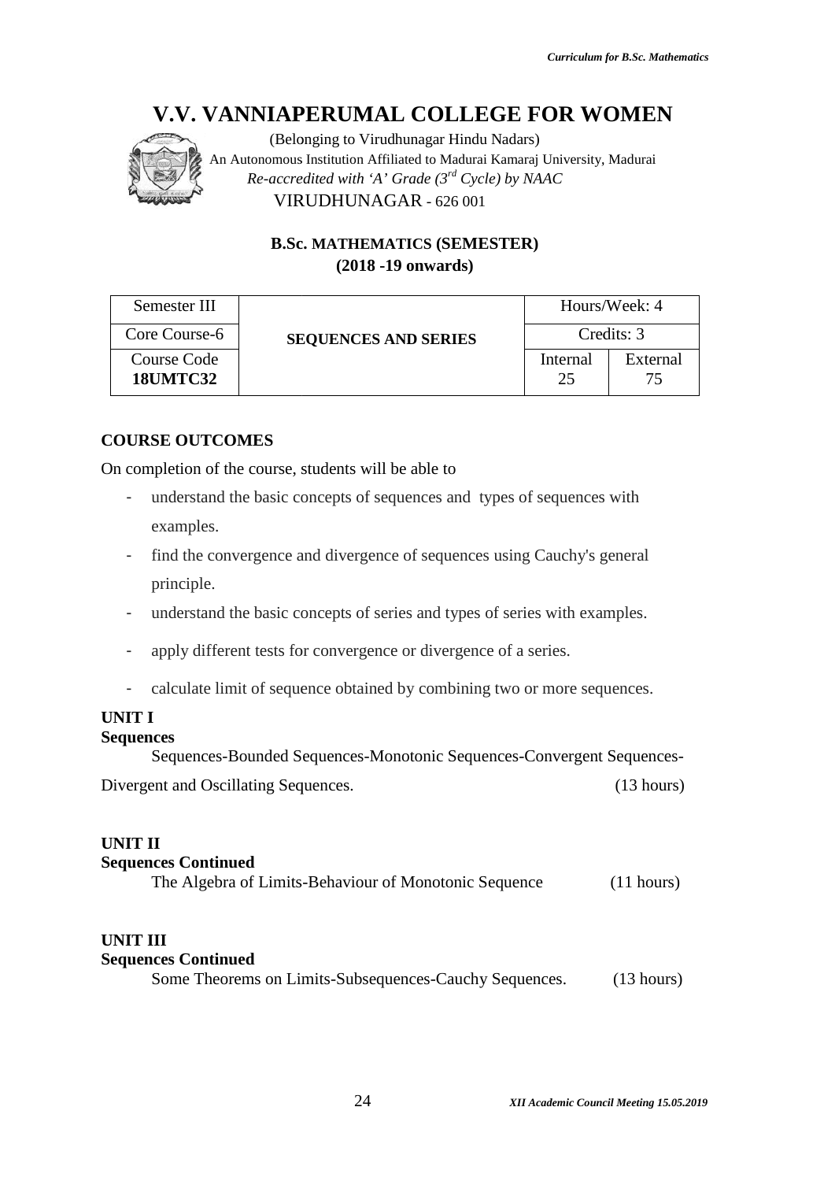# V.V. VANNIAPERUMAL COLLEGE FOR WOMEN

(Belonging to Virudhunagar Hindu Nadars)
An Autonomous Institution Affiliated to Madurai Kamaraj University, Madurai
*Re-accredited with 'A' Grade (3rd Cycle) by NAAC*
VIRUDHUNAGAR - 626 001

**B.Sc. MATHEMATICS (SEMESTER)**
**(2018 -19 onwards)**

| Semester III | SEQUENCES AND SERIES | Hours/Week: 4 | |
|---|---|---|---|
| Core Course-6 | | Credits: 3 | |
| Course Code **18UMTC32** | | Internal 25 | External 75 |

**COURSE OUTCOMES**

On completion of the course, students will be able to

- understand the basic concepts of sequences and types of sequences with examples.
- find the convergence and divergence of sequences using Cauchy's general principle.
- understand the basic concepts of series and types of series with examples.
- apply different tests for convergence or divergence of a series.
- calculate limit of sequence obtained by combining two or more sequences.

**UNIT I**
**Sequences**

Sequences-Bounded Sequences-Monotonic Sequences-Convergent Sequences-Divergent and Oscillating Sequences. (13 hours)

**UNIT II**
**Sequences Continued**

The Algebra of Limits-Behaviour of Monotonic Sequence (11 hours)

**UNIT III**
**Sequences Continued**

Some Theorems on Limits-Subsequences-Cauchy Sequences. (13 hours)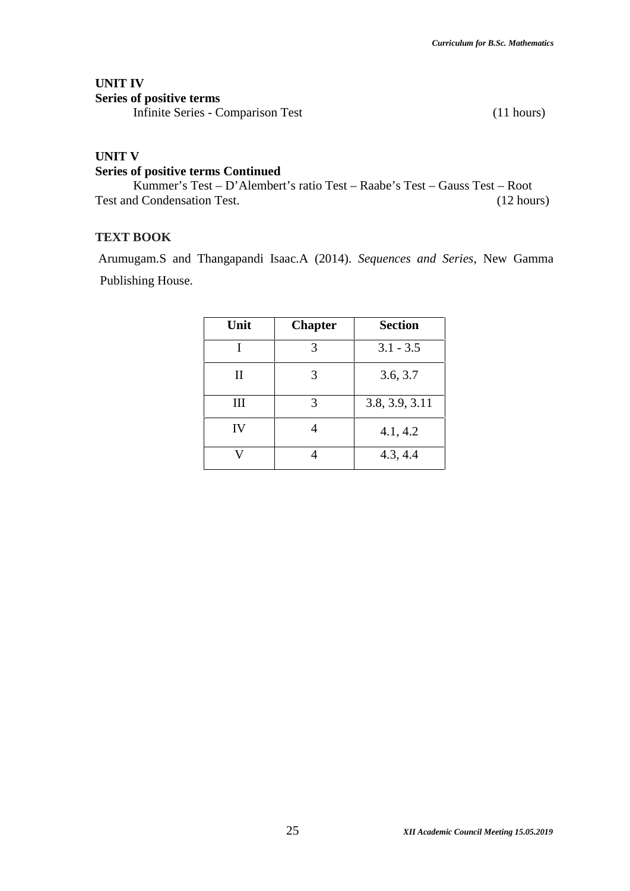**UNIT IV**

**Series of positive terms**

Infinite Series - Comparison Test (11 hours)

**UNIT V**

**Series of positive terms Continued**

Kummer's Test – D'Alembert's ratio Test – Raabe's Test – Gauss Test – Root Test and Condensation Test. (12 hours)

**TEXT BOOK**

Arumugam.S and Thangapandi Isaac.A (2014). *Sequences and Series*, New Gamma Publishing House.

| Unit | Chapter | Section |
|---|---|---|
| I | 3 | 3.1 - 3.5 |
| II | 3 | 3.6, 3.7 |
| III | 3 | 3.8, 3.9, 3.11 |
| IV | 4 | 4.1, 4.2 |
| V | 4 | 4.3, 4.4 |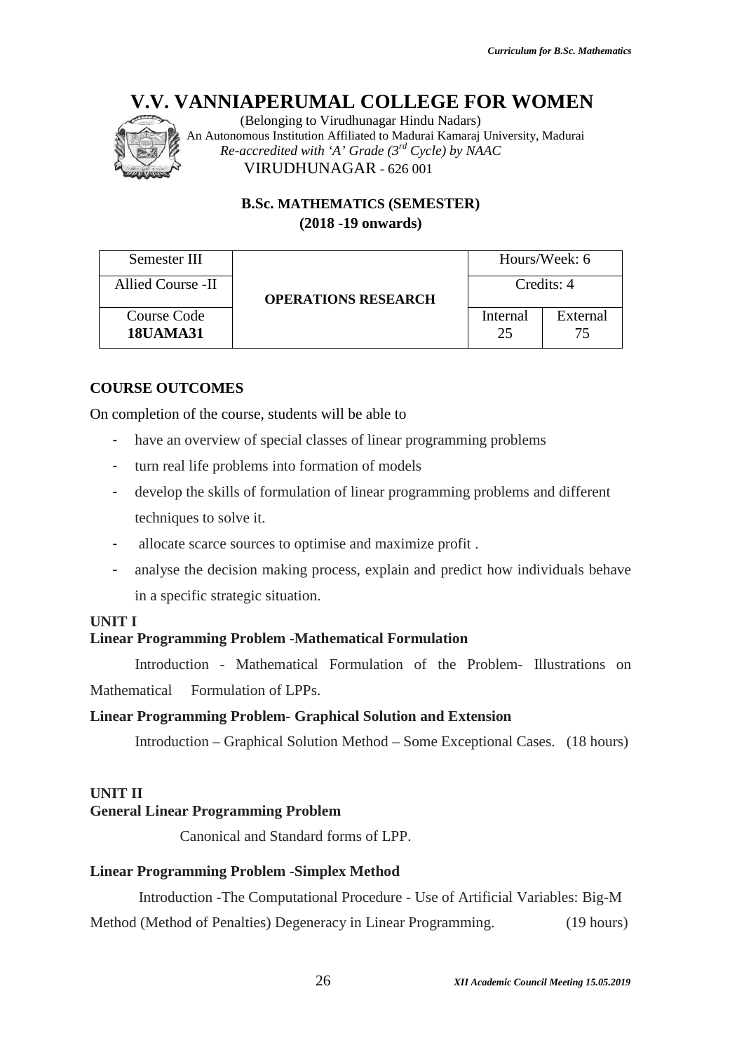# V.V. VANNIAPERUMAL COLLEGE FOR WOMEN

(Belonging to Virudhunagar Hindu Nadars)
An Autonomous Institution Affiliated to Madurai Kamaraj University, Madurai
*Re-accredited with 'A' Grade (3rd Cycle) by NAAC*
VIRUDHUNAGAR - 626 001

**B.Sc. MATHEMATICS (SEMESTER)**
**(2018 -19 onwards)**

| Semester III | OPERATIONS RESEARCH | Hours/Week: 6 | |
|---|---|---|---|
| Allied Course -II | | Credits: 4 | |
| Course Code **18UAMA31** | | Internal 25 | External 75 |

## COURSE OUTCOMES

On completion of the course, students will be able to

- have an overview of special classes of linear programming problems
- turn real life problems into formation of models
- develop the skills of formulation of linear programming problems and different techniques to solve it.
- allocate scarce sources to optimise and maximize profit .
- analyse the decision making process, explain and predict how individuals behave in a specific strategic situation.

### UNIT I

**Linear Programming Problem -Mathematical Formulation**

Introduction - Mathematical Formulation of the Problem- Illustrations on Mathematical Formulation of LPPs.

**Linear Programming Problem- Graphical Solution and Extension**

Introduction – Graphical Solution Method – Some Exceptional Cases. (18 hours)

### UNIT II

**General Linear Programming Problem**

Canonical and Standard forms of LPP.

**Linear Programming Problem -Simplex Method**

Introduction -The Computational Procedure - Use of Artificial Variables: Big-M Method (Method of Penalties) Degeneracy in Linear Programming. (19 hours)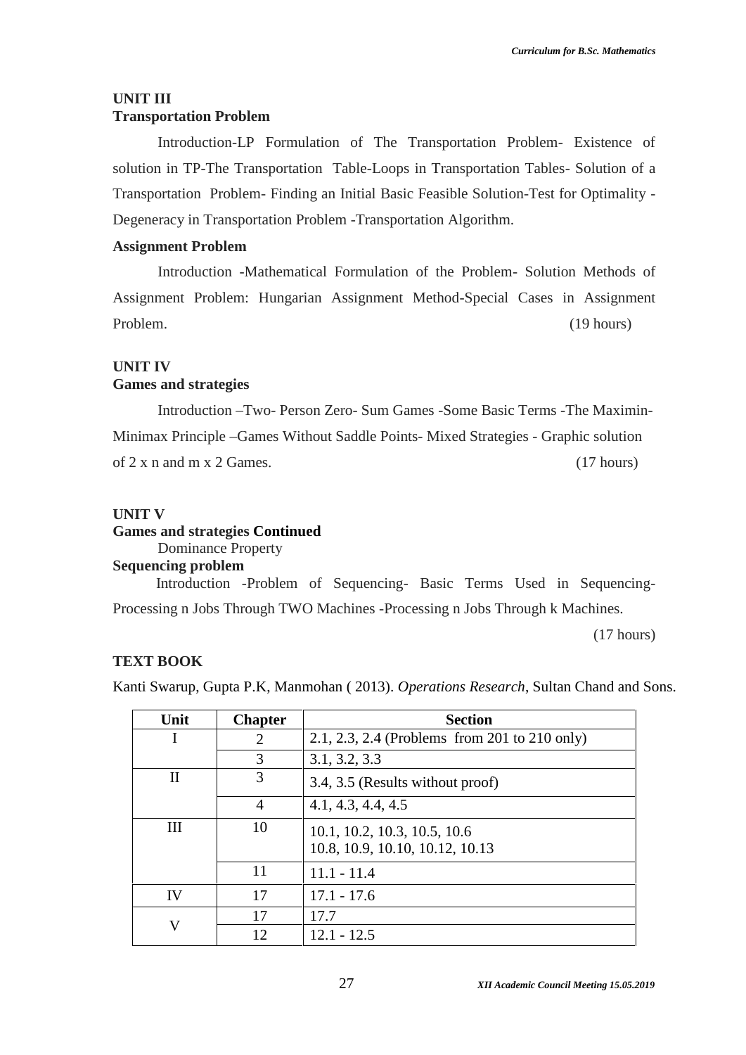### UNIT III
**Transportation Problem**

Introduction-LP Formulation of The Transportation Problem- Existence of solution in TP-The Transportation Table-Loops in Transportation Tables- Solution of a Transportation Problem- Finding an Initial Basic Feasible Solution-Test for Optimality - Degeneracy in Transportation Problem -Transportation Algorithm.

**Assignment Problem**

Introduction -Mathematical Formulation of the Problem- Solution Methods of Assignment Problem: Hungarian Assignment Method-Special Cases in Assignment Problem. (19 hours)

### UNIT IV
**Games and strategies**

Introduction –Two- Person Zero- Sum Games -Some Basic Terms -The Maximin-Minimax Principle –Games Without Saddle Points- Mixed Strategies - Graphic solution of 2 x n and m x 2 Games. (17 hours)

### UNIT V
**Games and strategies Continued**

Dominance Property

**Sequencing problem**

Introduction -Problem of Sequencing- Basic Terms Used in Sequencing-Processing n Jobs Through TWO Machines -Processing n Jobs Through k Machines.

(17 hours)

**TEXT BOOK**

Kanti Swarup, Gupta P.K, Manmohan ( 2013). *Operations Research*, Sultan Chand and Sons.

| Unit | Chapter | Section |
|---|---|---|
| I | 2 | 2.1, 2.3, 2.4 (Problems from 201 to 210 only) |
| | 3 | 3.1, 3.2, 3.3 |
| II | 3 | 3.4, 3.5 (Results without proof) |
| | 4 | 4.1, 4.3, 4.4, 4.5 |
| III | 10 | 10.1, 10.2, 10.3, 10.5, 10.6 10.8, 10.9, 10.10, 10.12, 10.13 |
| | 11 | 11.1 - 11.4 |
| IV | 17 | 17.1 - 17.6 |
| V | 17 | 17.7 |
| | 12 | 12.1 - 12.5 |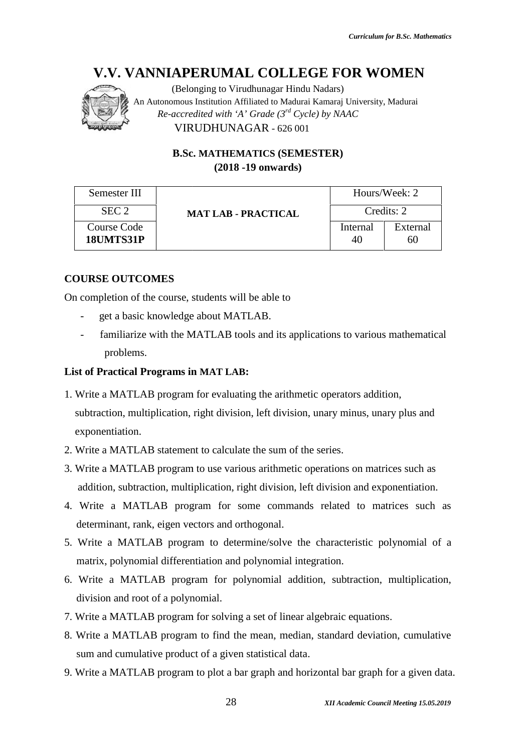# V.V. VANNIAPERUMAL COLLEGE FOR WOMEN

(Belonging to Virudhunagar Hindu Nadars)
An Autonomous Institution Affiliated to Madurai Kamaraj University, Madurai
*Re-accredited with 'A' Grade (3rd Cycle) by NAAC*
VIRUDHUNAGAR - 626 001

**B.Sc. MATHEMATICS (SEMESTER)**
**(2018 -19 onwards)**

| Semester III | **MAT LAB - PRACTICAL** | Hours/Week: 2 | |
|---|---|---|---|
| SEC 2 | | Credits: 2 | |
| Course Code **18UMTS31P** | | Internal 40 | External 60 |

### COURSE OUTCOMES

On completion of the course, students will be able to

- get a basic knowledge about MATLAB.
- familiarize with the MATLAB tools and its applications to various mathematical problems.

### List of Practical Programs in MAT LAB:

1. Write a MATLAB program for evaluating the arithmetic operators addition, subtraction, multiplication, right division, left division, unary minus, unary plus and exponentiation.
2. Write a MATLAB statement to calculate the sum of the series.
3. Write a MATLAB program to use various arithmetic operations on matrices such as addition, subtraction, multiplication, right division, left division and exponentiation.
4. Write a MATLAB program for some commands related to matrices such as determinant, rank, eigen vectors and orthogonal.
5. Write a MATLAB program to determine/solve the characteristic polynomial of a matrix, polynomial differentiation and polynomial integration.
6. Write a MATLAB program for polynomial addition, subtraction, multiplication, division and root of a polynomial.
7. Write a MATLAB program for solving a set of linear algebraic equations.
8. Write a MATLAB program to find the mean, median, standard deviation, cumulative sum and cumulative product of a given statistical data.
9. Write a MATLAB program to plot a bar graph and horizontal bar graph for a given data.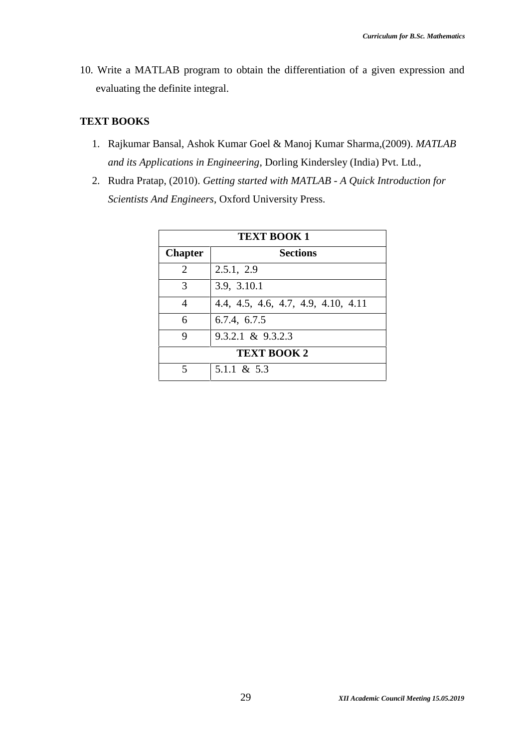10. Write a MATLAB program to obtain the differentiation of a given expression and evaluating the definite integral.

**TEXT BOOKS**

1. Rajkumar Bansal, Ashok Kumar Goel & Manoj Kumar Sharma,(2009). *MATLAB and its Applications in Engineering*, Dorling Kindersley (India) Pvt. Ltd.,
2. Rudra Pratap, (2010). *Getting started with MATLAB - A Quick Introduction for Scientists And Engineers*, Oxford University Press.

| **TEXT BOOK 1** | |
|---|---|
| **Chapter** | **Sections** |
| 2 | 2.5.1, 2.9 |
| 3 | 3.9, 3.10.1 |
| 4 | 4.4, 4.5, 4.6, 4.7, 4.9, 4.10, 4.11 |
| 6 | 6.7.4, 6.7.5 |
| 9 | 9.3.2.1 & 9.3.2.3 |
| **TEXT BOOK 2** | |
| 5 | 5.1.1 & 5.3 |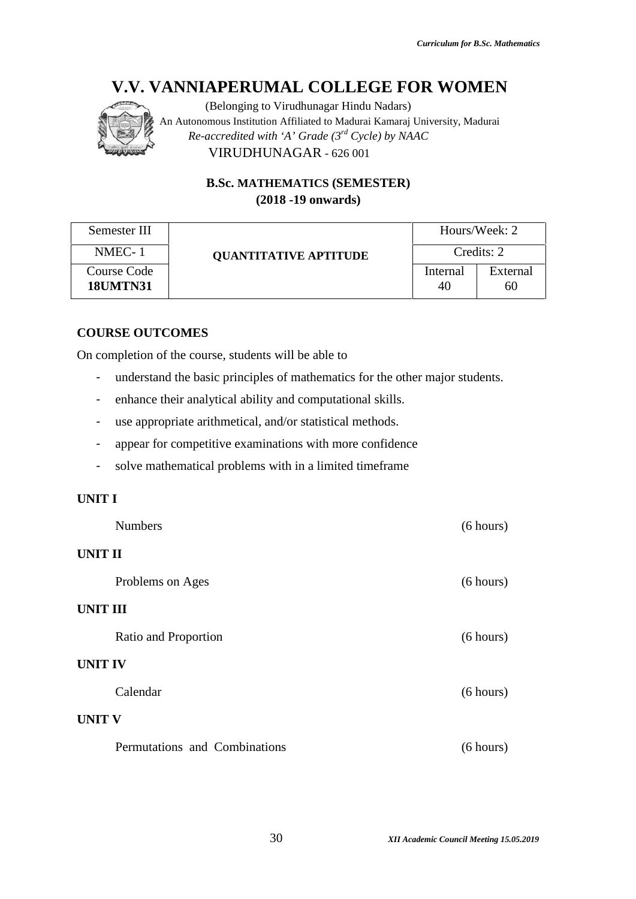# V.V. VANNIAPERUMAL COLLEGE FOR WOMEN

(Belonging to Virudhunagar Hindu Nadars)
An Autonomous Institution Affiliated to Madurai Kamaraj University, Madurai
*Re-accredited with 'A' Grade (3rd Cycle) by NAAC*
VIRUDHUNAGAR - 626 001

**B.Sc. MATHEMATICS (SEMESTER)**
**(2018 -19 onwards)**

| Semester III | **QUANTITATIVE APTITUDE** | Hours/Week: 2 | |
|---|---|---|---|
| NMEC- 1 | | Credits: 2 | |
| Course Code **18UMTN31** | | Internal 40 | External 60 |

**COURSE OUTCOMES**

On completion of the course, students will be able to

- understand the basic principles of mathematics for the other major students.
- enhance their analytical ability and computational skills.
- use appropriate arithmetical, and/or statistical methods.
- appear for competitive examinations with more confidence
- solve mathematical problems with in a limited timeframe

**UNIT I**

Numbers (6 hours)

**UNIT II**

Problems on Ages (6 hours)

**UNIT III**

Ratio and Proportion (6 hours)

**UNIT IV**

Calendar (6 hours)

**UNIT V**

Permutations and Combinations (6 hours)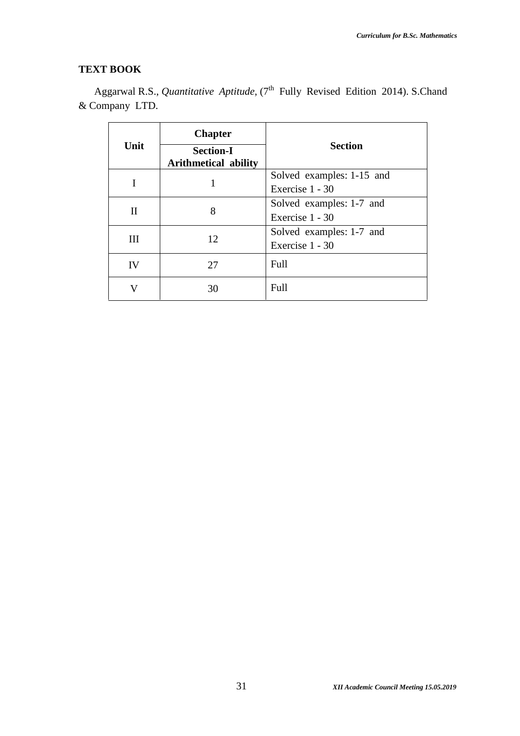## TEXT BOOK

Aggarwal R.S., *Quantitative Aptitude*, (7th Fully Revised Edition 2014). S.Chand & Company LTD.

| Unit | Chapter | Section |
|---|---|---|
| | **Section-I Arithmetical ability** | |
| I | 1 | Solved examples: 1-15 and Exercise 1 - 30 |
| II | 8 | Solved examples: 1-7 and Exercise 1 - 30 |
| III | 12 | Solved examples: 1-7 and Exercise 1 - 30 |
| IV | 27 | Full |
| V | 30 | Full |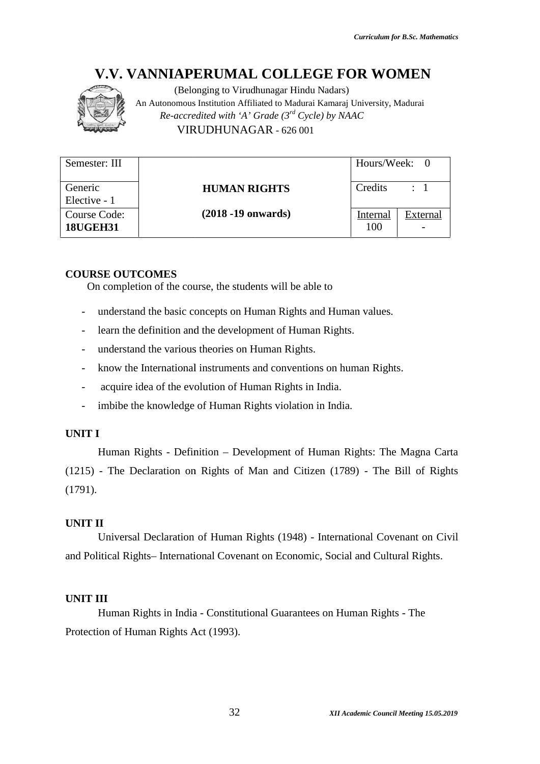# V.V. VANNIAPERUMAL COLLEGE FOR WOMEN

(Belonging to Virudhunagar Hindu Nadars)
An Autonomous Institution Affiliated to Madurai Kamaraj University, Madurai
*Re-accredited with 'A' Grade (3rd Cycle) by NAAC*
VIRUDHUNAGAR - 626 001

| Semester: III | | Hours/Week: 0 | |
|---|---|---|---|
| Generic Elective - 1 | **HUMAN RIGHTS** | Credits : 1 | |
| Course Code: **18UGEH31** | **(2018 -19 onwards)** | Internal 100 | External - |

**COURSE OUTCOMES**

On completion of the course, the students will be able to

- understand the basic concepts on Human Rights and Human values.
- learn the definition and the development of Human Rights.
- understand the various theories on Human Rights.
- know the International instruments and conventions on human Rights.
- acquire idea of the evolution of Human Rights in India.
- imbibe the knowledge of Human Rights violation in India.

**UNIT I**

Human Rights - Definition – Development of Human Rights: The Magna Carta (1215) - The Declaration on Rights of Man and Citizen (1789) - The Bill of Rights (1791).

**UNIT II**

Universal Declaration of Human Rights (1948) - International Covenant on Civil and Political Rights– International Covenant on Economic, Social and Cultural Rights.

**UNIT III**

Human Rights in India - Constitutional Guarantees on Human Rights - The Protection of Human Rights Act (1993).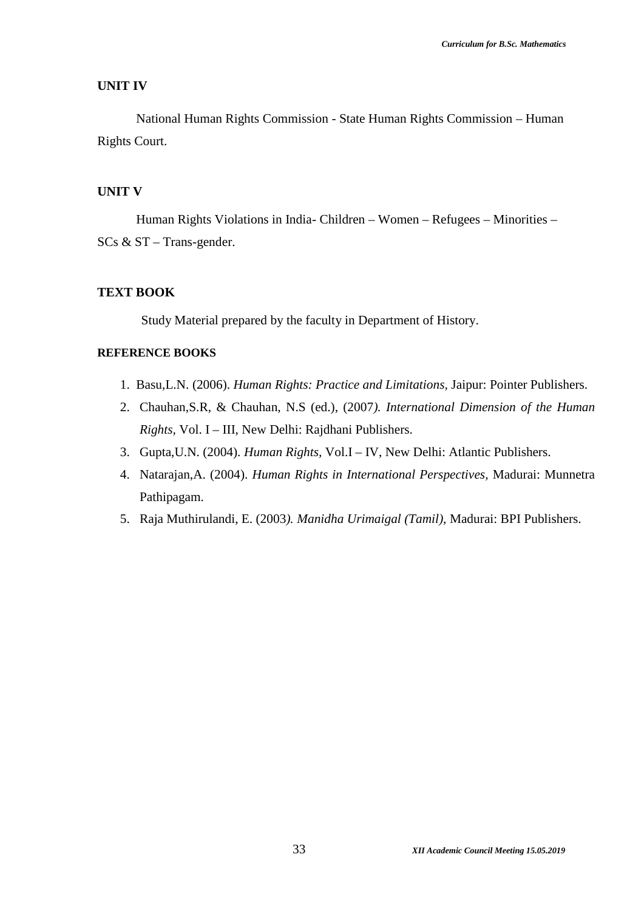### UNIT IV

National Human Rights Commission - State Human Rights Commission – Human Rights Court.

### UNIT V

Human Rights Violations in India- Children – Women – Refugees – Minorities – SCs & ST – Trans-gender.

### TEXT BOOK

Study Material prepared by the faculty in Department of History.

### REFERENCE BOOKS

1. Basu,L.N. (2006). *Human Rights: Practice and Limitations,* Jaipur: Pointer Publishers.
2. Chauhan,S.R, & Chauhan, N.S (ed.), (2007*). International Dimension of the Human Rights*, Vol. I – III, New Delhi: Rajdhani Publishers.
3. Gupta,U.N. (2004). *Human Rights*, Vol.I – IV, New Delhi: Atlantic Publishers.
4. Natarajan,A. (2004). *Human Rights in International Perspectives,* Madurai: Munnetra Pathipagam.
5. Raja Muthirulandi, E. (2003*). Manidha Urimaigal (Tamil)*, Madurai: BPI Publishers.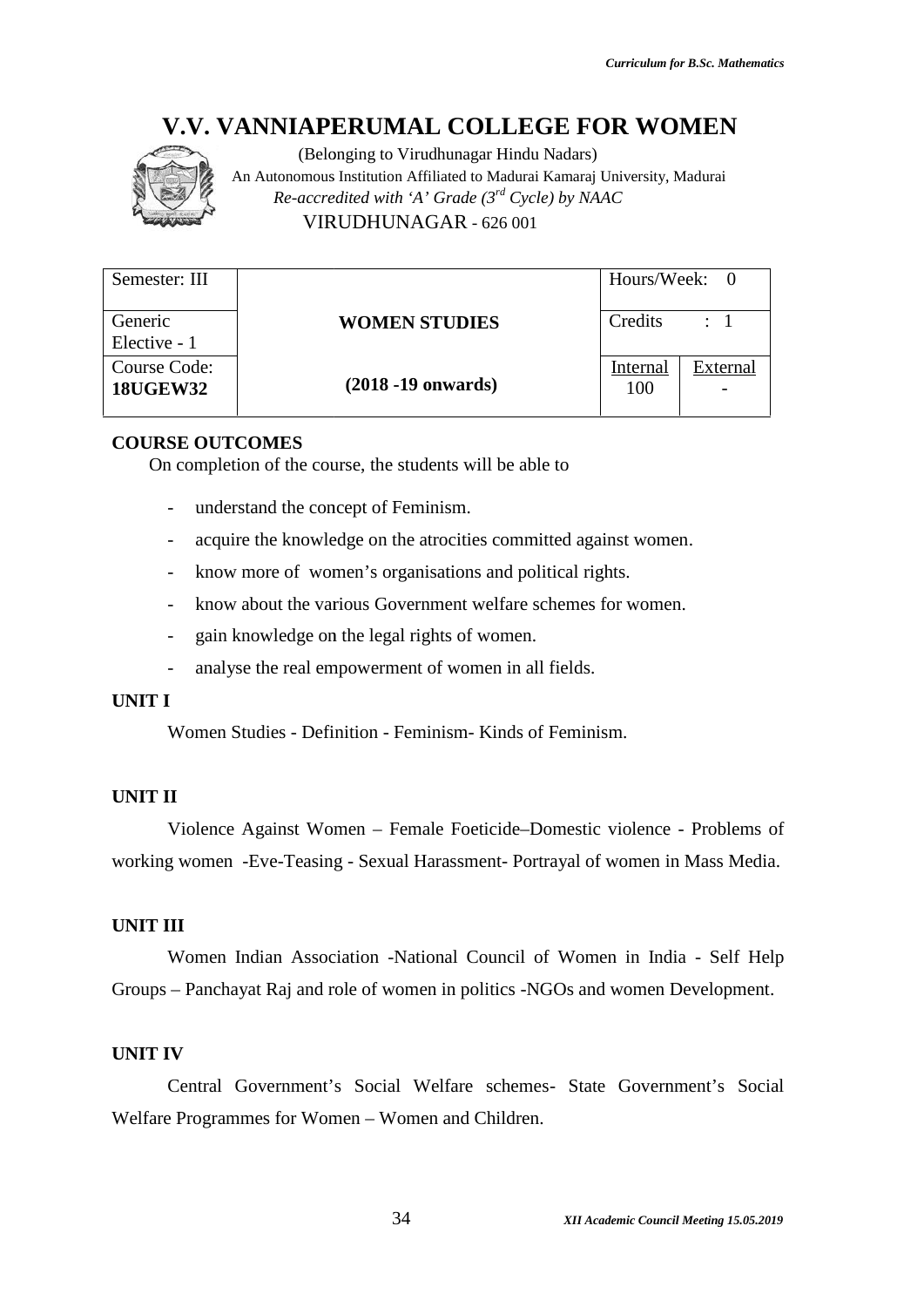# V.V. VANNIAPERUMAL COLLEGE FOR WOMEN

(Belonging to Virudhunagar Hindu Nadars)
An Autonomous Institution Affiliated to Madurai Kamaraj University, Madurai
*Re-accredited with 'A' Grade (3rd Cycle) by NAAC*
VIRUDHUNAGAR - 626 001

| Semester: III | | Hours/Week: 0 | |
|---|---|---|---|
| Generic Elective - 1 | **WOMEN STUDIES** | Credits : 1 | |
| Course Code: **18UGEW32** | **(2018 -19 onwards)** | Internal 100 | External - |

**COURSE OUTCOMES**

On completion of the course, the students will be able to

- understand the concept of Feminism.
- acquire the knowledge on the atrocities committed against women.
- know more of women's organisations and political rights.
- know about the various Government welfare schemes for women.
- gain knowledge on the legal rights of women.
- analyse the real empowerment of women in all fields.

**UNIT I**

Women Studies - Definition - Feminism- Kinds of Feminism.

**UNIT II**

Violence Against Women – Female Foeticide–Domestic violence - Problems of working women -Eve-Teasing - Sexual Harassment- Portrayal of women in Mass Media.

**UNIT III**

Women Indian Association -National Council of Women in India - Self Help Groups – Panchayat Raj and role of women in politics -NGOs and women Development.

**UNIT IV**

Central Government's Social Welfare schemes- State Government's Social Welfare Programmes for Women – Women and Children.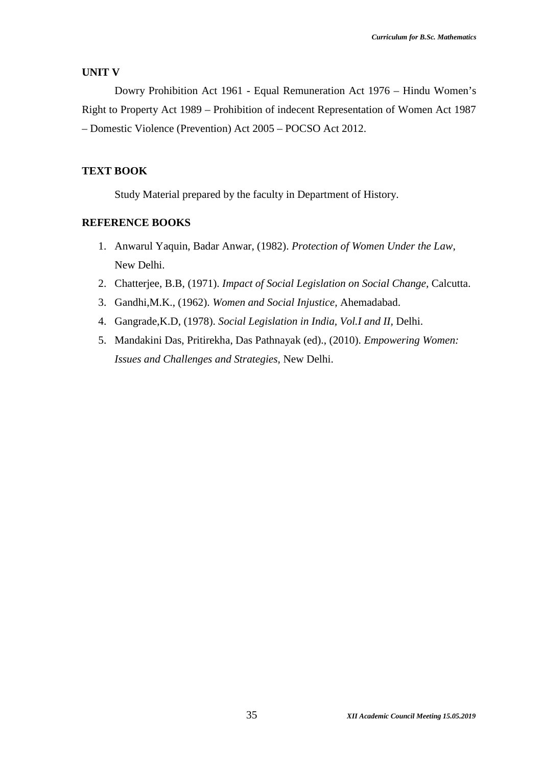### UNIT V

Dowry Prohibition Act 1961 - Equal Remuneration Act 1976 – Hindu Women's Right to Property Act 1989 – Prohibition of indecent Representation of Women Act 1987 – Domestic Violence (Prevention) Act 2005 – POCSO Act 2012.

### TEXT BOOK

Study Material prepared by the faculty in Department of History.

### REFERENCE BOOKS

1. Anwarul Yaquin, Badar Anwar, (1982). *Protection of Women Under the Law*, New Delhi.
2. Chatterjee, B.B, (1971). *Impact of Social Legislation on Social Change*, Calcutta.
3. Gandhi,M.K., (1962). *Women and Social Injustice*, Ahemadabad.
4. Gangrade,K.D, (1978). *Social Legislation in India, Vol.I and II*, Delhi.
5. Mandakini Das, Pritirekha, Das Pathnayak (ed)., (2010). *Empowering Women: Issues and Challenges and Strategies*, New Delhi.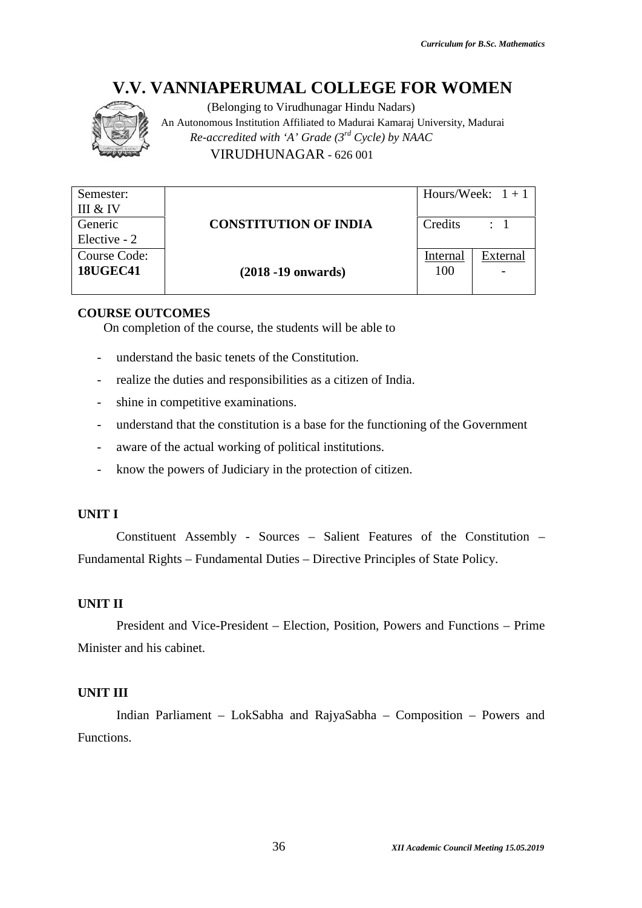# V.V. VANNIAPERUMAL COLLEGE FOR WOMEN

(Belonging to Virudhunagar Hindu Nadars)
An Autonomous Institution Affiliated to Madurai Kamaraj University, Madurai
*Re-accredited with 'A' Grade (3rd Cycle) by NAAC*
VIRUDHUNAGAR - 626 001

| Semester: III & IV | | Hours/Week: 1 + 1 | |
|---|---|---|---|
| Generic Elective - 2 | **CONSTITUTION OF INDIA** | Credits : 1 | |
| Course Code: **18UGEC41** | **(2018 -19 onwards)** | Internal 100 | External - |

**COURSE OUTCOMES**

On completion of the course, the students will be able to

- understand the basic tenets of the Constitution.
- realize the duties and responsibilities as a citizen of India.
- shine in competitive examinations.
- understand that the constitution is a base for the functioning of the Government
- aware of the actual working of political institutions.
- know the powers of Judiciary in the protection of citizen.

**UNIT I**

Constituent Assembly - Sources – Salient Features of the Constitution – Fundamental Rights – Fundamental Duties – Directive Principles of State Policy.

**UNIT II**

President and Vice-President – Election, Position, Powers and Functions – Prime Minister and his cabinet.

**UNIT III**

Indian Parliament – LokSabha and RajyaSabha – Composition – Powers and Functions.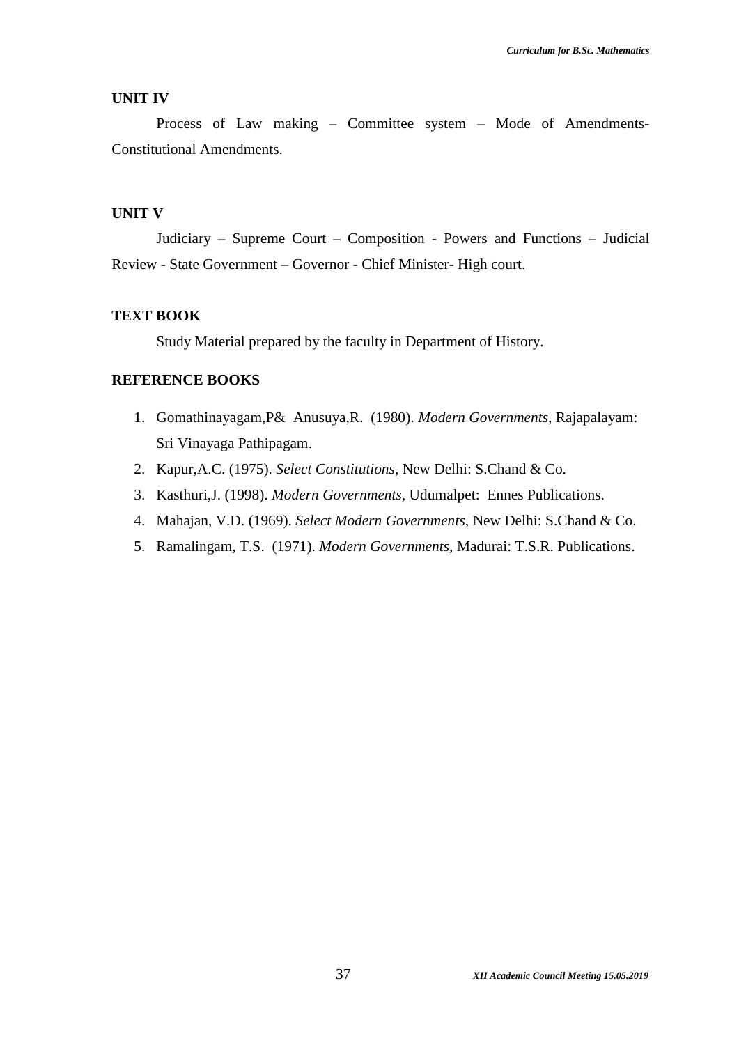**UNIT IV**

Process of Law making – Committee system – Mode of Amendments-Constitutional Amendments.

**UNIT V**

Judiciary – Supreme Court – Composition - Powers and Functions – Judicial Review - State Government – Governor - Chief Minister- High court.

**TEXT BOOK**

Study Material prepared by the faculty in Department of History.

**REFERENCE BOOKS**

1. Gomathinayagam,P& Anusuya,R. (1980). *Modern Governments*, Rajapalayam: Sri Vinayaga Pathipagam.
2. Kapur,A.C. (1975). *Select Constitutions*, New Delhi: S.Chand & Co.
3. Kasthuri,J. (1998). *Modern Governments*, Udumalpet: Ennes Publications.
4. Mahajan, V.D. (1969). *Select Modern Governments*, New Delhi: S.Chand & Co.
5. Ramalingam, T.S. (1971). *Modern Governments*, Madurai: T.S.R. Publications.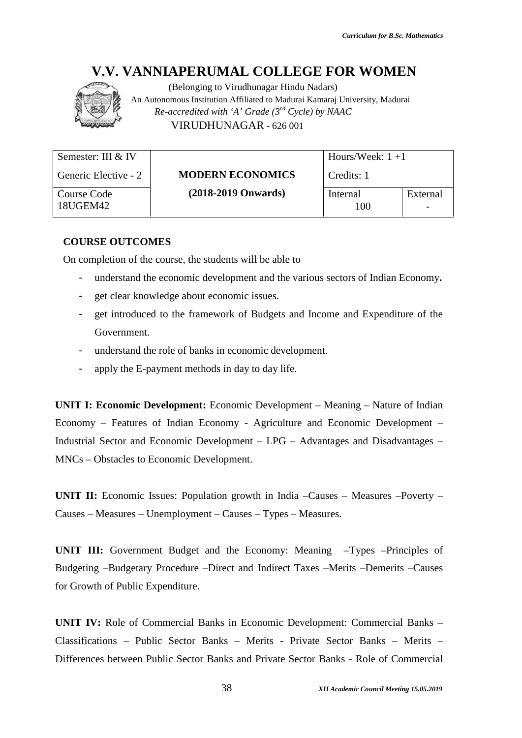# V.V. VANNIAPERUMAL COLLEGE FOR WOMEN

(Belonging to Virudhunagar Hindu Nadars)
An Autonomous Institution Affiliated to Madurai Kamaraj University, Madurai
*Re-accredited with 'A' Grade (3rd Cycle) by NAAC*
VIRUDHUNAGAR - 626 001

| Semester: III & IV | **MODERN ECONOMICS** | Hours/Week: 1 +1 | |
|---|---|---|---|
| Generic Elective - 2 | | Credits: 1 | |
| Course Code 18UGEM42 | **(2018-2019 Onwards)** | Internal 100 | External - |

**COURSE OUTCOMES**

On completion of the course, the students will be able to

- understand the economic development and the various sectors of Indian Economy**.**
- get clear knowledge about economic issues.
- get introduced to the framework of Budgets and Income and Expenditure of the Government.
- understand the role of banks in economic development.
- apply the E-payment methods in day to day life.

**UNIT I: Economic Development:** Economic Development – Meaning – Nature of Indian Economy – Features of Indian Economy - Agriculture and Economic Development – Industrial Sector and Economic Development – LPG – Advantages and Disadvantages – MNCs – Obstacles to Economic Development.

**UNIT II:** Economic Issues: Population growth in India –Causes – Measures –Poverty – Causes – Measures – Unemployment – Causes – Types – Measures.

**UNIT III:** Government Budget and the Economy: Meaning –Types –Principles of Budgeting –Budgetary Procedure –Direct and Indirect Taxes –Merits –Demerits –Causes for Growth of Public Expenditure.

**UNIT IV:** Role of Commercial Banks in Economic Development: Commercial Banks – Classifications – Public Sector Banks – Merits - Private Sector Banks – Merits – Differences between Public Sector Banks and Private Sector Banks - Role of Commercial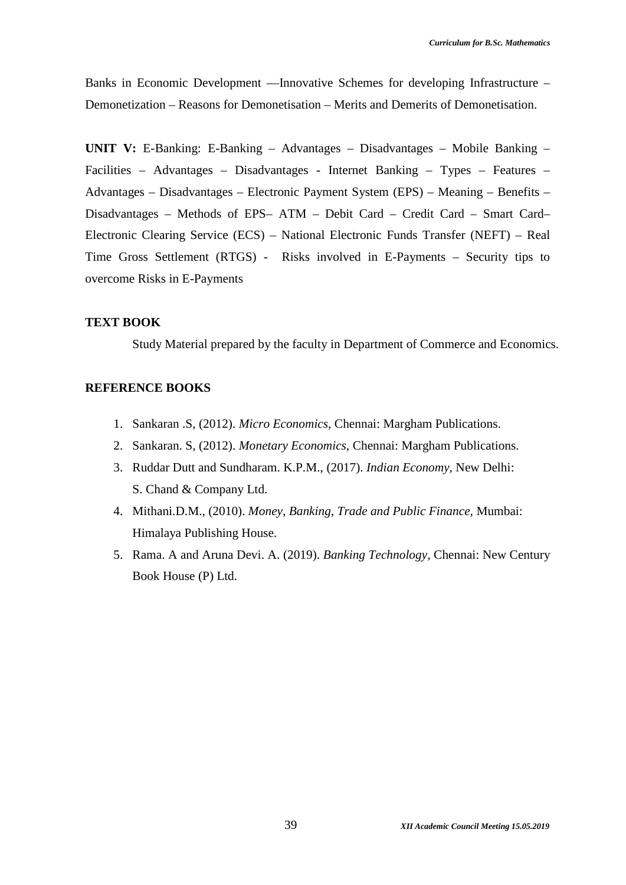Banks in Economic Development —Innovative Schemes for developing Infrastructure – Demonetization – Reasons for Demonetisation – Merits and Demerits of Demonetisation.

**UNIT V:** E-Banking: E-Banking – Advantages – Disadvantages – Mobile Banking – Facilities – Advantages – Disadvantages - Internet Banking – Types – Features – Advantages – Disadvantages – Electronic Payment System (EPS) – Meaning – Benefits – Disadvantages – Methods of EPS– ATM – Debit Card – Credit Card – Smart Card– Electronic Clearing Service (ECS) – National Electronic Funds Transfer (NEFT) – Real Time Gross Settlement (RTGS) - Risks involved in E-Payments – Security tips to overcome Risks in E-Payments

**TEXT BOOK**

Study Material prepared by the faculty in Department of Commerce and Economics.

**REFERENCE BOOKS**

1. Sankaran .S, (2012). *Micro Economics,* Chennai: Margham Publications.
2. Sankaran. S, (2012). *Monetary Economics*, Chennai: Margham Publications.
3. Ruddar Dutt and Sundharam. K.P.M., (2017). *Indian Economy*, New Delhi: S. Chand & Company Ltd.
4. Mithani.D.M., (2010). *Money, Banking, Trade and Public Finance*, Mumbai: Himalaya Publishing House.
5. Rama. A and Aruna Devi. A. (2019). *Banking Technology*, Chennai: New Century Book House (P) Ltd.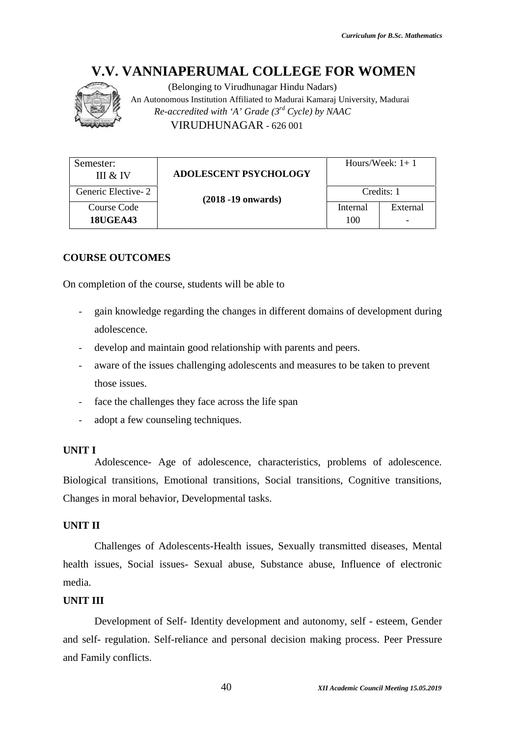# V.V. VANNIAPERUMAL COLLEGE FOR WOMEN

(Belonging to Virudhunagar Hindu Nadars)
An Autonomous Institution Affiliated to Madurai Kamaraj University, Madurai
*Re-accredited with 'A' Grade (3rd Cycle) by NAAC*
VIRUDHUNAGAR - 626 001

| Semester: III & IV | ADOLESCENT PSYCHOLOGY | Hours/Week: 1+ 1 | |
|---|---|---|---|
| Generic Elective- 2 | (2018 -19 onwards) | Credits: 1 | |
| Course Code **18UGEA43** | | Internal 100 | External - |

## COURSE OUTCOMES

On completion of the course, students will be able to

- gain knowledge regarding the changes in different domains of development during adolescence.
- develop and maintain good relationship with parents and peers.
- aware of the issues challenging adolescents and measures to be taken to prevent those issues.
- face the challenges they face across the life span
- adopt a few counseling techniques.

**UNIT I**

Adolescence- Age of adolescence, characteristics, problems of adolescence. Biological transitions, Emotional transitions, Social transitions, Cognitive transitions, Changes in moral behavior, Developmental tasks.

**UNIT II**

Challenges of Adolescents-Health issues, Sexually transmitted diseases, Mental health issues, Social issues- Sexual abuse, Substance abuse, Influence of electronic media.

**UNIT III**

Development of Self- Identity development and autonomy, self - esteem, Gender and self- regulation. Self-reliance and personal decision making process. Peer Pressure and Family conflicts.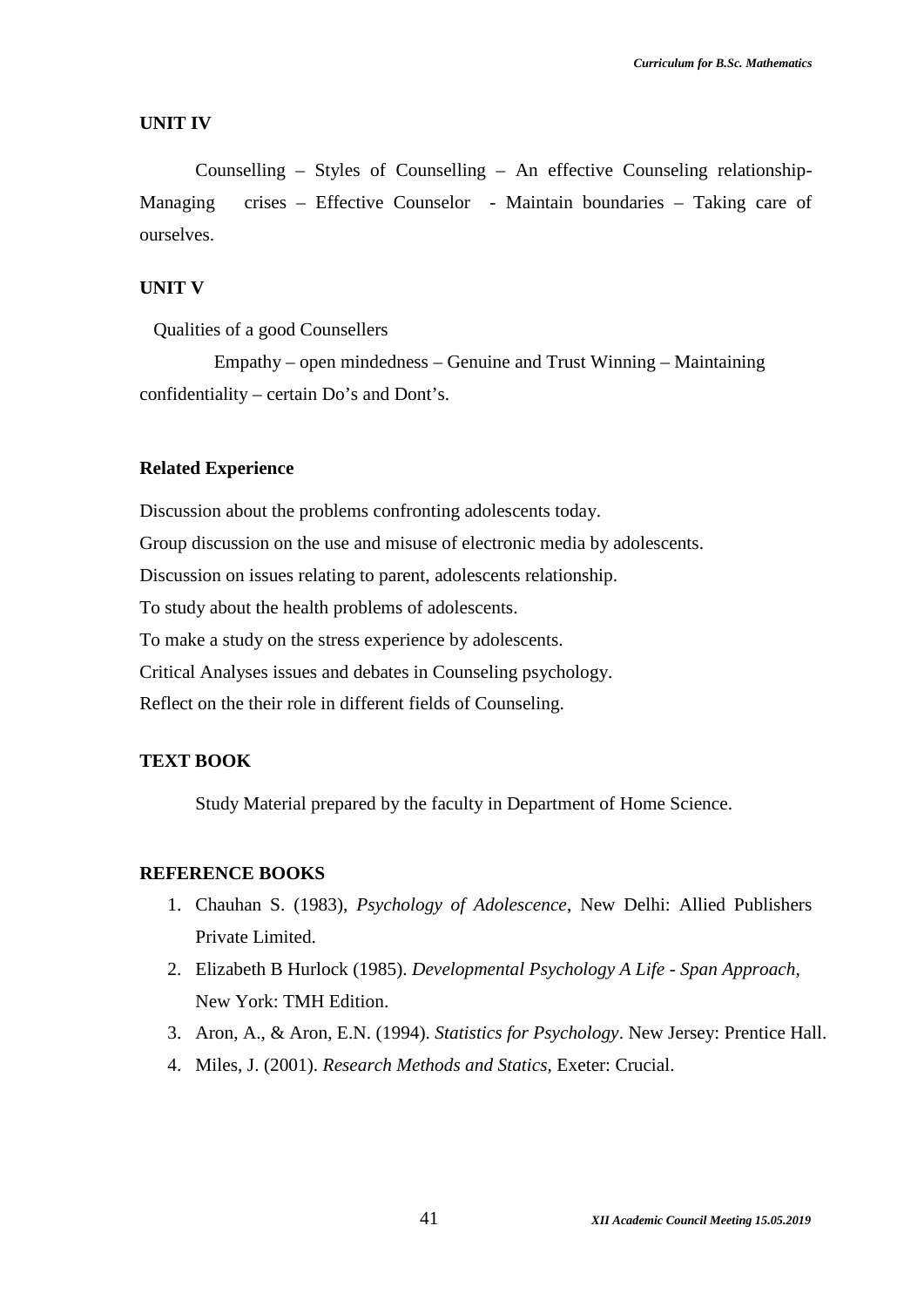## UNIT IV

Counselling – Styles of Counselling – An effective Counseling relationship-Managing crises – Effective Counselor - Maintain boundaries – Taking care of ourselves.

## UNIT V

Qualities of a good Counsellers

Empathy – open mindedness – Genuine and Trust Winning – Maintaining confidentiality – certain Do's and Dont's.

### Related Experience

Discussion about the problems confronting adolescents today.

Group discussion on the use and misuse of electronic media by adolescents.

Discussion on issues relating to parent, adolescents relationship.

To study about the health problems of adolescents.

To make a study on the stress experience by adolescents.

Critical Analyses issues and debates in Counseling psychology.

Reflect on the their role in different fields of Counseling.

### TEXT BOOK

Study Material prepared by the faculty in Department of Home Science.

### REFERENCE BOOKS

1. Chauhan S. (1983), *Psychology of Adolescence*, New Delhi: Allied Publishers Private Limited.
2. Elizabeth B Hurlock (1985). *Developmental Psychology A Life - Span Approach*, New York: TMH Edition.
3. Aron, A., & Aron, E.N. (1994). *Statistics for Psychology*. New Jersey: Prentice Hall.
4. Miles, J. (2001). *Research Methods and Statics*, Exeter: Crucial.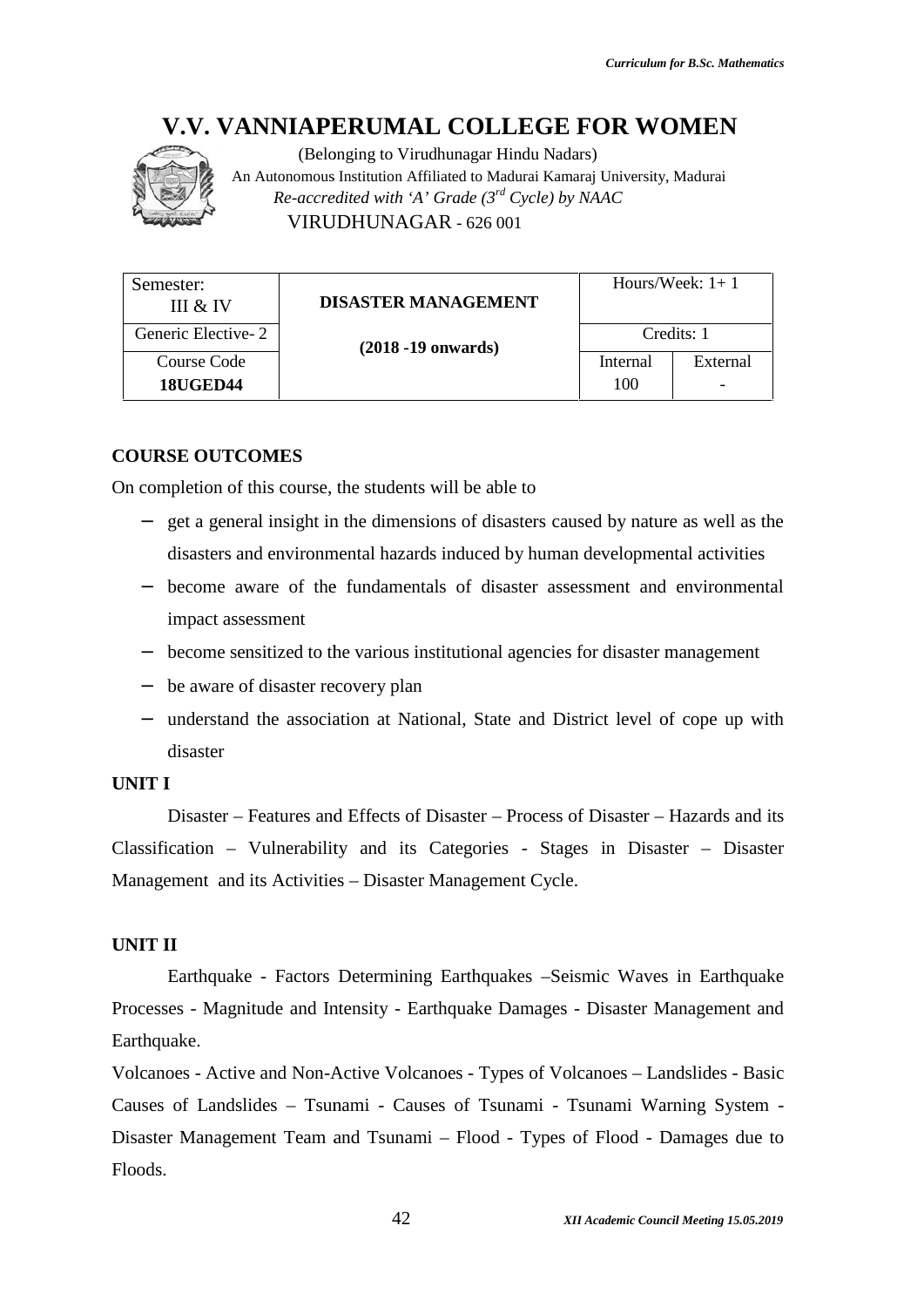# V.V. VANNIAPERUMAL COLLEGE FOR WOMEN

(Belonging to Virudhunagar Hindu Nadars)
An Autonomous Institution Affiliated to Madurai Kamaraj University, Madurai
*Re-accredited with 'A' Grade (3rd Cycle) by NAAC*
VIRUDHUNAGAR - 626 001

| Semester: III & IV | **DISASTER MANAGEMENT** | Hours/Week: 1+ 1 | |
|---|---|---|---|
| Generic Elective- 2 | **(2018 -19 onwards)** | Credits: 1 | |
| Course Code | | Internal | External |
| **18UGED44** | | 100 | - |

**COURSE OUTCOMES**

On completion of this course, the students will be able to

- get a general insight in the dimensions of disasters caused by nature as well as the disasters and environmental hazards induced by human developmental activities
- become aware of the fundamentals of disaster assessment and environmental impact assessment
- become sensitized to the various institutional agencies for disaster management
- be aware of disaster recovery plan
- understand the association at National, State and District level of cope up with disaster

**UNIT I**

Disaster – Features and Effects of Disaster – Process of Disaster – Hazards and its Classification – Vulnerability and its Categories - Stages in Disaster – Disaster Management and its Activities – Disaster Management Cycle.

**UNIT II**

Earthquake - Factors Determining Earthquakes –Seismic Waves in Earthquake Processes - Magnitude and Intensity - Earthquake Damages - Disaster Management and Earthquake.

Volcanoes - Active and Non-Active Volcanoes - Types of Volcanoes – Landslides - Basic Causes of Landslides – Tsunami - Causes of Tsunami - Tsunami Warning System - Disaster Management Team and Tsunami – Flood - Types of Flood - Damages due to Floods.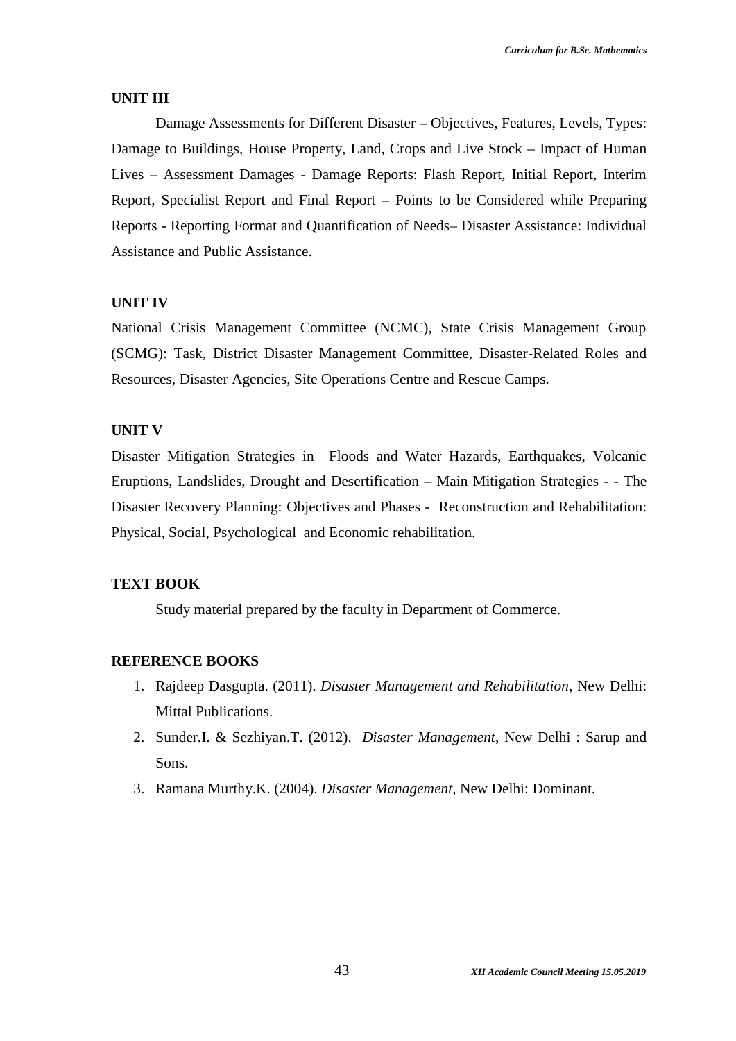**UNIT III**

Damage Assessments for Different Disaster – Objectives, Features, Levels, Types: Damage to Buildings, House Property, Land, Crops and Live Stock – Impact of Human Lives – Assessment Damages - Damage Reports: Flash Report, Initial Report, Interim Report, Specialist Report and Final Report – Points to be Considered while Preparing Reports - Reporting Format and Quantification of Needs– Disaster Assistance: Individual Assistance and Public Assistance.

**UNIT IV**

National Crisis Management Committee (NCMC), State Crisis Management Group (SCMG): Task, District Disaster Management Committee, Disaster-Related Roles and Resources, Disaster Agencies, Site Operations Centre and Rescue Camps.

**UNIT V**

Disaster Mitigation Strategies in Floods and Water Hazards, Earthquakes, Volcanic Eruptions, Landslides, Drought and Desertification – Main Mitigation Strategies - - The Disaster Recovery Planning: Objectives and Phases - Reconstruction and Rehabilitation: Physical, Social, Psychological and Economic rehabilitation.

**TEXT BOOK**

Study material prepared by the faculty in Department of Commerce.

**REFERENCE BOOKS**

1. Rajdeep Dasgupta. (2011). *Disaster Management and Rehabilitation*, New Delhi: Mittal Publications.
2. Sunder.I. & Sezhiyan.T. (2012). *Disaster Management*, New Delhi : Sarup and Sons.
3. Ramana Murthy.K. (2004). *Disaster Management*, New Delhi: Dominant.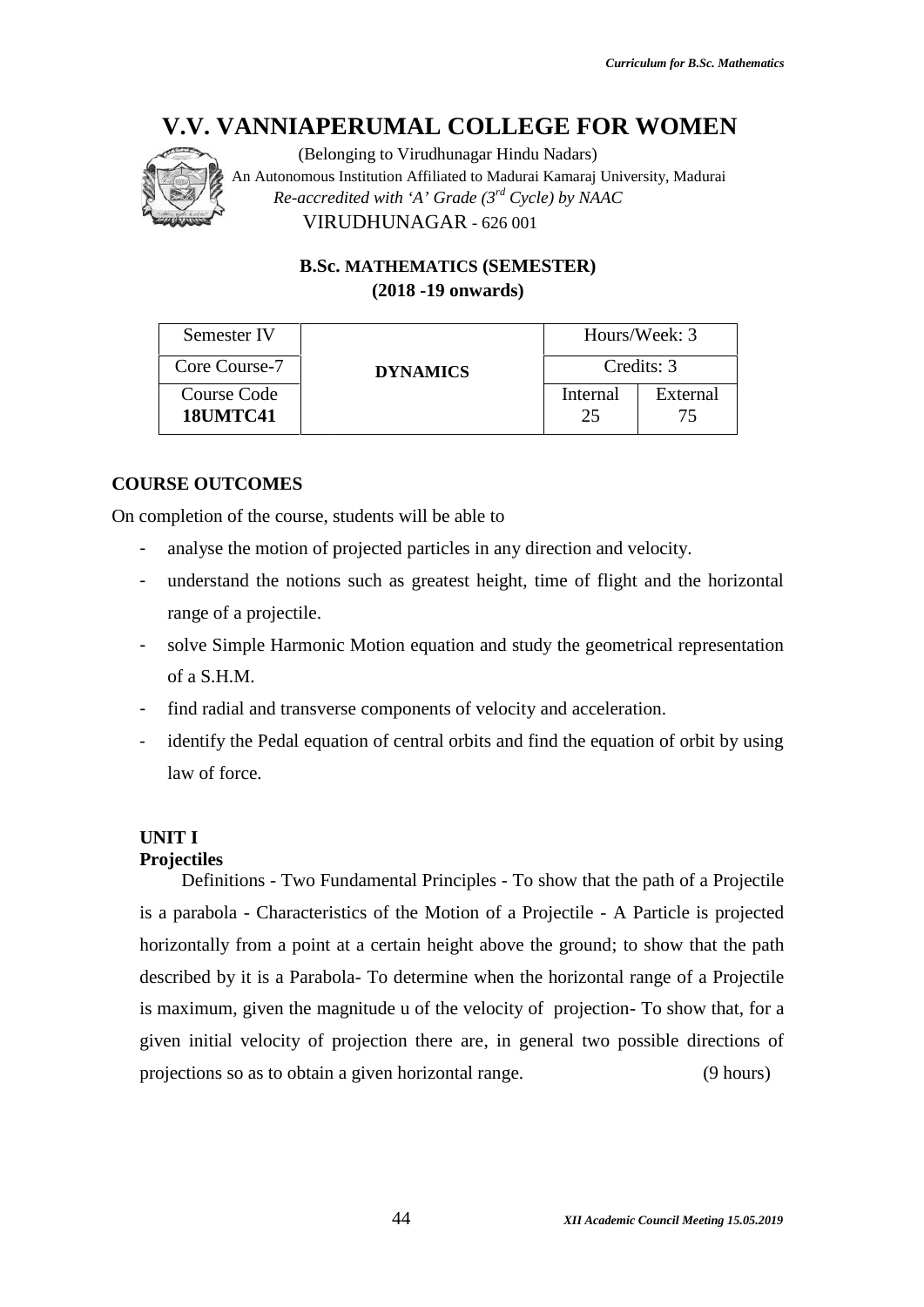# V.V. VANNIAPERUMAL COLLEGE FOR WOMEN

(Belonging to Virudhunagar Hindu Nadars)
An Autonomous Institution Affiliated to Madurai Kamaraj University, Madurai
*Re-accredited with 'A' Grade (3rd Cycle) by NAAC*
VIRUDHUNAGAR - 626 001

**B.Sc. MATHEMATICS (SEMESTER)**
**(2018 -19 onwards)**

| Semester IV | **DYNAMICS** | Hours/Week: 3 | |
|---|---|---|---|
| Core Course-7 | | Credits: 3 | |
| Course Code **18UMTC41** | | Internal 25 | External 75 |

## COURSE OUTCOMES

On completion of the course, students will be able to

- analyse the motion of projected particles in any direction and velocity.
- understand the notions such as greatest height, time of flight and the horizontal range of a projectile.
- solve Simple Harmonic Motion equation and study the geometrical representation of a S.H.M.
- find radial and transverse components of velocity and acceleration.
- identify the Pedal equation of central orbits and find the equation of orbit by using law of force.

### UNIT I

**Projectiles**

Definitions - Two Fundamental Principles - To show that the path of a Projectile is a parabola - Characteristics of the Motion of a Projectile - A Particle is projected horizontally from a point at a certain height above the ground; to show that the path described by it is a Parabola- To determine when the horizontal range of a Projectile is maximum, given the magnitude u of the velocity of projection- To show that, for a given initial velocity of projection there are, in general two possible directions of projections so as to obtain a given horizontal range. (9 hours)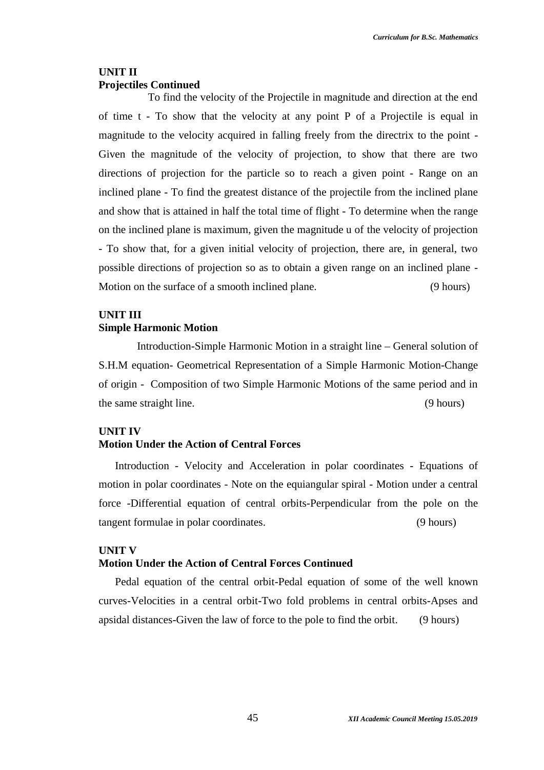**UNIT II**
**Projectiles Continued**

To find the velocity of the Projectile in magnitude and direction at the end of time t - To show that the velocity at any point P of a Projectile is equal in magnitude to the velocity acquired in falling freely from the directrix to the point - Given the magnitude of the velocity of projection, to show that there are two directions of projection for the particle so to reach a given point - Range on an inclined plane - To find the greatest distance of the projectile from the inclined plane and show that is attained in half the total time of flight - To determine when the range on the inclined plane is maximum, given the magnitude u of the velocity of projection - To show that, for a given initial velocity of projection, there are, in general, two possible directions of projection so as to obtain a given range on an inclined plane - Motion on the surface of a smooth inclined plane. (9 hours)

**UNIT III**
**Simple Harmonic Motion**

Introduction-Simple Harmonic Motion in a straight line – General solution of S.H.M equation- Geometrical Representation of a Simple Harmonic Motion-Change of origin - Composition of two Simple Harmonic Motions of the same period and in the same straight line. (9 hours)

**UNIT IV**
**Motion Under the Action of Central Forces**

Introduction - Velocity and Acceleration in polar coordinates - Equations of motion in polar coordinates - Note on the equiangular spiral - Motion under a central force -Differential equation of central orbits-Perpendicular from the pole on the tangent formulae in polar coordinates. (9 hours)

**UNIT V**
**Motion Under the Action of Central Forces Continued**

Pedal equation of the central orbit-Pedal equation of some of the well known curves-Velocities in a central orbit-Two fold problems in central orbits-Apses and apsidal distances-Given the law of force to the pole to find the orbit. (9 hours)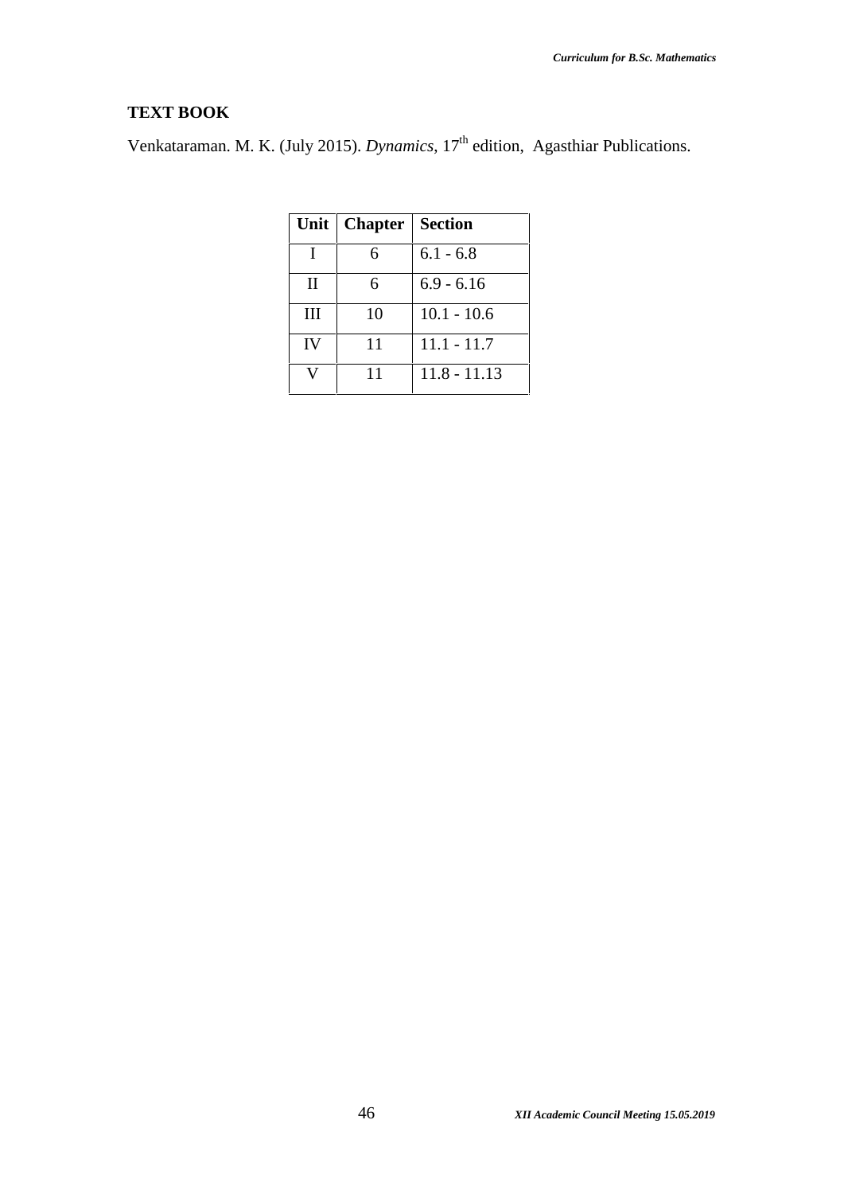**TEXT BOOK**

Venkataraman. M. K. (July 2015). *Dynamics*, $17^{th}$ edition, Agasthiar Publications.

| Unit | Chapter | Section |
|---|---|---|
| I | 6 | 6.1 - 6.8 |
| II | 6 | 6.9 - 6.16 |
| III | 10 | 10.1 - 10.6 |
| IV | 11 | 11.1 - 11.7 |
| V | 11 | 11.8 - 11.13 |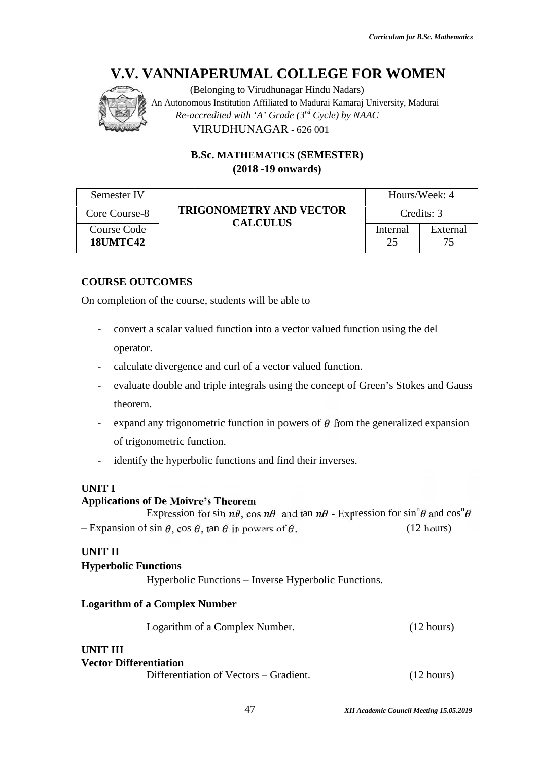# V.V. VANNIAPERUMAL COLLEGE FOR WOMEN

(Belonging to Virudhunagar Hindu Nadars)
An Autonomous Institution Affiliated to Madurai Kamaraj University, Madurai
*Re-accredited with 'A' Grade (3rd Cycle) by NAAC*
VIRUDHUNAGAR - 626 001

**B.Sc. MATHEMATICS (SEMESTER)**
**(2018 -19 onwards)**

| Semester IV | **TRIGONOMETRY AND VECTOR CALCULUS** | Hours/Week: 4 | |
|---|---|---|---|
| Core Course-8 | | Credits: 3 | |
| Course Code **18UMTC42** | | Internal 25 | External 75 |

**COURSE OUTCOMES**

On completion of the course, students will be able to

- convert a scalar valued function into a vector valued function using the del operator.
- calculate divergence and curl of a vector valued function.
- evaluate double and triple integrals using the concept of Green's Stokes and Gauss theorem.
- expand any trigonometric function in powers of $\theta$ from the generalized expansion of trigonometric function.
- identify the hyperbolic functions and find their inverses.

**UNIT I**
**Applications of De Moivre's Theorem**

Expression for $\sin n\theta$, $\cos n\theta$ and $\tan n\theta$ - Expression for $\sin^n\theta$ and $\cos^n\theta$ – Expansion of $\sin\theta$, $\cos\theta$, $\tan\theta$ in powers of $\theta$. (12 hours)

**UNIT II**
**Hyperbolic Functions**

Hyperbolic Functions – Inverse Hyperbolic Functions.

**Logarithm of a Complex Number**

Logarithm of a Complex Number. (12 hours)

**UNIT III**
**Vector Differentiation**

Differentiation of Vectors – Gradient. (12 hours)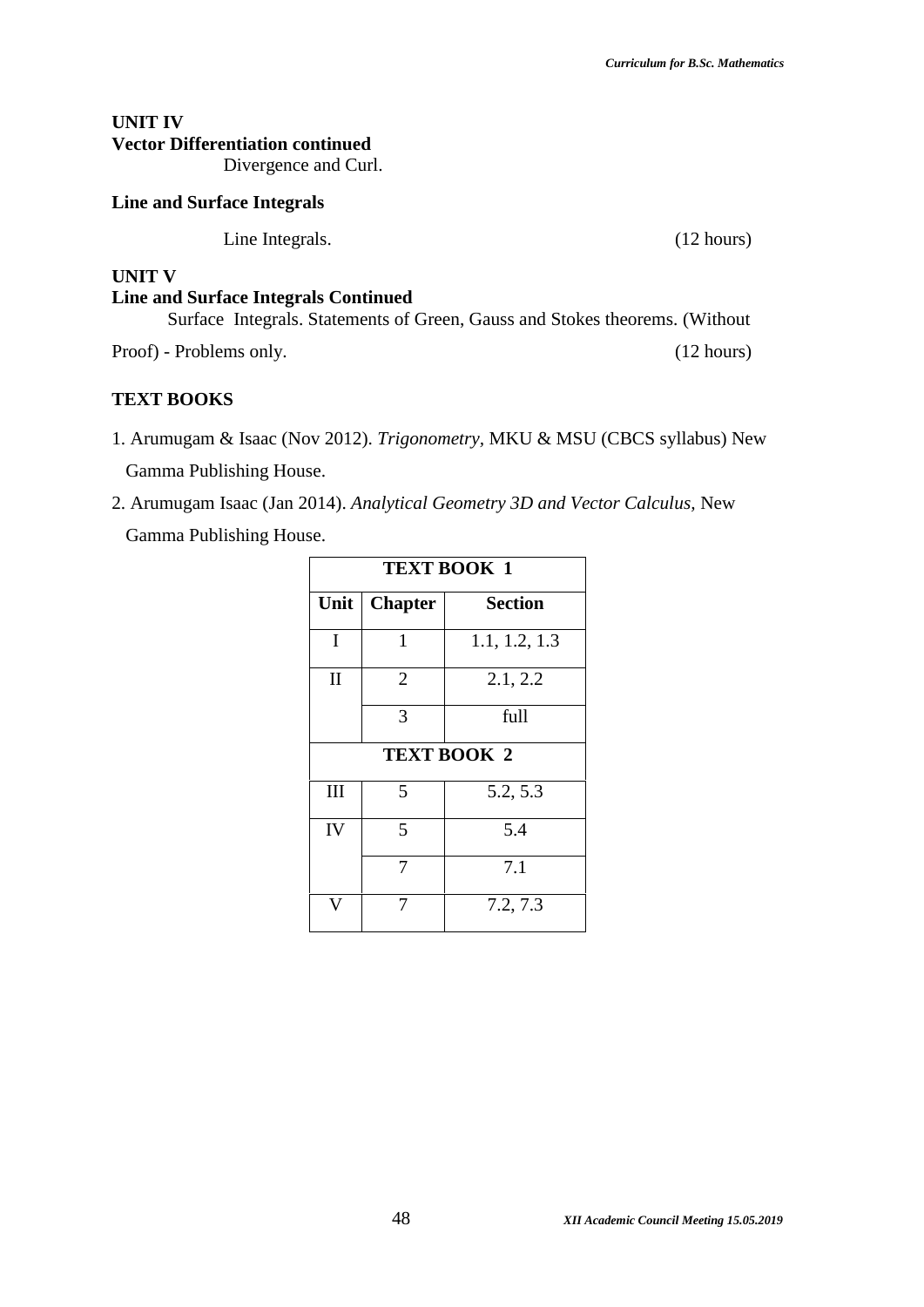**UNIT IV**

**Vector Differentiation continued**

Divergence and Curl.

**Line and Surface Integrals**

Line Integrals. (12 hours)

**UNIT V**

**Line and Surface Integrals Continued**

Surface Integrals. Statements of Green, Gauss and Stokes theorems. (Without Proof) - Problems only. (12 hours)

**TEXT BOOKS**

1. Arumugam & Isaac (Nov 2012). *Trigonometry,* MKU & MSU (CBCS syllabus) New Gamma Publishing House.
2. Arumugam Isaac (Jan 2014). *Analytical Geometry 3D and Vector Calculus,* New Gamma Publishing House.

| **TEXT BOOK 1** | | |
|---|---|---|
| **Unit** | **Chapter** | **Section** |
| I | 1 | 1.1, 1.2, 1.3 |
| II | 2 | 2.1, 2.2 |
| | 3 | full |
| **TEXT BOOK 2** | | |
| III | 5 | 5.2, 5.3 |
| IV | 5 | 5.4 |
| | 7 | 7.1 |
| V | 7 | 7.2, 7.3 |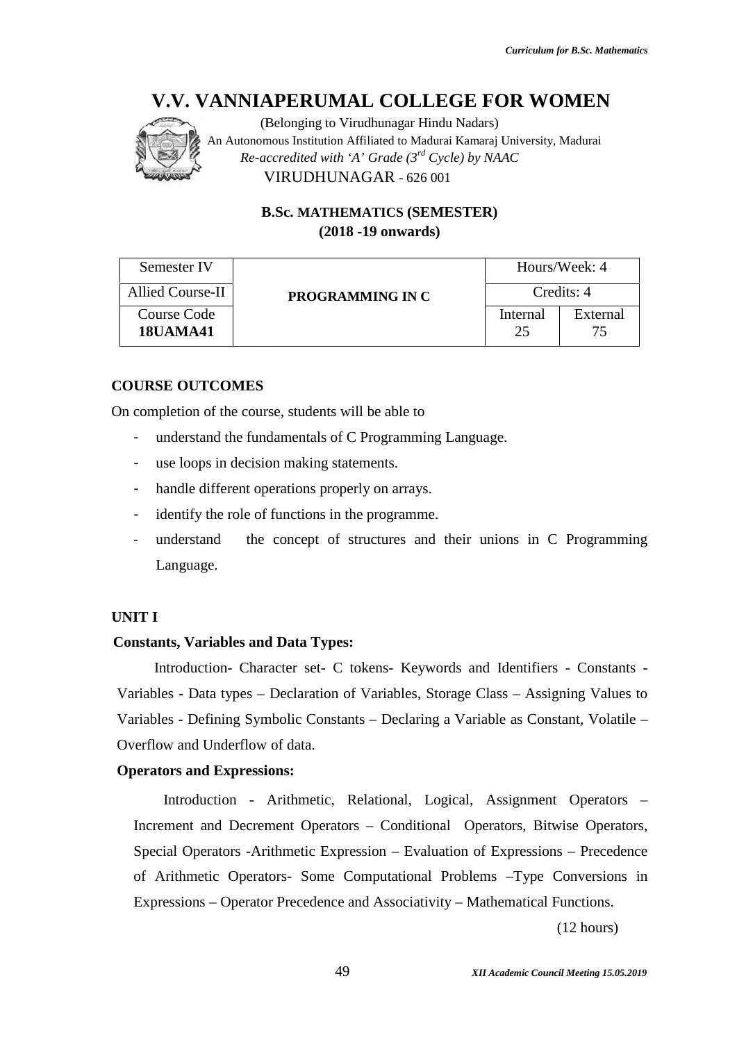# V.V. VANNIAPERUMAL COLLEGE FOR WOMEN

(Belonging to Virudhunagar Hindu Nadars)
An Autonomous Institution Affiliated to Madurai Kamaraj University, Madurai
*Re-accredited with 'A' Grade (3rd Cycle) by NAAC*
VIRUDHUNAGAR - 626 001

**B.Sc. MATHEMATICS (SEMESTER)**
**(2018 -19 onwards)**

| Semester IV | **PROGRAMMING IN C** | Hours/Week: 4 | |
|---|---|---|---|
| Allied Course-II | | Credits: 4 | |
| Course Code **18UAMA41** | | Internal 25 | External 75 |

**COURSE OUTCOMES**

On completion of the course, students will be able to

- understand the fundamentals of C Programming Language.
- use loops in decision making statements.
- handle different operations properly on arrays.
- identify the role of functions in the programme.
- understand the concept of structures and their unions in C Programming Language.

**UNIT I**

**Constants, Variables and Data Types:**

Introduction- Character set- C tokens- Keywords and Identifiers - Constants - Variables - Data types – Declaration of Variables, Storage Class – Assigning Values to Variables - Defining Symbolic Constants – Declaring a Variable as Constant, Volatile – Overflow and Underflow of data.

**Operators and Expressions:**

Introduction - Arithmetic, Relational, Logical, Assignment Operators – Increment and Decrement Operators – Conditional Operators, Bitwise Operators, Special Operators -Arithmetic Expression – Evaluation of Expressions – Precedence of Arithmetic Operators- Some Computational Problems –Type Conversions in Expressions – Operator Precedence and Associativity – Mathematical Functions.

(12 hours)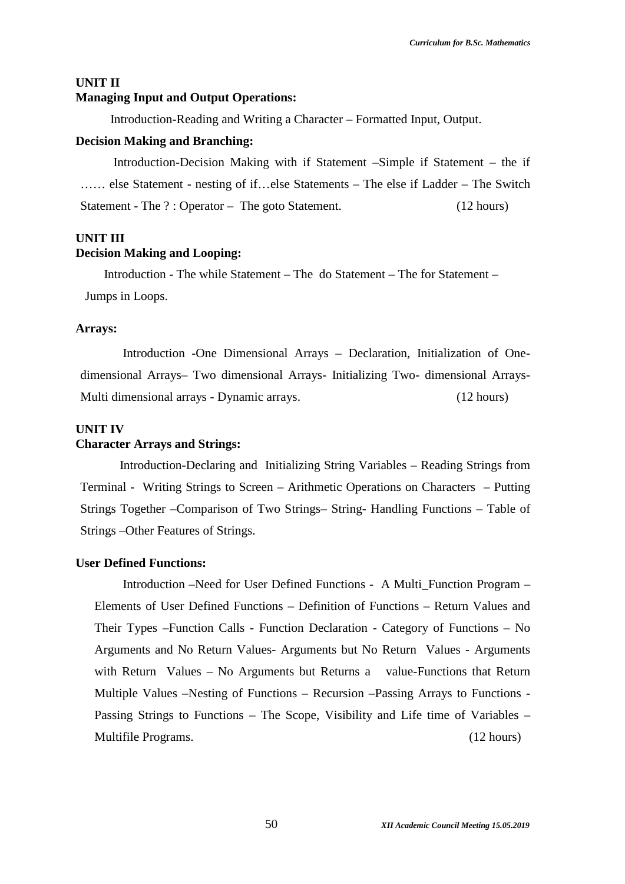**UNIT II**

**Managing Input and Output Operations:**

Introduction-Reading and Writing a Character – Formatted Input, Output.

**Decision Making and Branching:**

Introduction-Decision Making with if Statement –Simple if Statement – the if …… else Statement - nesting of if…else Statements – The else if Ladder – The Switch Statement - The ? : Operator – The goto Statement. (12 hours)

**UNIT III**

**Decision Making and Looping:**

Introduction - The while Statement – The do Statement – The for Statement – Jumps in Loops.

**Arrays:**

Introduction -One Dimensional Arrays – Declaration, Initialization of One-dimensional Arrays– Two dimensional Arrays- Initializing Two- dimensional Arrays-Multi dimensional arrays - Dynamic arrays. (12 hours)

**UNIT IV**

**Character Arrays and Strings:**

Introduction-Declaring and Initializing String Variables – Reading Strings from Terminal - Writing Strings to Screen – Arithmetic Operations on Characters – Putting Strings Together –Comparison of Two Strings– String- Handling Functions – Table of Strings –Other Features of Strings.

**User Defined Functions:**

Introduction –Need for User Defined Functions - A Multi_Function Program – Elements of User Defined Functions – Definition of Functions – Return Values and Their Types –Function Calls - Function Declaration - Category of Functions – No Arguments and No Return Values- Arguments but No Return Values - Arguments with Return Values – No Arguments but Returns a value-Functions that Return Multiple Values –Nesting of Functions – Recursion –Passing Arrays to Functions - Passing Strings to Functions – The Scope, Visibility and Life time of Variables – Multifile Programs. (12 hours)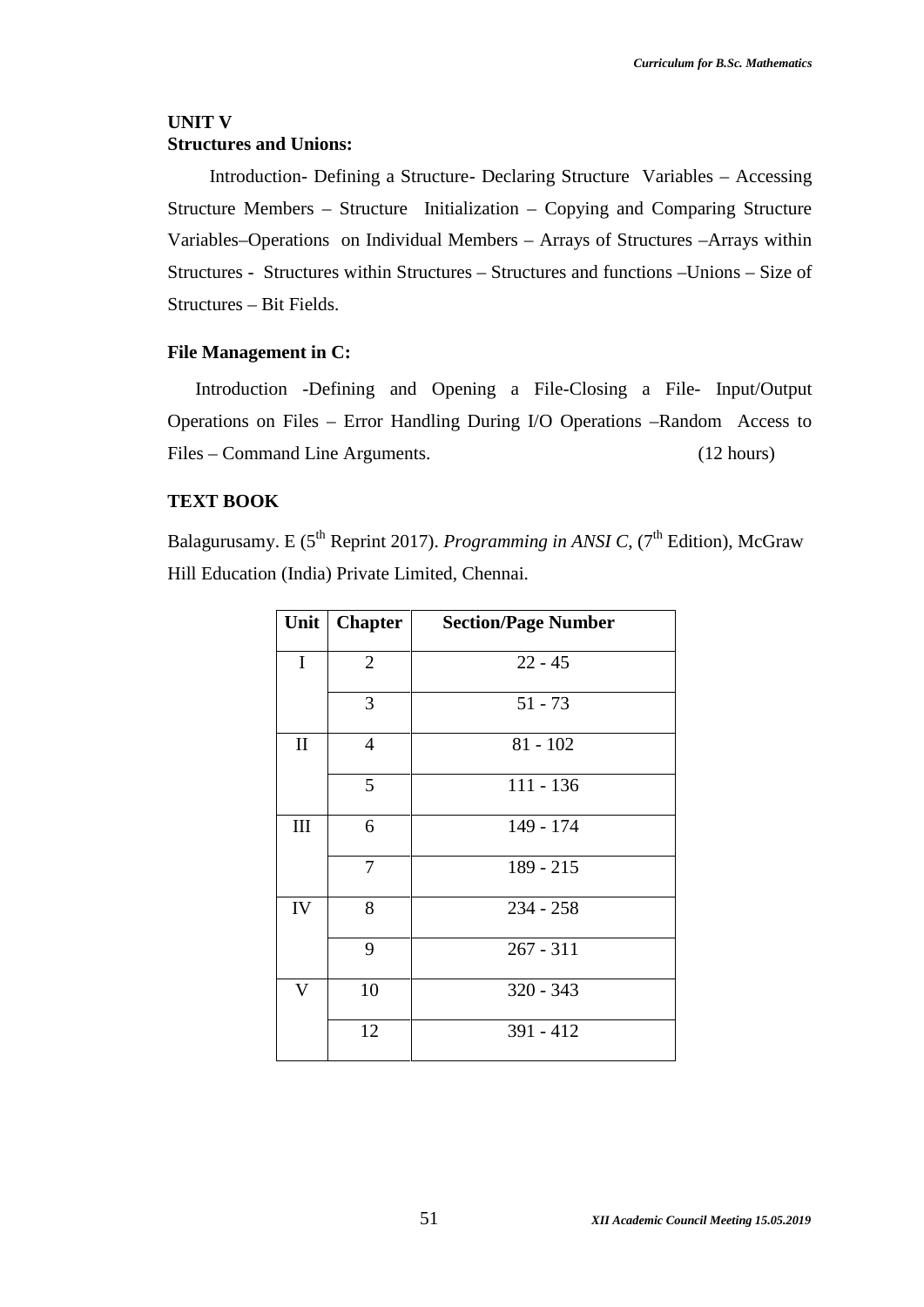## UNIT V
### Structures and Unions:

Introduction- Defining a Structure- Declaring Structure Variables – Accessing Structure Members – Structure Initialization – Copying and Comparing Structure Variables–Operations on Individual Members – Arrays of Structures –Arrays within Structures - Structures within Structures – Structures and functions –Unions – Size of Structures – Bit Fields.

### File Management in C:

Introduction -Defining and Opening a File-Closing a File- Input/Output Operations on Files – Error Handling During I/O Operations –Random Access to Files – Command Line Arguments. (12 hours)

### TEXT BOOK

Balagurusamy. E (5th Reprint 2017). *Programming in ANSI C*, (7th Edition), McGraw Hill Education (India) Private Limited, Chennai.

| Unit | Chapter | Section/Page Number |
|---|---|---|
| I | 2 | 22 - 45 |
| | 3 | 51 - 73 |
| II | 4 | 81 - 102 |
| | 5 | 111 - 136 |
| III | 6 | 149 - 174 |
| | 7 | 189 - 215 |
| IV | 8 | 234 - 258 |
| | 9 | 267 - 311 |
| V | 10 | 320 - 343 |
| | 12 | 391 - 412 |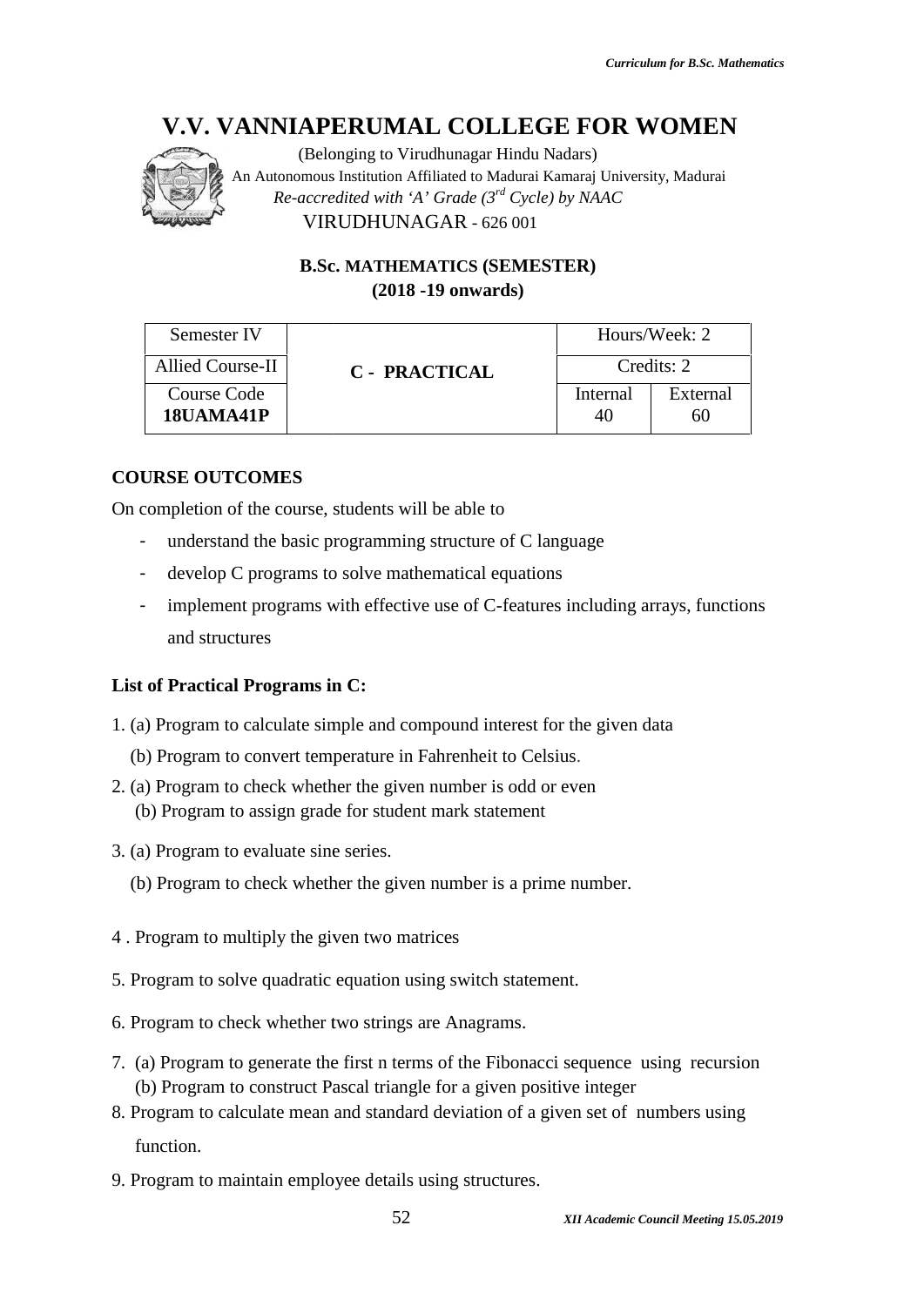# V.V. VANNIAPERUMAL COLLEGE FOR WOMEN

(Belonging to Virudhunagar Hindu Nadars)
An Autonomous Institution Affiliated to Madurai Kamaraj University, Madurai
*Re-accredited with 'A' Grade (3rd Cycle) by NAAC*
VIRUDHUNAGAR - 626 001

**B.Sc. MATHEMATICS (SEMESTER)**
**(2018 -19 onwards)**

| Semester IV | C - PRACTICAL | Hours/Week: 2 | |
|---|---|---|---|
| Allied Course-II | | Credits: 2 | |
| Course Code **18UAMA41P** | | Internal 40 | External 60 |

**COURSE OUTCOMES**

On completion of the course, students will be able to

- understand the basic programming structure of C language
- develop C programs to solve mathematical equations
- implement programs with effective use of C-features including arrays, functions and structures

**List of Practical Programs in C:**

1. (a) Program to calculate simple and compound interest for the given data
   (b) Program to convert temperature in Fahrenheit to Celsius.
2. (a) Program to check whether the given number is odd or even
   (b) Program to assign grade for student mark statement
3. (a) Program to evaluate sine series.
   (b) Program to check whether the given number is a prime number.
4. Program to multiply the given two matrices
5. Program to solve quadratic equation using switch statement.
6. Program to check whether two strings are Anagrams.
7. (a) Program to generate the first n terms of the Fibonacci sequence using recursion
   (b) Program to construct Pascal triangle for a given positive integer
8. Program to calculate mean and standard deviation of a given set of numbers using function.
9. Program to maintain employee details using structures.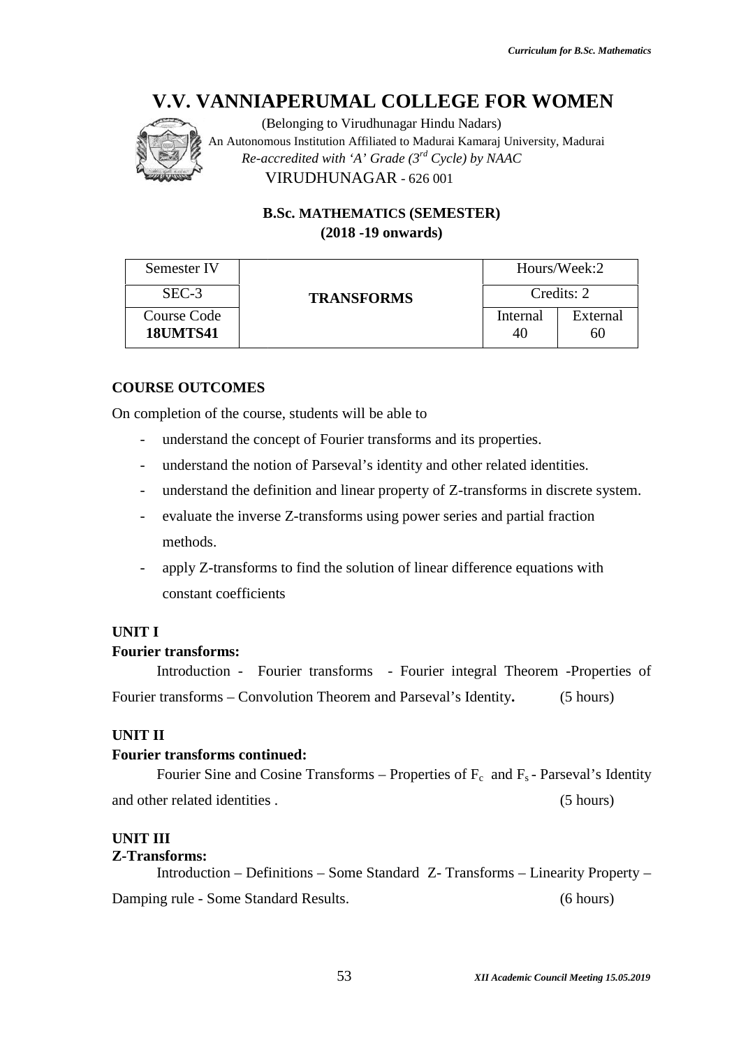# V.V. VANNIAPERUMAL COLLEGE FOR WOMEN

(Belonging to Virudhunagar Hindu Nadars)
An Autonomous Institution Affiliated to Madurai Kamaraj University, Madurai
*Re-accredited with 'A' Grade (3rd Cycle) by NAAC*
VIRUDHUNAGAR - 626 001

**B.Sc. MATHEMATICS (SEMESTER)**
**(2018 -19 onwards)**

| Semester IV | TRANSFORMS | Hours/Week:2 | |
|---|---|---|---|
| SEC-3 | | Credits: 2 | |
| Course Code **18UMTS41** | | Internal 40 | External 60 |

**COURSE OUTCOMES**

On completion of the course, students will be able to

- understand the concept of Fourier transforms and its properties.
- understand the notion of Parseval's identity and other related identities.
- understand the definition and linear property of Z-transforms in discrete system.
- evaluate the inverse Z-transforms using power series and partial fraction methods.
- apply Z-transforms to find the solution of linear difference equations with constant coefficients

**UNIT I**

**Fourier transforms:**

Introduction - Fourier transforms - Fourier integral Theorem -Properties of Fourier transforms – Convolution Theorem and Parseval's Identity**.** (5 hours)

**UNIT II**

**Fourier transforms continued:**

Fourier Sine and Cosine Transforms – Properties of $F_c$ and $F_s$ - Parseval's Identity and other related identities . (5 hours)

**UNIT III**

**Z-Transforms:**

Introduction – Definitions – Some Standard Z- Transforms – Linearity Property – Damping rule - Some Standard Results. (6 hours)

*XII Academic Council Meeting 15.05.2019*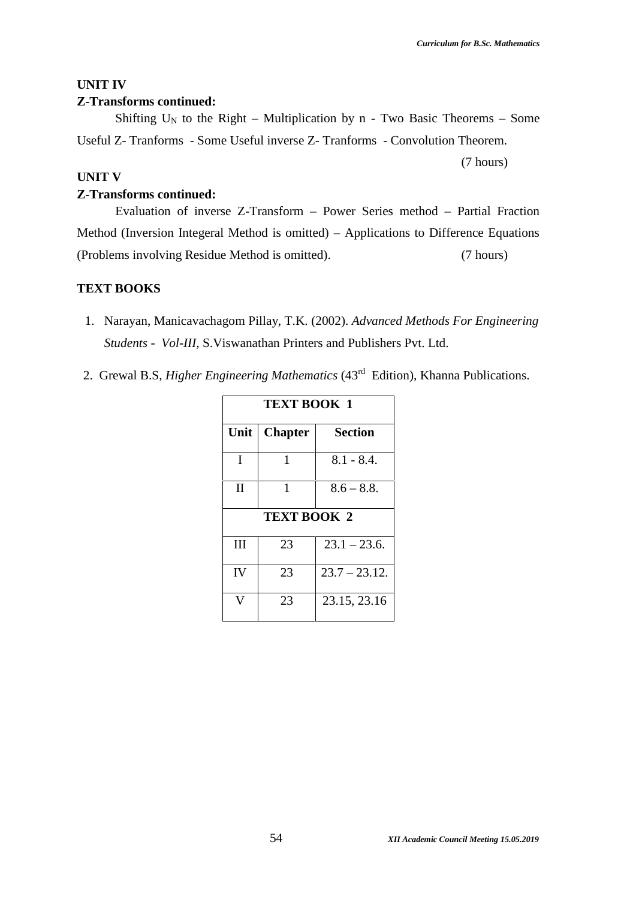### UNIT IV

**Z-Transforms continued:**

Shifting $U_N$ to the Right – Multiplication by n - Two Basic Theorems – Some Useful Z- Tranforms - Some Useful inverse Z- Tranforms - Convolution Theorem.

(7 hours)

### UNIT V

**Z-Transforms continued:**

Evaluation of inverse Z-Transform – Power Series method – Partial Fraction Method (Inversion Integeral Method is omitted) – Applications to Difference Equations (Problems involving Residue Method is omitted). (7 hours)

### TEXT BOOKS

1. Narayan, Manicavachagom Pillay, T.K. (2002). *Advanced Methods For Engineering Students - Vol-III,* S.Viswanathan Printers and Publishers Pvt. Ltd.
2. Grewal B.S, *Higher Engineering Mathematics* (43rd Edition), Khanna Publications.

| TEXT BOOK 1 | | |
|---|---|---|
| **Unit** | **Chapter** | **Section** |
| I | 1 | 8.1 - 8.4. |
| II | 1 | 8.6 – 8.8. |
| **TEXT BOOK 2** | | |
| III | 23 | 23.1 – 23.6. |
| IV | 23 | 23.7 – 23.12. |
| V | 23 | 23.15, 23.16 |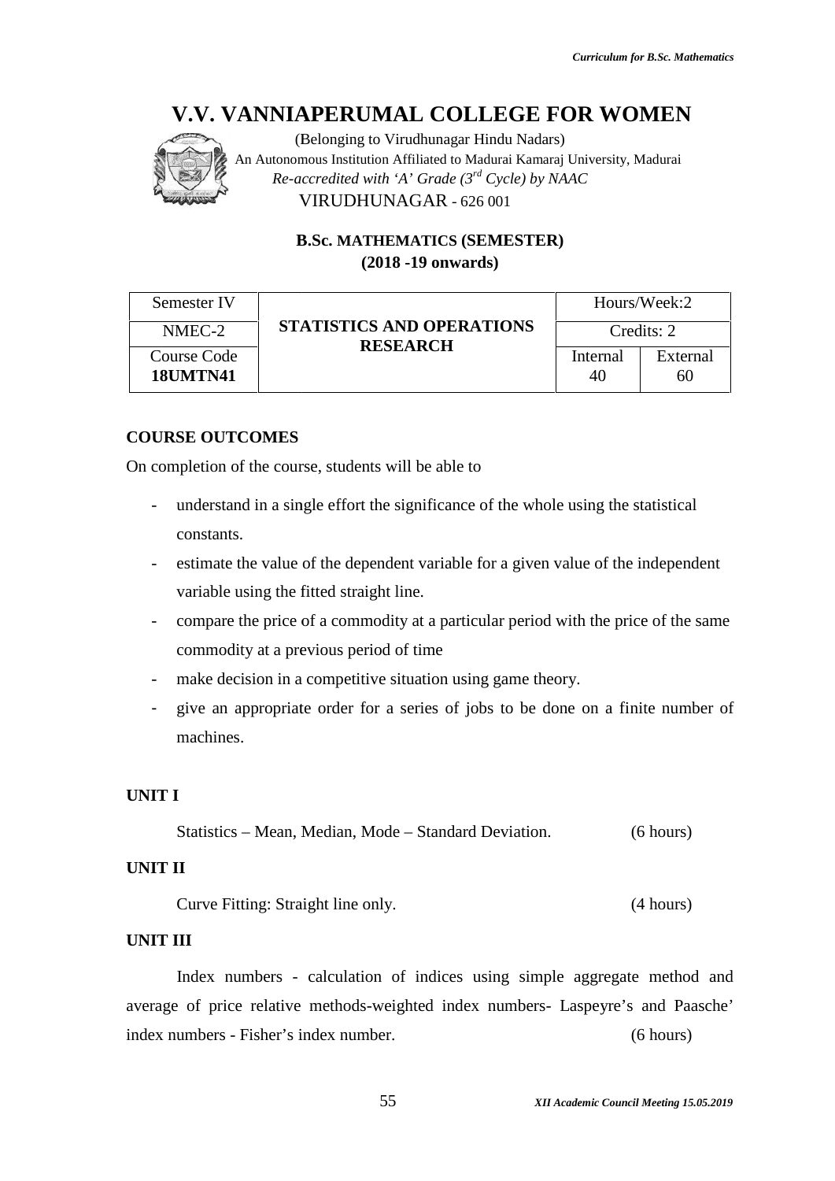# V.V. VANNIAPERUMAL COLLEGE FOR WOMEN

(Belonging to Virudhunagar Hindu Nadars)
An Autonomous Institution Affiliated to Madurai Kamaraj University, Madurai
*Re-accredited with 'A' Grade (3rd Cycle) by NAAC*
VIRUDHUNAGAR - 626 001

**B.Sc. MATHEMATICS (SEMESTER)**
**(2018 -19 onwards)**

| Semester IV | STATISTICS AND OPERATIONS RESEARCH | Hours/Week:2 | |
|---|---|---|---|
| NMEC-2 | | Credits: 2 | |
| Course Code **18UMTN41** | | Internal 40 | External 60 |

**COURSE OUTCOMES**

On completion of the course, students will be able to

- understand in a single effort the significance of the whole using the statistical constants.
- estimate the value of the dependent variable for a given value of the independent variable using the fitted straight line.
- compare the price of a commodity at a particular period with the price of the same commodity at a previous period of time
- make decision in a competitive situation using game theory.
- give an appropriate order for a series of jobs to be done on a finite number of machines.

**UNIT I**

Statistics – Mean, Median, Mode – Standard Deviation. (6 hours)

**UNIT II**

Curve Fitting: Straight line only. (4 hours)

**UNIT III**

Index numbers - calculation of indices using simple aggregate method and average of price relative methods-weighted index numbers- Laspeyre's and Paasche' index numbers - Fisher's index number. (6 hours)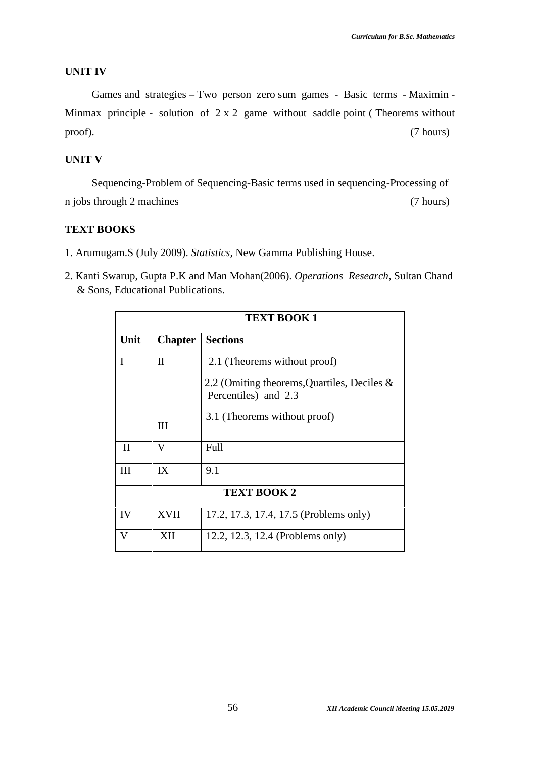### UNIT IV

Games and strategies – Two person zero sum games - Basic terms - Maximin - Minmax principle - solution of 2 x 2 game without saddle point ( Theorems without proof). (7 hours)

### UNIT V

Sequencing-Problem of Sequencing-Basic terms used in sequencing-Processing of n jobs through 2 machines (7 hours)

### TEXT BOOKS

1. Arumugam.S (July 2009). *Statistics*, New Gamma Publishing House.
2. Kanti Swarup, Gupta P.K and Man Mohan(2006). *Operations Research*, Sultan Chand & Sons, Educational Publications.

| **TEXT BOOK 1** | | |
|---|---|---|
| **Unit** | **Chapter** | **Sections** |
| I | II | 2.1 (Theorems without proof)<br>2.2 (Omiting theorems,Quartiles, Deciles & Percentiles) and 2.3 |
| | III | 3.1 (Theorems without proof) |
| II | V | Full |
| III | IX | 9.1 |
| **TEXT BOOK 2** | | |
| IV | XVII | 17.2, 17.3, 17.4, 17.5 (Problems only) |
| V | XII | 12.2, 12.3, 12.4 (Problems only) |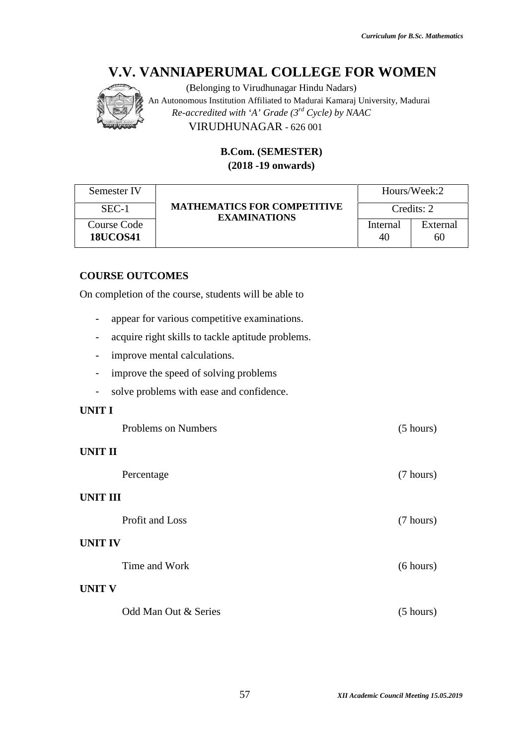# V.V. VANNIAPERUMAL COLLEGE FOR WOMEN

(Belonging to Virudhunagar Hindu Nadars)
An Autonomous Institution Affiliated to Madurai Kamaraj University, Madurai
*Re-accredited with 'A' Grade (3rd Cycle) by NAAC*
VIRUDHUNAGAR - 626 001

**B.Com. (SEMESTER)**
**(2018 -19 onwards)**

| Semester IV | **MATHEMATICS FOR COMPETITIVE EXAMINATIONS** | Hours/Week:2 | |
|---|---|---|---|
| SEC-1 | | Credits: 2 | |
| Course Code **18UCOS41** | | Internal 40 | External 60 |

**COURSE OUTCOMES**

On completion of the course, students will be able to

- appear for various competitive examinations.
- acquire right skills to tackle aptitude problems.
- improve mental calculations.
- improve the speed of solving problems
- solve problems with ease and confidence.

**UNIT I**

Problems on Numbers (5 hours)

**UNIT II**

Percentage (7 hours)

**UNIT III**

Profit and Loss (7 hours)

**UNIT IV**

Time and Work (6 hours)

**UNIT V**

Odd Man Out & Series (5 hours)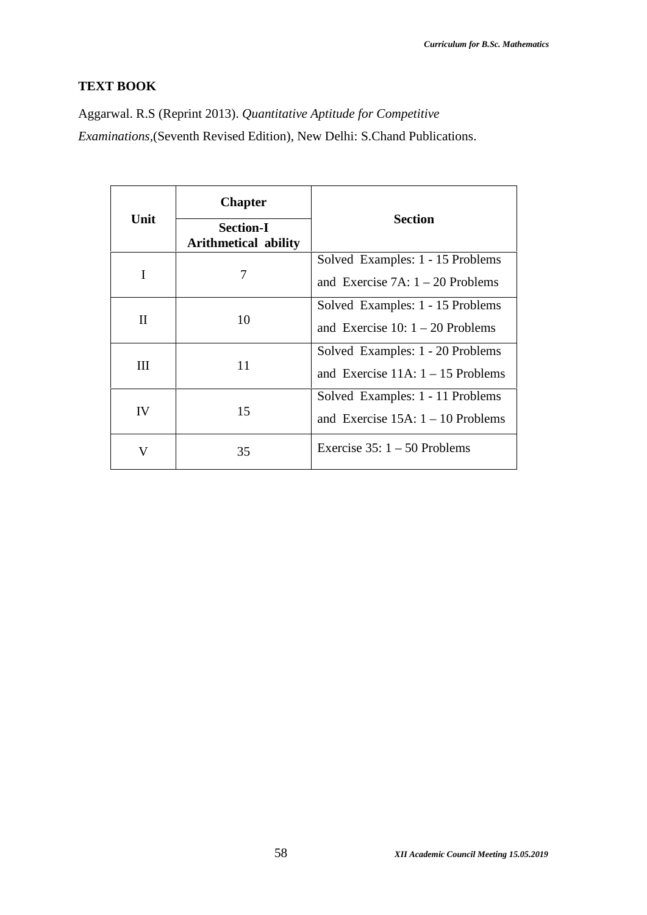**TEXT BOOK**

Aggarwal. R.S (Reprint 2013). *Quantitative Aptitude for Competitive Examinations*,(Seventh Revised Edition), New Delhi: S.Chand Publications.

| Unit | Chapter | Section |
|---|---|---|
| | **Section-I Arithmetical ability** | |
| I | 7 | Solved Examples: 1 - 15 Problems and Exercise 7A: 1 – 20 Problems |
| II | 10 | Solved Examples: 1 - 15 Problems and Exercise 10: 1 – 20 Problems |
| III | 11 | Solved Examples: 1 - 20 Problems and Exercise 11A: 1 – 15 Problems |
| IV | 15 | Solved Examples: 1 - 11 Problems and Exercise 15A: 1 – 10 Problems |
| V | 35 | Exercise 35: 1 – 50 Problems |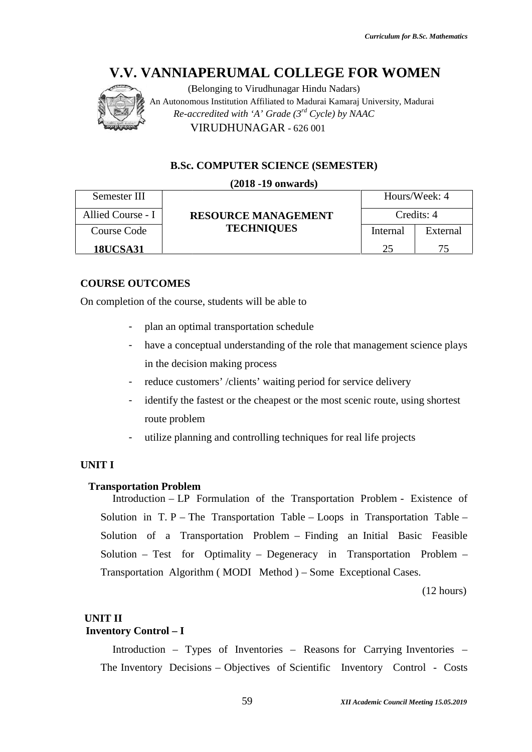# V.V. VANNIAPERUMAL COLLEGE FOR WOMEN

(Belonging to Virudhunagar Hindu Nadars)

An Autonomous Institution Affiliated to Madurai Kamaraj University, Madurai

*Re-accredited with 'A' Grade (3rd Cycle) by NAAC*

VIRUDHUNAGAR - 626 001

**B.Sc. COMPUTER SCIENCE (SEMESTER)**

**(2018 -19 onwards)**

| Semester III | **RESOURCE MANAGEMENT TECHNIQUES** | Hours/Week: 4 | |
|---|---|---|---|
| Allied Course - I | | Credits: 4 | |
| Course Code | | Internal | External |
| **18UCSA31** | | 25 | 75 |

**COURSE OUTCOMES**

On completion of the course, students will be able to

- plan an optimal transportation schedule
- have a conceptual understanding of the role that management science plays in the decision making process
- reduce customers' /clients' waiting period for service delivery
- identify the fastest or the cheapest or the most scenic route, using shortest route problem
- utilize planning and controlling techniques for real life projects

**UNIT I**

**Transportation Problem**

Introduction – LP Formulation of the Transportation Problem - Existence of Solution in T. P – The Transportation Table – Loops in Transportation Table – Solution of a Transportation Problem – Finding an Initial Basic Feasible Solution – Test for Optimality – Degeneracy in Transportation Problem – Transportation Algorithm ( MODI Method ) – Some Exceptional Cases.

(12 hours)

**UNIT II**

**Inventory Control – I**

Introduction – Types of Inventories – Reasons for Carrying Inventories – The Inventory Decisions – Objectives of Scientific Inventory Control - Costs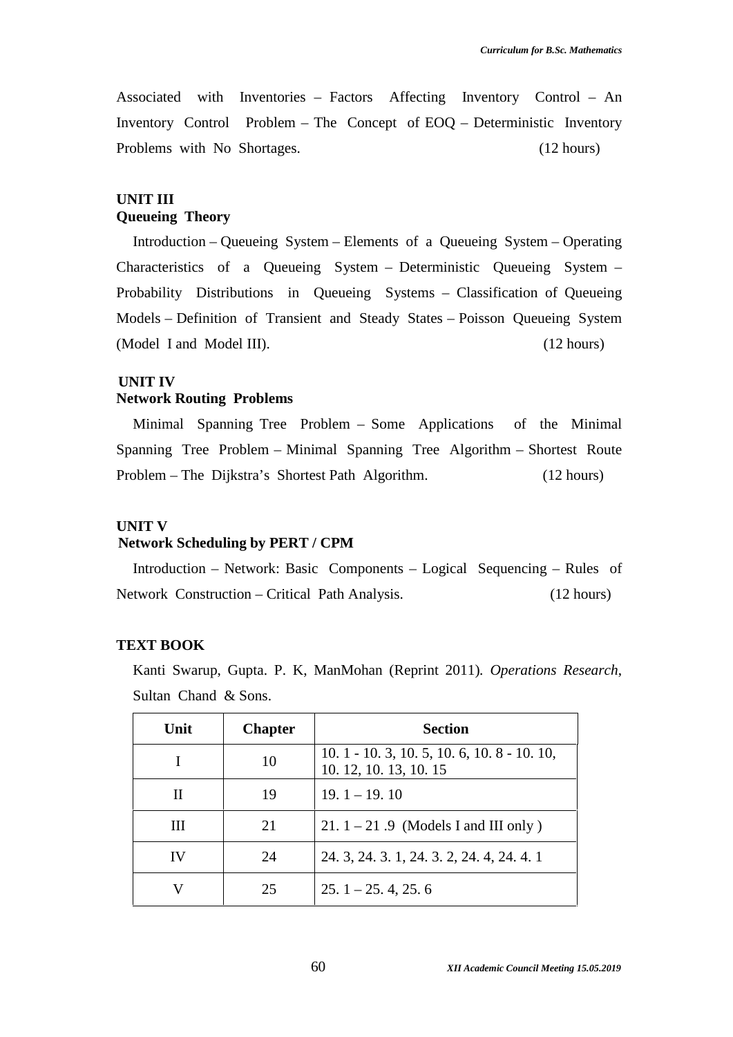Associated with Inventories – Factors Affecting Inventory Control – An Inventory Control Problem – The Concept of EOQ – Deterministic Inventory Problems with No Shortages. (12 hours)

### UNIT III
### Queueing Theory

Introduction – Queueing System – Elements of a Queueing System – Operating Characteristics of a Queueing System – Deterministic Queueing System – Probability Distributions in Queueing Systems – Classification of Queueing Models – Definition of Transient and Steady States – Poisson Queueing System (Model I and Model III). (12 hours)

### UNIT IV
### Network Routing Problems

Minimal Spanning Tree Problem – Some Applications of the Minimal Spanning Tree Problem – Minimal Spanning Tree Algorithm – Shortest Route Problem – The Dijkstra's Shortest Path Algorithm. (12 hours)

### UNIT V
### Network Scheduling by PERT / CPM

Introduction – Network: Basic Components – Logical Sequencing – Rules of Network Construction – Critical Path Analysis. (12 hours)

### TEXT BOOK

Kanti Swarup, Gupta. P. K, ManMohan (Reprint 2011). *Operations Research*, Sultan Chand & Sons.

| Unit | Chapter | Section |
|---|---|---|
| I | 10 | 10. 1 - 10. 3, 10. 5, 10. 6, 10. 8 - 10. 10, 10. 12, 10. 13, 10. 15 |
| II | 19 | 19. 1 – 19. 10 |
| III | 21 | 21. 1 – 21 .9 (Models I and III only ) |
| IV | 24 | 24. 3, 24. 3. 1, 24. 3. 2, 24. 4, 24. 4. 1 |
| V | 25 | 25. 1 – 25. 4, 25. 6 |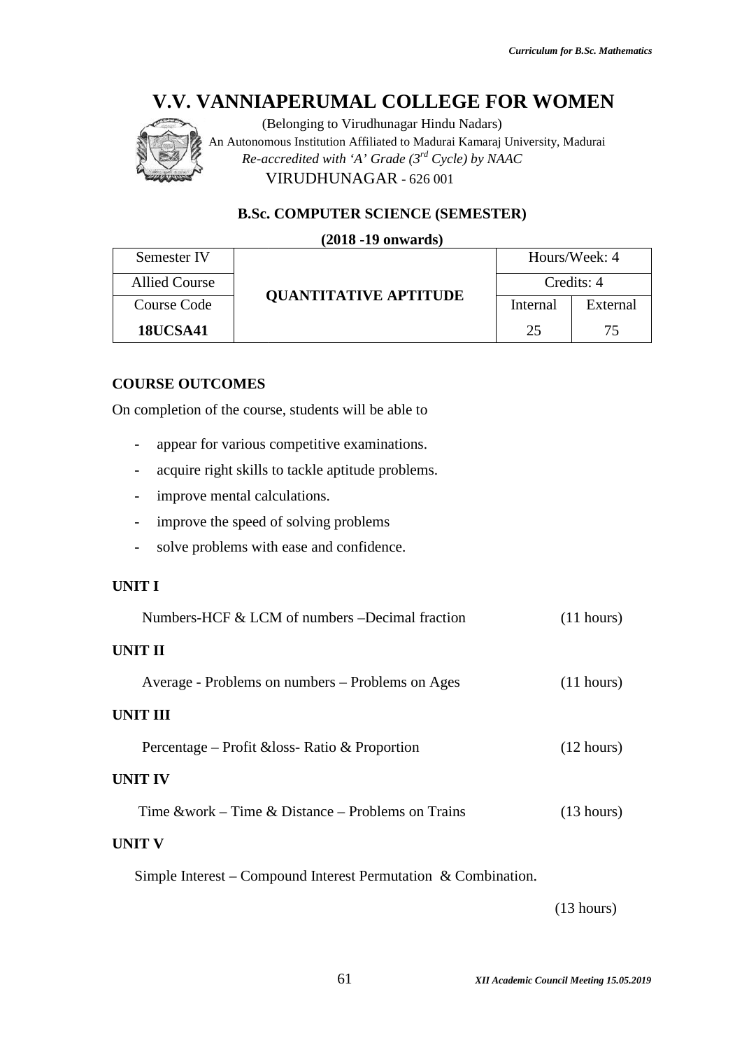# V.V. VANNIAPERUMAL COLLEGE FOR WOMEN

(Belonging to Virudhunagar Hindu Nadars)

An Autonomous Institution Affiliated to Madurai Kamaraj University, Madurai

*Re-accredited with 'A' Grade (3rd Cycle) by NAAC*

VIRUDHUNAGAR - 626 001

**B.Sc. COMPUTER SCIENCE (SEMESTER)**

**(2018 -19 onwards)**

| Semester IV | QUANTITATIVE APTITUDE | Hours/Week: 4 | |
|---|---|---|---|
| Allied Course | | Credits: 4 | |
| Course Code | | Internal | External |
| **18UCSA41** | | 25 | 75 |

**COURSE OUTCOMES**

On completion of the course, students will be able to

- appear for various competitive examinations.
- acquire right skills to tackle aptitude problems.
- improve mental calculations.
- improve the speed of solving problems
- solve problems with ease and confidence.

**UNIT I**

Numbers-HCF & LCM of numbers –Decimal fraction (11 hours)

**UNIT II**

Average - Problems on numbers – Problems on Ages (11 hours)

**UNIT III**

Percentage – Profit &loss- Ratio & Proportion (12 hours)

**UNIT IV**

Time &work – Time & Distance – Problems on Trains (13 hours)

**UNIT V**

Simple Interest – Compound Interest Permutation & Combination.

(13 hours)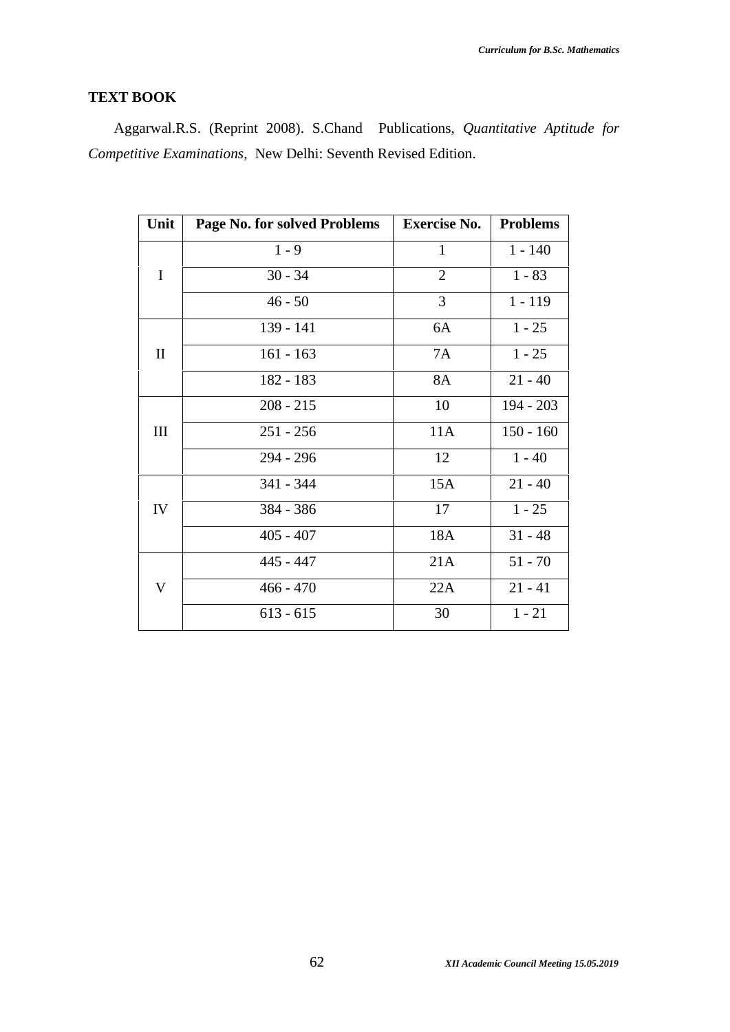## TEXT BOOK

Aggarwal.R.S. (Reprint 2008). S.Chand Publications, *Quantitative Aptitude for Competitive Examinations*, New Delhi: Seventh Revised Edition.

| Unit | Page No. for solved Problems | Exercise No. | Problems |
|---|---|---|---|
| I | 1 - 9 | 1 | 1 - 140 |
| | 30 - 34 | 2 | 1 - 83 |
| | 46 - 50 | 3 | 1 - 119 |
| II | 139 - 141 | 6A | 1 - 25 |
| | 161 - 163 | 7A | 1 - 25 |
| | 182 - 183 | 8A | 21 - 40 |
| III | 208 - 215 | 10 | 194 - 203 |
| | 251 - 256 | 11A | 150 - 160 |
| | 294 - 296 | 12 | 1 - 40 |
| IV | 341 - 344 | 15A | 21 - 40 |
| | 384 - 386 | 17 | 1 - 25 |
| | 405 - 407 | 18A | 31 - 48 |
| V | 445 - 447 | 21A | 51 - 70 |
| | 466 - 470 | 22A | 21 - 41 |
| | 613 - 615 | 30 | 1 - 21 |